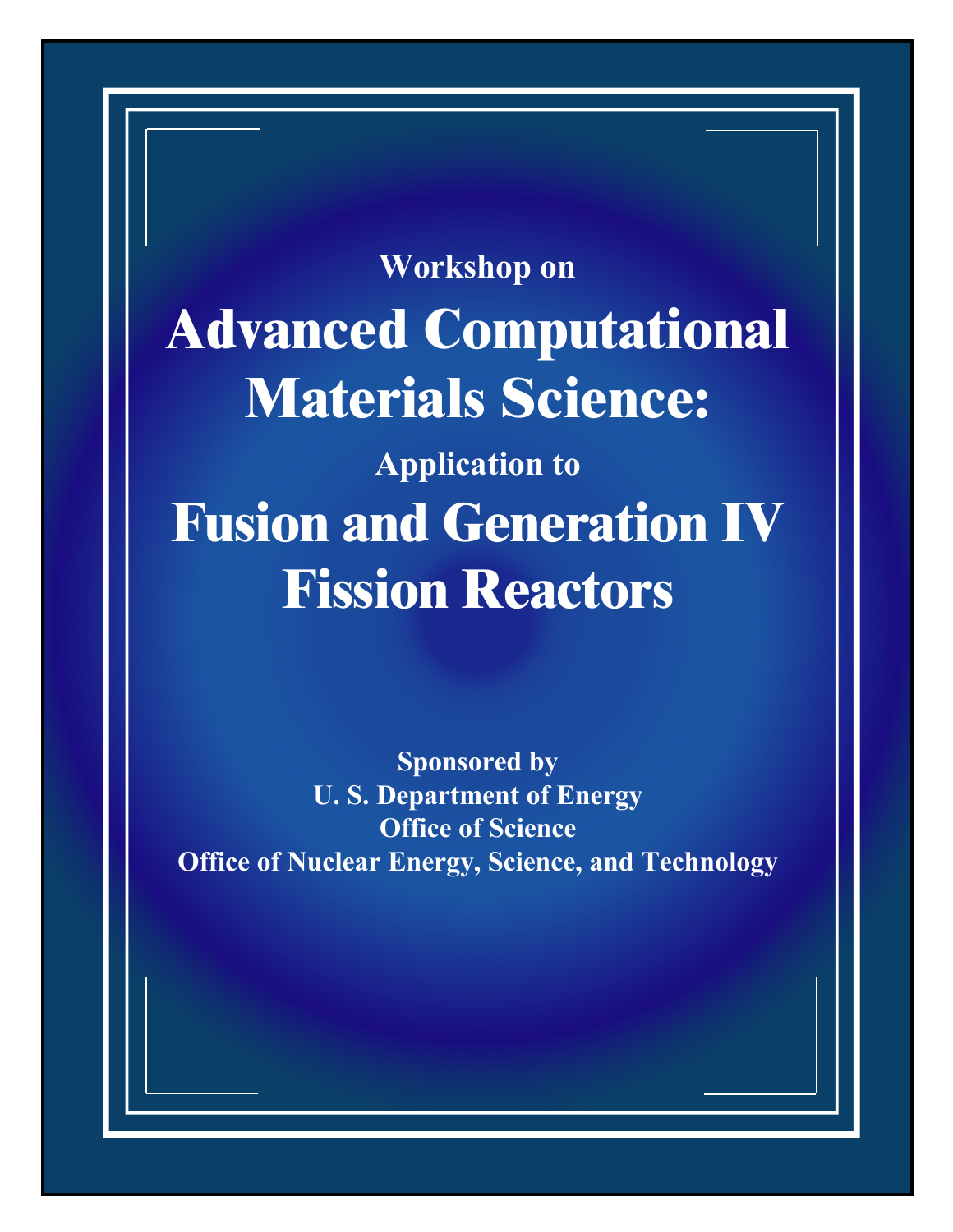**Workshop on**

# Advanced Computational Materials Science:

**Application to**

# Fusion and Generation IV Fission Reactors

**Sponsored by**
**U. S. Department of Energy**
**Office of Science**
**Office of Nuclear Energy, Science, and Technology**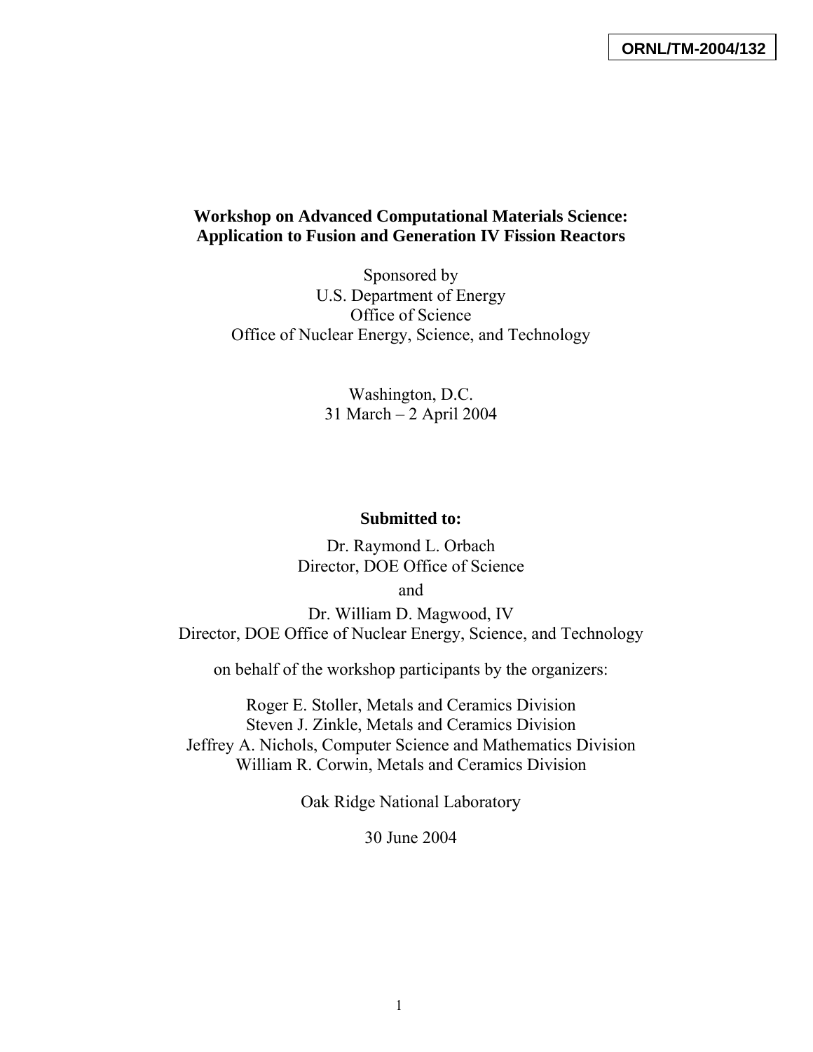**ORNL/TM-2004/132**

# Workshop on Advanced Computational Materials Science: Application to Fusion and Generation IV Fission Reactors

Sponsored by
U.S. Department of Energy
Office of Science
Office of Nuclear Energy, Science, and Technology

Washington, D.C.
31 March – 2 April 2004

**Submitted to:**

Dr. Raymond L. Orbach
Director, DOE Office of Science

and

Dr. William D. Magwood, IV
Director, DOE Office of Nuclear Energy, Science, and Technology

on behalf of the workshop participants by the organizers:

Roger E. Stoller, Metals and Ceramics Division
Steven J. Zinkle, Metals and Ceramics Division
Jeffrey A. Nichols, Computer Science and Mathematics Division
William R. Corwin, Metals and Ceramics Division

Oak Ridge National Laboratory

30 June 2004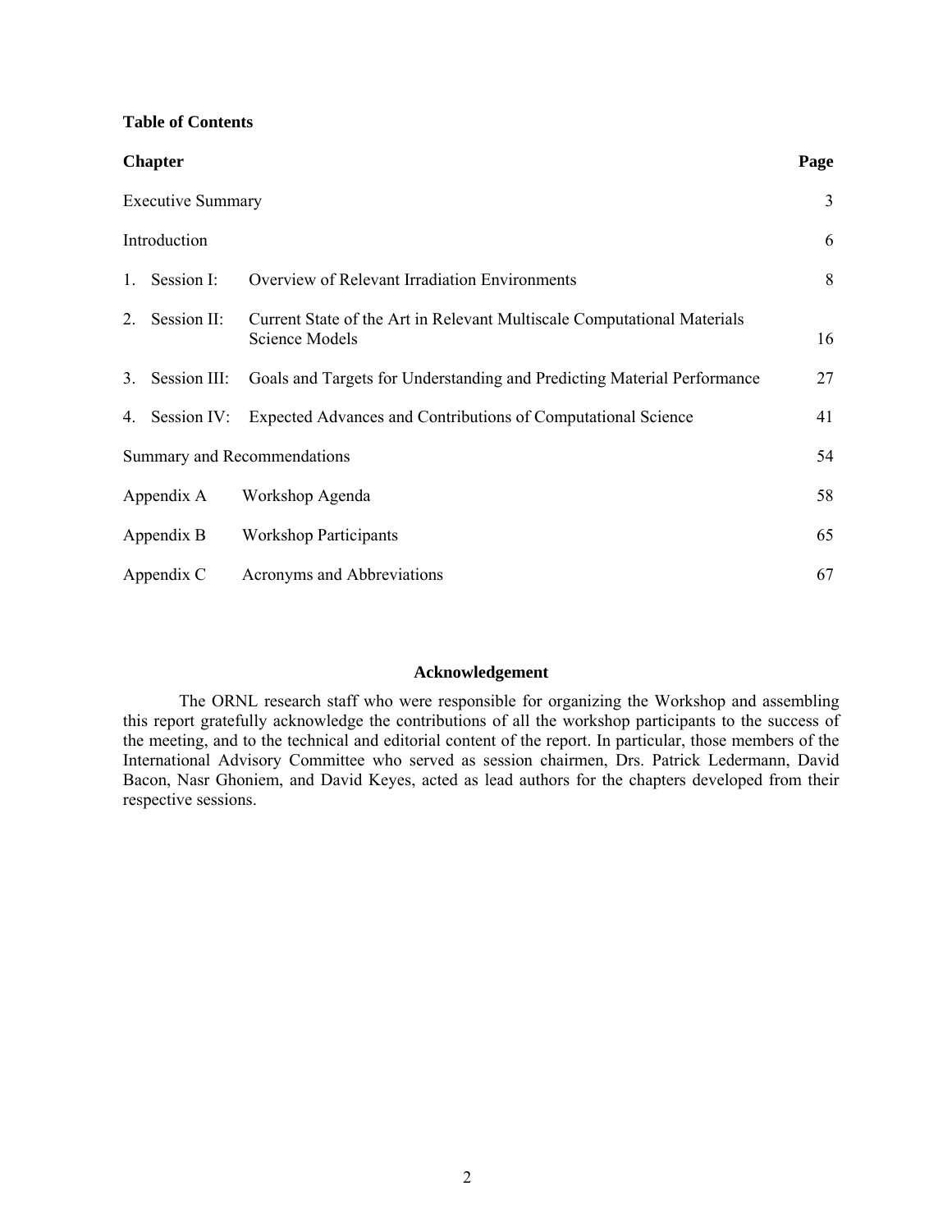**Table of Contents**

| Chapter | | Page |
|---|---|---|
| Executive Summary | | 3 |
| Introduction | | 6 |
| 1. Session I: | Overview of Relevant Irradiation Environments | 8 |
| 2. Session II: | Current State of the Art in Relevant Multiscale Computational Materials Science Models | 16 |
| 3. Session III: | Goals and Targets for Understanding and Predicting Material Performance | 27 |
| 4. Session IV: | Expected Advances and Contributions of Computational Science | 41 |
| Summary and Recommendations | | 54 |
| Appendix A | Workshop Agenda | 58 |
| Appendix B | Workshop Participants | 65 |
| Appendix C | Acronyms and Abbreviations | 67 |

**Acknowledgement**

The ORNL research staff who were responsible for organizing the Workshop and assembling this report gratefully acknowledge the contributions of all the workshop participants to the success of the meeting, and to the technical and editorial content of the report. In particular, those members of the International Advisory Committee who served as session chairmen, Drs. Patrick Ledermann, David Bacon, Nasr Ghoniem, and David Keyes, acted as lead authors for the chapters developed from their respective sessions.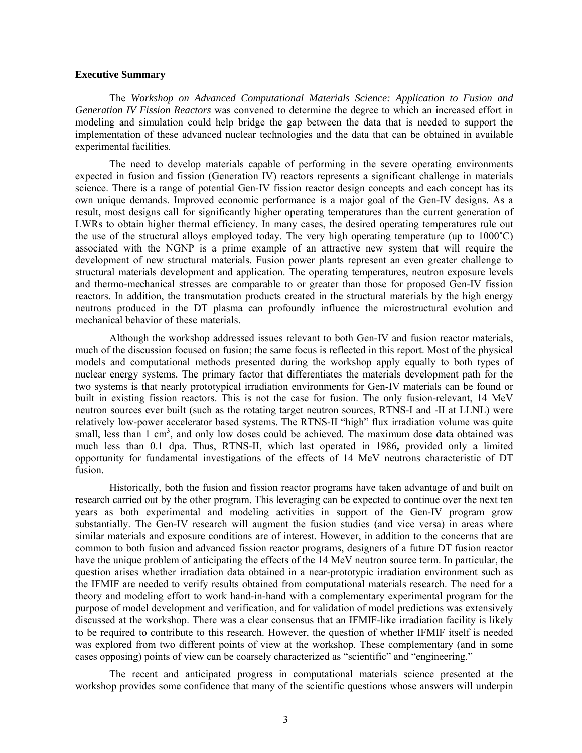**Executive Summary**

The *Workshop on Advanced Computational Materials Science: Application to Fusion and Generation IV Fission Reactors* was convened to determine the degree to which an increased effort in modeling and simulation could help bridge the gap between the data that is needed to support the implementation of these advanced nuclear technologies and the data that can be obtained in available experimental facilities.

The need to develop materials capable of performing in the severe operating environments expected in fusion and fission (Generation IV) reactors represents a significant challenge in materials science. There is a range of potential Gen-IV fission reactor design concepts and each concept has its own unique demands. Improved economic performance is a major goal of the Gen-IV designs. As a result, most designs call for significantly higher operating temperatures than the current generation of LWRs to obtain higher thermal efficiency. In many cases, the desired operating temperatures rule out the use of the structural alloys employed today. The very high operating temperature (up to 1000˚C) associated with the NGNP is a prime example of an attractive new system that will require the development of new structural materials. Fusion power plants represent an even greater challenge to structural materials development and application. The operating temperatures, neutron exposure levels and thermo-mechanical stresses are comparable to or greater than those for proposed Gen-IV fission reactors. In addition, the transmutation products created in the structural materials by the high energy neutrons produced in the DT plasma can profoundly influence the microstructural evolution and mechanical behavior of these materials.

Although the workshop addressed issues relevant to both Gen-IV and fusion reactor materials, much of the discussion focused on fusion; the same focus is reflected in this report. Most of the physical models and computational methods presented during the workshop apply equally to both types of nuclear energy systems. The primary factor that differentiates the materials development path for the two systems is that nearly prototypical irradiation environments for Gen-IV materials can be found or built in existing fission reactors. This is not the case for fusion. The only fusion-relevant, 14 MeV neutron sources ever built (such as the rotating target neutron sources, RTNS-I and -II at LLNL) were relatively low-power accelerator based systems. The RTNS-II "high" flux irradiation volume was quite small, less than 1 $cm^3$, and only low doses could be achieved. The maximum dose data obtained was much less than 0.1 dpa. Thus, RTNS-II, which last operated in 1986**,** provided only a limited opportunity for fundamental investigations of the effects of 14 MeV neutrons characteristic of DT fusion.

Historically, both the fusion and fission reactor programs have taken advantage of and built on research carried out by the other program. This leveraging can be expected to continue over the next ten years as both experimental and modeling activities in support of the Gen-IV program grow substantially. The Gen-IV research will augment the fusion studies (and vice versa) in areas where similar materials and exposure conditions are of interest. However, in addition to the concerns that are common to both fusion and advanced fission reactor programs, designers of a future DT fusion reactor have the unique problem of anticipating the effects of the 14 MeV neutron source term. In particular, the question arises whether irradiation data obtained in a near-prototypic irradiation environment such as the IFMIF are needed to verify results obtained from computational materials research. The need for a theory and modeling effort to work hand-in-hand with a complementary experimental program for the purpose of model development and verification, and for validation of model predictions was extensively discussed at the workshop. There was a clear consensus that an IFMIF-like irradiation facility is likely to be required to contribute to this research. However, the question of whether IFMIF itself is needed was explored from two different points of view at the workshop. These complementary (and in some cases opposing) points of view can be coarsely characterized as "scientific" and "engineering."

The recent and anticipated progress in computational materials science presented at the workshop provides some confidence that many of the scientific questions whose answers will underpin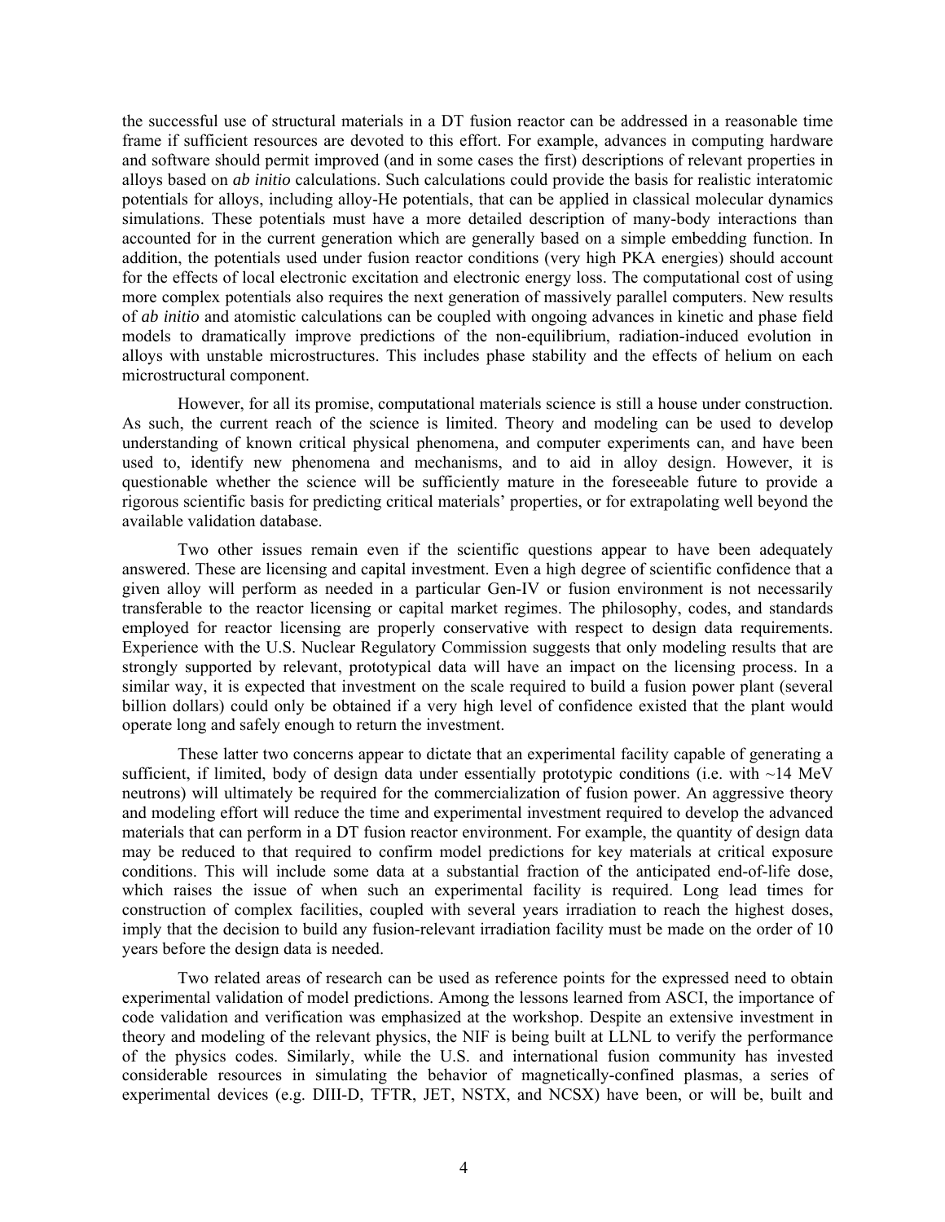the successful use of structural materials in a DT fusion reactor can be addressed in a reasonable time frame if sufficient resources are devoted to this effort. For example, advances in computing hardware and software should permit improved (and in some cases the first) descriptions of relevant properties in alloys based on *ab initio* calculations. Such calculations could provide the basis for realistic interatomic potentials for alloys, including alloy-He potentials, that can be applied in classical molecular dynamics simulations. These potentials must have a more detailed description of many-body interactions than accounted for in the current generation which are generally based on a simple embedding function. In addition, the potentials used under fusion reactor conditions (very high PKA energies) should account for the effects of local electronic excitation and electronic energy loss. The computational cost of using more complex potentials also requires the next generation of massively parallel computers. New results of *ab initio* and atomistic calculations can be coupled with ongoing advances in kinetic and phase field models to dramatically improve predictions of the non-equilibrium, radiation-induced evolution in alloys with unstable microstructures. This includes phase stability and the effects of helium on each microstructural component.

However, for all its promise, computational materials science is still a house under construction. As such, the current reach of the science is limited. Theory and modeling can be used to develop understanding of known critical physical phenomena, and computer experiments can, and have been used to, identify new phenomena and mechanisms, and to aid in alloy design. However, it is questionable whether the science will be sufficiently mature in the foreseeable future to provide a rigorous scientific basis for predicting critical materials' properties, or for extrapolating well beyond the available validation database.

Two other issues remain even if the scientific questions appear to have been adequately answered. These are licensing and capital investment. Even a high degree of scientific confidence that a given alloy will perform as needed in a particular Gen-IV or fusion environment is not necessarily transferable to the reactor licensing or capital market regimes. The philosophy, codes, and standards employed for reactor licensing are properly conservative with respect to design data requirements. Experience with the U.S. Nuclear Regulatory Commission suggests that only modeling results that are strongly supported by relevant, prototypical data will have an impact on the licensing process. In a similar way, it is expected that investment on the scale required to build a fusion power plant (several billion dollars) could only be obtained if a very high level of confidence existed that the plant would operate long and safely enough to return the investment.

These latter two concerns appear to dictate that an experimental facility capable of generating a sufficient, if limited, body of design data under essentially prototypic conditions (i.e. with ~14 MeV neutrons) will ultimately be required for the commercialization of fusion power. An aggressive theory and modeling effort will reduce the time and experimental investment required to develop the advanced materials that can perform in a DT fusion reactor environment. For example, the quantity of design data may be reduced to that required to confirm model predictions for key materials at critical exposure conditions. This will include some data at a substantial fraction of the anticipated end-of-life dose, which raises the issue of when such an experimental facility is required. Long lead times for construction of complex facilities, coupled with several years irradiation to reach the highest doses, imply that the decision to build any fusion-relevant irradiation facility must be made on the order of 10 years before the design data is needed.

Two related areas of research can be used as reference points for the expressed need to obtain experimental validation of model predictions. Among the lessons learned from ASCI, the importance of code validation and verification was emphasized at the workshop. Despite an extensive investment in theory and modeling of the relevant physics, the NIF is being built at LLNL to verify the performance of the physics codes. Similarly, while the U.S. and international fusion community has invested considerable resources in simulating the behavior of magnetically-confined plasmas, a series of experimental devices (e.g. DIII-D, TFTR, JET, NSTX, and NCSX) have been, or will be, built and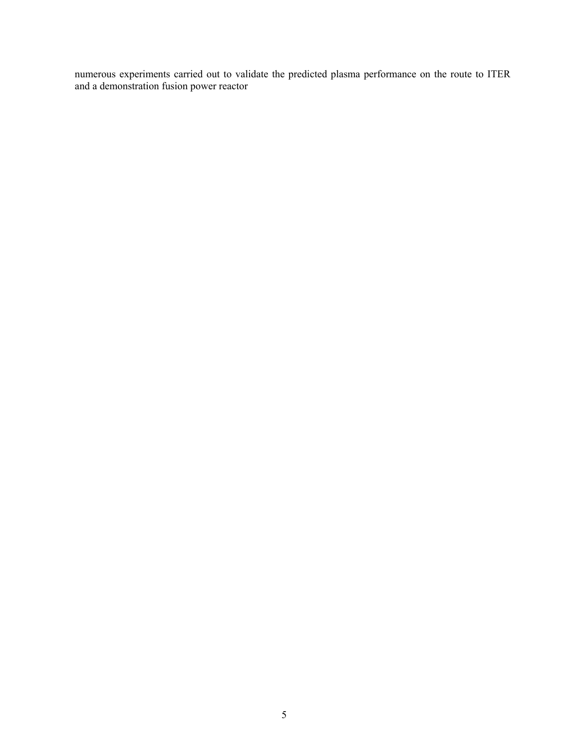numerous experiments carried out to validate the predicted plasma performance on the route to ITER and a demonstration fusion power reactor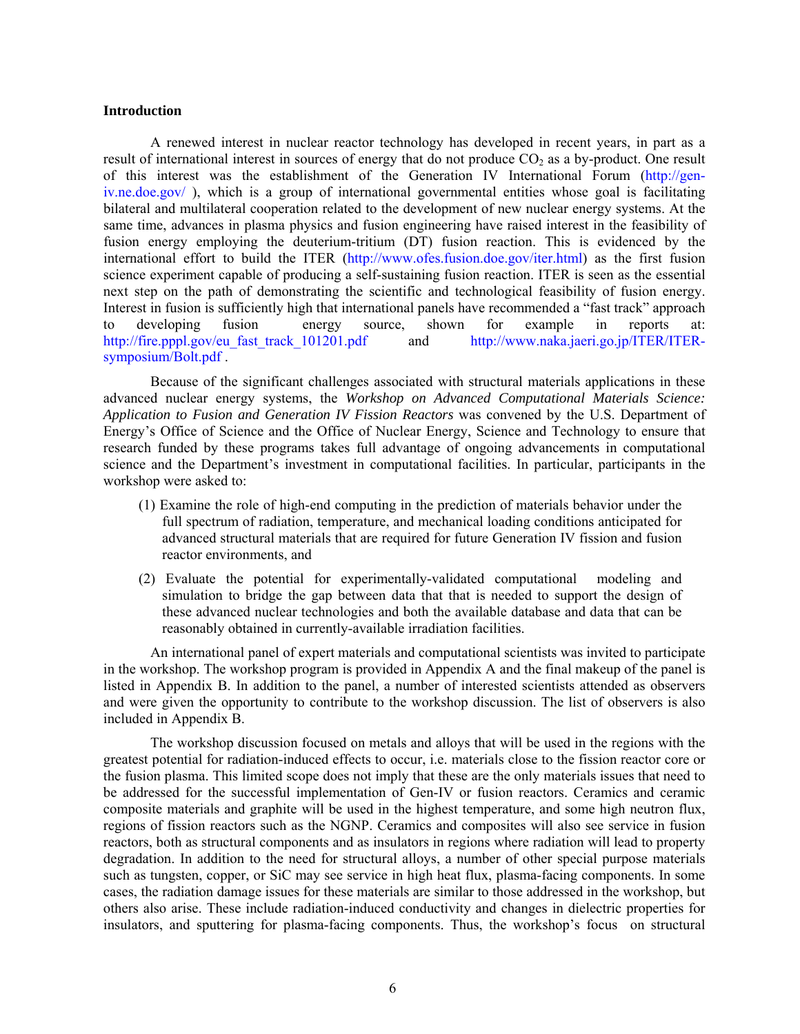## Introduction

A renewed interest in nuclear reactor technology has developed in recent years, in part as a result of international interest in sources of energy that do not produce $CO_2$ as a by-product. One result of this interest was the establishment of the Generation IV International Forum (http://gen-iv.ne.doe.gov/ ), which is a group of international governmental entities whose goal is facilitating bilateral and multilateral cooperation related to the development of new nuclear energy systems. At the same time, advances in plasma physics and fusion engineering have raised interest in the feasibility of fusion energy employing the deuterium-tritium (DT) fusion reaction. This is evidenced by the international effort to build the ITER (http://www.ofes.fusion.doe.gov/iter.html) as the first fusion science experiment capable of producing a self-sustaining fusion reaction. ITER is seen as the essential next step on the path of demonstrating the scientific and technological feasibility of fusion energy. Interest in fusion is sufficiently high that international panels have recommended a "fast track" approach to developing fusion energy source, shown for example in reports at: http://fire.pppl.gov/eu_fast_track_101201.pdf and http://www.naka.jaeri.go.jp/ITER/ITER-symposium/Bolt.pdf .

Because of the significant challenges associated with structural materials applications in these advanced nuclear energy systems, the *Workshop on Advanced Computational Materials Science: Application to Fusion and Generation IV Fission Reactors* was convened by the U.S. Department of Energy's Office of Science and the Office of Nuclear Energy, Science and Technology to ensure that research funded by these programs takes full advantage of ongoing advancements in computational science and the Department's investment in computational facilities. In particular, participants in the workshop were asked to:

(1) Examine the role of high-end computing in the prediction of materials behavior under the full spectrum of radiation, temperature, and mechanical loading conditions anticipated for advanced structural materials that are required for future Generation IV fission and fusion reactor environments, and

(2) Evaluate the potential for experimentally-validated computational modeling and simulation to bridge the gap between data that that is needed to support the design of these advanced nuclear technologies and both the available database and data that can be reasonably obtained in currently-available irradiation facilities.

An international panel of expert materials and computational scientists was invited to participate in the workshop. The workshop program is provided in Appendix A and the final makeup of the panel is listed in Appendix B. In addition to the panel, a number of interested scientists attended as observers and were given the opportunity to contribute to the workshop discussion. The list of observers is also included in Appendix B.

The workshop discussion focused on metals and alloys that will be used in the regions with the greatest potential for radiation-induced effects to occur, i.e. materials close to the fission reactor core or the fusion plasma. This limited scope does not imply that these are the only materials issues that need to be addressed for the successful implementation of Gen-IV or fusion reactors. Ceramics and ceramic composite materials and graphite will be used in the highest temperature, and some high neutron flux, regions of fission reactors such as the NGNP. Ceramics and composites will also see service in fusion reactors, both as structural components and as insulators in regions where radiation will lead to property degradation. In addition to the need for structural alloys, a number of other special purpose materials such as tungsten, copper, or SiC may see service in high heat flux, plasma-facing components. In some cases, the radiation damage issues for these materials are similar to those addressed in the workshop, but others also arise. These include radiation-induced conductivity and changes in dielectric properties for insulators, and sputtering for plasma-facing components. Thus, the workshop's focus on structural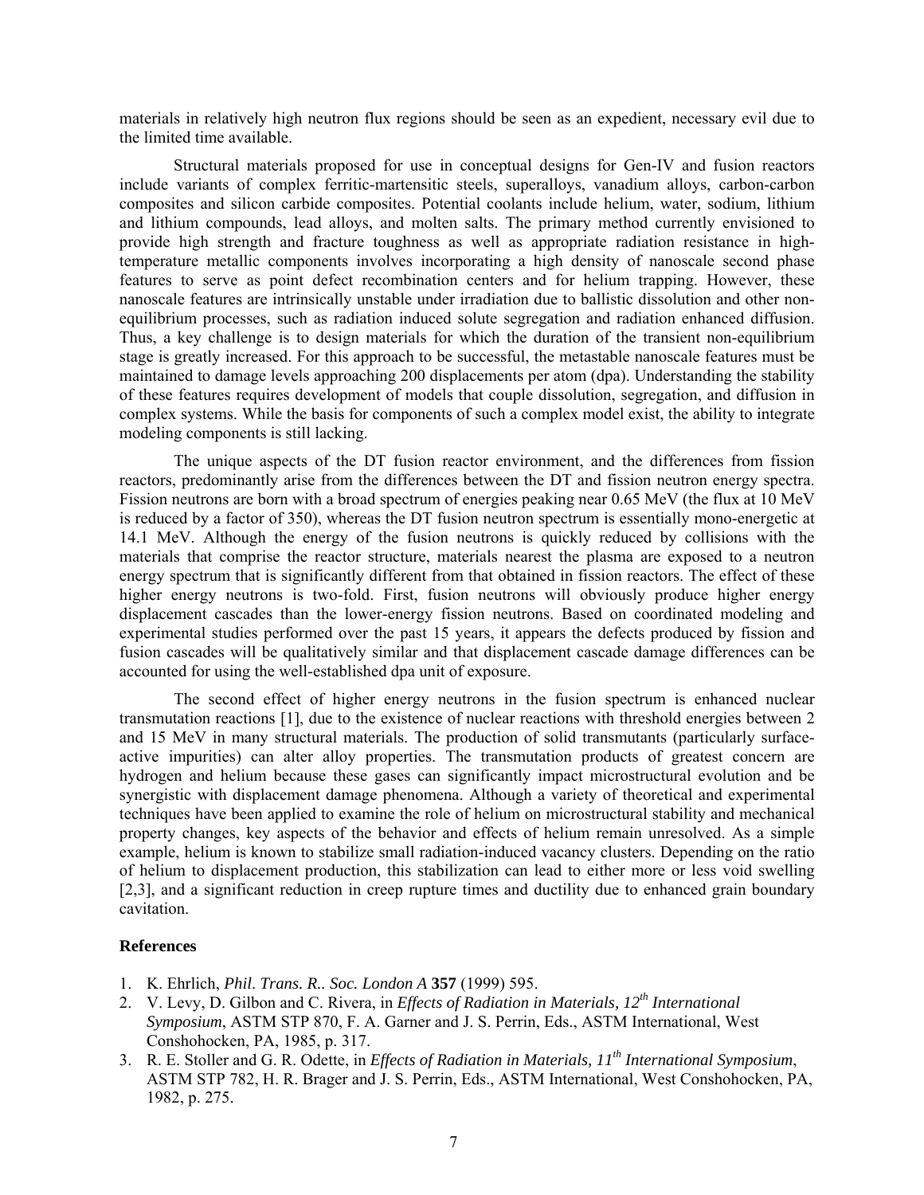materials in relatively high neutron flux regions should be seen as an expedient, necessary evil due to the limited time available.

Structural materials proposed for use in conceptual designs for Gen-IV and fusion reactors include variants of complex ferritic-martensitic steels, superalloys, vanadium alloys, carbon-carbon composites and silicon carbide composites. Potential coolants include helium, water, sodium, lithium and lithium compounds, lead alloys, and molten salts. The primary method currently envisioned to provide high strength and fracture toughness as well as appropriate radiation resistance in high-temperature metallic components involves incorporating a high density of nanoscale second phase features to serve as point defect recombination centers and for helium trapping. However, these nanoscale features are intrinsically unstable under irradiation due to ballistic dissolution and other non-equilibrium processes, such as radiation induced solute segregation and radiation enhanced diffusion. Thus, a key challenge is to design materials for which the duration of the transient non-equilibrium stage is greatly increased. For this approach to be successful, the metastable nanoscale features must be maintained to damage levels approaching 200 displacements per atom (dpa). Understanding the stability of these features requires development of models that couple dissolution, segregation, and diffusion in complex systems. While the basis for components of such a complex model exist, the ability to integrate modeling components is still lacking.

The unique aspects of the DT fusion reactor environment, and the differences from fission reactors, predominantly arise from the differences between the DT and fission neutron energy spectra. Fission neutrons are born with a broad spectrum of energies peaking near 0.65 MeV (the flux at 10 MeV is reduced by a factor of 350), whereas the DT fusion neutron spectrum is essentially mono-energetic at 14.1 MeV. Although the energy of the fusion neutrons is quickly reduced by collisions with the materials that comprise the reactor structure, materials nearest the plasma are exposed to a neutron energy spectrum that is significantly different from that obtained in fission reactors. The effect of these higher energy neutrons is two-fold. First, fusion neutrons will obviously produce higher energy displacement cascades than the lower-energy fission neutrons. Based on coordinated modeling and experimental studies performed over the past 15 years, it appears the defects produced by fission and fusion cascades will be qualitatively similar and that displacement cascade damage differences can be accounted for using the well-established dpa unit of exposure.

The second effect of higher energy neutrons in the fusion spectrum is enhanced nuclear transmutation reactions [1], due to the existence of nuclear reactions with threshold energies between 2 and 15 MeV in many structural materials. The production of solid transmutants (particularly surface-active impurities) can alter alloy properties. The transmutation products of greatest concern are hydrogen and helium because these gases can significantly impact microstructural evolution and be synergistic with displacement damage phenomena. Although a variety of theoretical and experimental techniques have been applied to examine the role of helium on microstructural stability and mechanical property changes, key aspects of the behavior and effects of helium remain unresolved. As a simple example, helium is known to stabilize small radiation-induced vacancy clusters. Depending on the ratio of helium to displacement production, this stabilization can lead to either more or less void swelling [2,3], and a significant reduction in creep rupture times and ductility due to enhanced grain boundary cavitation.

### References

1. K. Ehrlich, *Phil. Trans. R.. Soc. London A* **357** (1999) 595.
2. V. Levy, D. Gilbon and C. Rivera, in *Effects of Radiation in Materials, 12th International Symposium*, ASTM STP 870, F. A. Garner and J. S. Perrin, Eds., ASTM International, West Conshohocken, PA, 1985, p. 317.
3. R. E. Stoller and G. R. Odette, in *Effects of Radiation in Materials, 11th International Symposium*, ASTM STP 782, H. R. Brager and J. S. Perrin, Eds., ASTM International, West Conshohocken, PA, 1982, p. 275.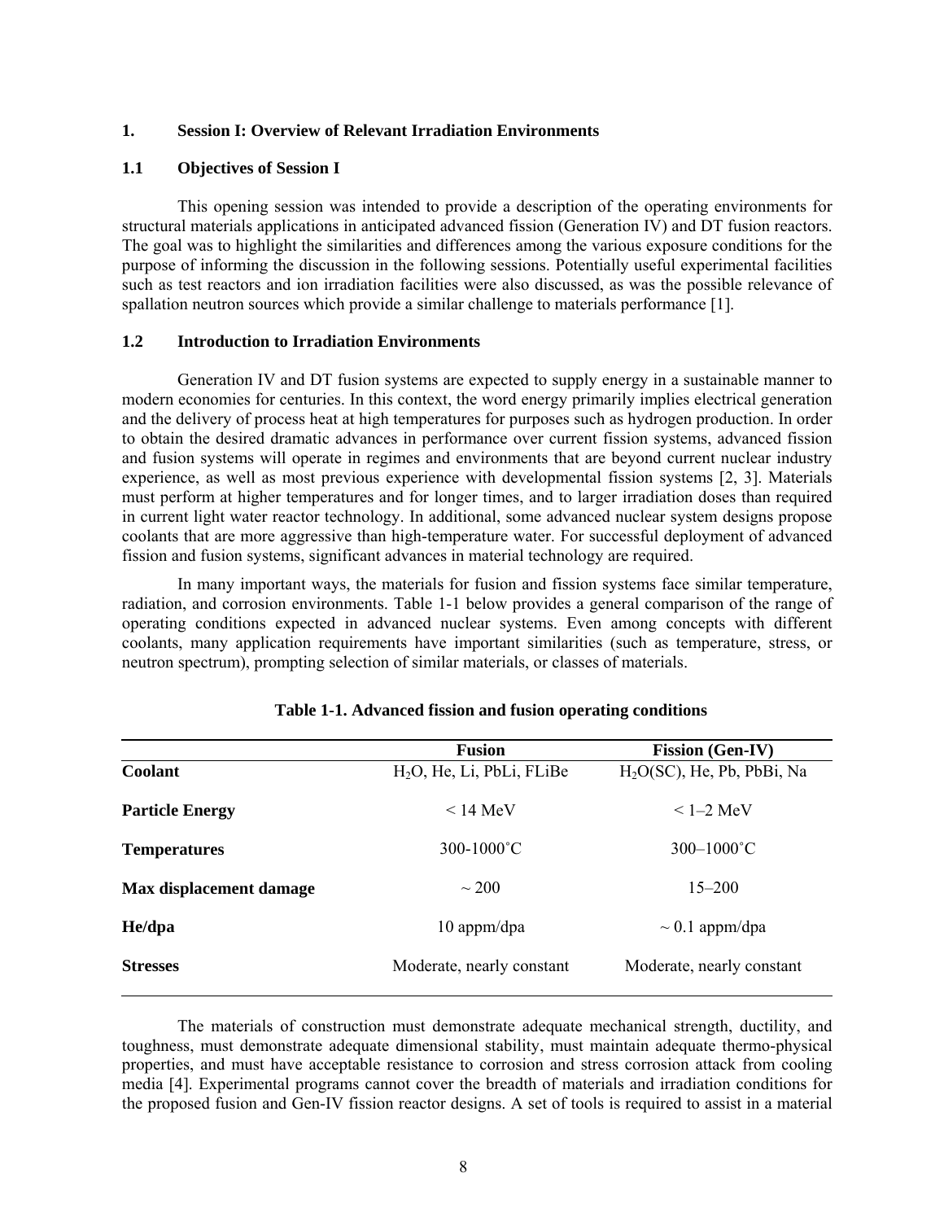# 1. Session I: Overview of Relevant Irradiation Environments

## 1.1 Objectives of Session I

This opening session was intended to provide a description of the operating environments for structural materials applications in anticipated advanced fission (Generation IV) and DT fusion reactors. The goal was to highlight the similarities and differences among the various exposure conditions for the purpose of informing the discussion in the following sessions. Potentially useful experimental facilities such as test reactors and ion irradiation facilities were also discussed, as was the possible relevance of spallation neutron sources which provide a similar challenge to materials performance [1].

## 1.2 Introduction to Irradiation Environments

Generation IV and DT fusion systems are expected to supply energy in a sustainable manner to modern economies for centuries. In this context, the word energy primarily implies electrical generation and the delivery of process heat at high temperatures for purposes such as hydrogen production. In order to obtain the desired dramatic advances in performance over current fission systems, advanced fission and fusion systems will operate in regimes and environments that are beyond current nuclear industry experience, as well as most previous experience with developmental fission systems [2, 3]. Materials must perform at higher temperatures and for longer times, and to larger irradiation doses than required in current light water reactor technology. In additional, some advanced nuclear system designs propose coolants that are more aggressive than high-temperature water. For successful deployment of advanced fission and fusion systems, significant advances in material technology are required.

In many important ways, the materials for fusion and fission systems face similar temperature, radiation, and corrosion environments. Table 1-1 below provides a general comparison of the range of operating conditions expected in advanced nuclear systems. Even among concepts with different coolants, many application requirements have important similarities (such as temperature, stress, or neutron spectrum), prompting selection of similar materials, or classes of materials.

**Table 1-1. Advanced fission and fusion operating conditions**

| | Fusion | Fission (Gen-IV) |
|---|---|---|
| **Coolant** | $H_2O$, He, Li, PbLi, FLiBe | $H_2O$(SC), He, Pb, PbBi, Na |
| **Particle Energy** | < 14 MeV | < 1–2 MeV |
| **Temperatures** | 300-1000˚C | 300–1000˚C |
| **Max displacement damage** | ~ 200 | 15–200 |
| **He/dpa** | 10 appm/dpa | ~ 0.1 appm/dpa |
| **Stresses** | Moderate, nearly constant | Moderate, nearly constant |

The materials of construction must demonstrate adequate mechanical strength, ductility, and toughness, must demonstrate adequate dimensional stability, must maintain adequate thermo-physical properties, and must have acceptable resistance to corrosion and stress corrosion attack from cooling media [4]. Experimental programs cannot cover the breadth of materials and irradiation conditions for the proposed fusion and Gen-IV fission reactor designs. A set of tools is required to assist in a material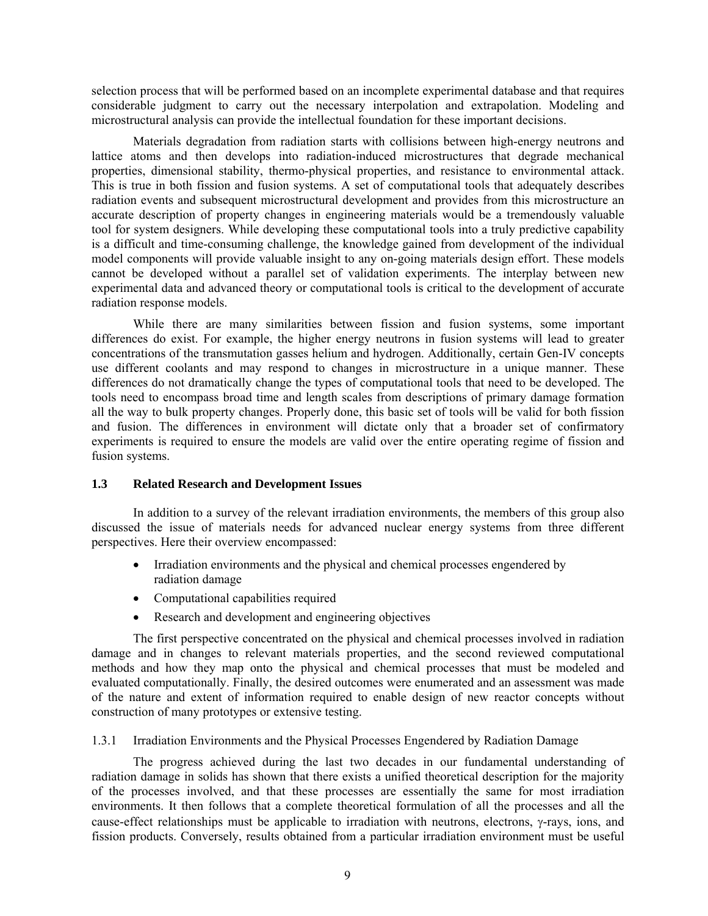selection process that will be performed based on an incomplete experimental database and that requires considerable judgment to carry out the necessary interpolation and extrapolation. Modeling and microstructural analysis can provide the intellectual foundation for these important decisions.

Materials degradation from radiation starts with collisions between high-energy neutrons and lattice atoms and then develops into radiation-induced microstructures that degrade mechanical properties, dimensional stability, thermo-physical properties, and resistance to environmental attack. This is true in both fission and fusion systems. A set of computational tools that adequately describes radiation events and subsequent microstructural development and provides from this microstructure an accurate description of property changes in engineering materials would be a tremendously valuable tool for system designers. While developing these computational tools into a truly predictive capability is a difficult and time-consuming challenge, the knowledge gained from development of the individual model components will provide valuable insight to any on-going materials design effort. These models cannot be developed without a parallel set of validation experiments. The interplay between new experimental data and advanced theory or computational tools is critical to the development of accurate radiation response models.

While there are many similarities between fission and fusion systems, some important differences do exist. For example, the higher energy neutrons in fusion systems will lead to greater concentrations of the transmutation gasses helium and hydrogen. Additionally, certain Gen-IV concepts use different coolants and may respond to changes in microstructure in a unique manner. These differences do not dramatically change the types of computational tools that need to be developed. The tools need to encompass broad time and length scales from descriptions of primary damage formation all the way to bulk property changes. Properly done, this basic set of tools will be valid for both fission and fusion. The differences in environment will dictate only that a broader set of confirmatory experiments is required to ensure the models are valid over the entire operating regime of fission and fusion systems.

### 1.3 Related Research and Development Issues

In addition to a survey of the relevant irradiation environments, the members of this group also discussed the issue of materials needs for advanced nuclear energy systems from three different perspectives. Here their overview encompassed:

- Irradiation environments and the physical and chemical processes engendered by radiation damage
- Computational capabilities required
- Research and development and engineering objectives

The first perspective concentrated on the physical and chemical processes involved in radiation damage and in changes to relevant materials properties, and the second reviewed computational methods and how they map onto the physical and chemical processes that must be modeled and evaluated computationally. Finally, the desired outcomes were enumerated and an assessment was made of the nature and extent of information required to enable design of new reactor concepts without construction of many prototypes or extensive testing.

#### 1.3.1 Irradiation Environments and the Physical Processes Engendered by Radiation Damage

The progress achieved during the last two decades in our fundamental understanding of radiation damage in solids has shown that there exists a unified theoretical description for the majority of the processes involved, and that these processes are essentially the same for most irradiation environments. It then follows that a complete theoretical formulation of all the processes and all the cause-effect relationships must be applicable to irradiation with neutrons, electrons, $\gamma$-rays, ions, and fission products. Conversely, results obtained from a particular irradiation environment must be useful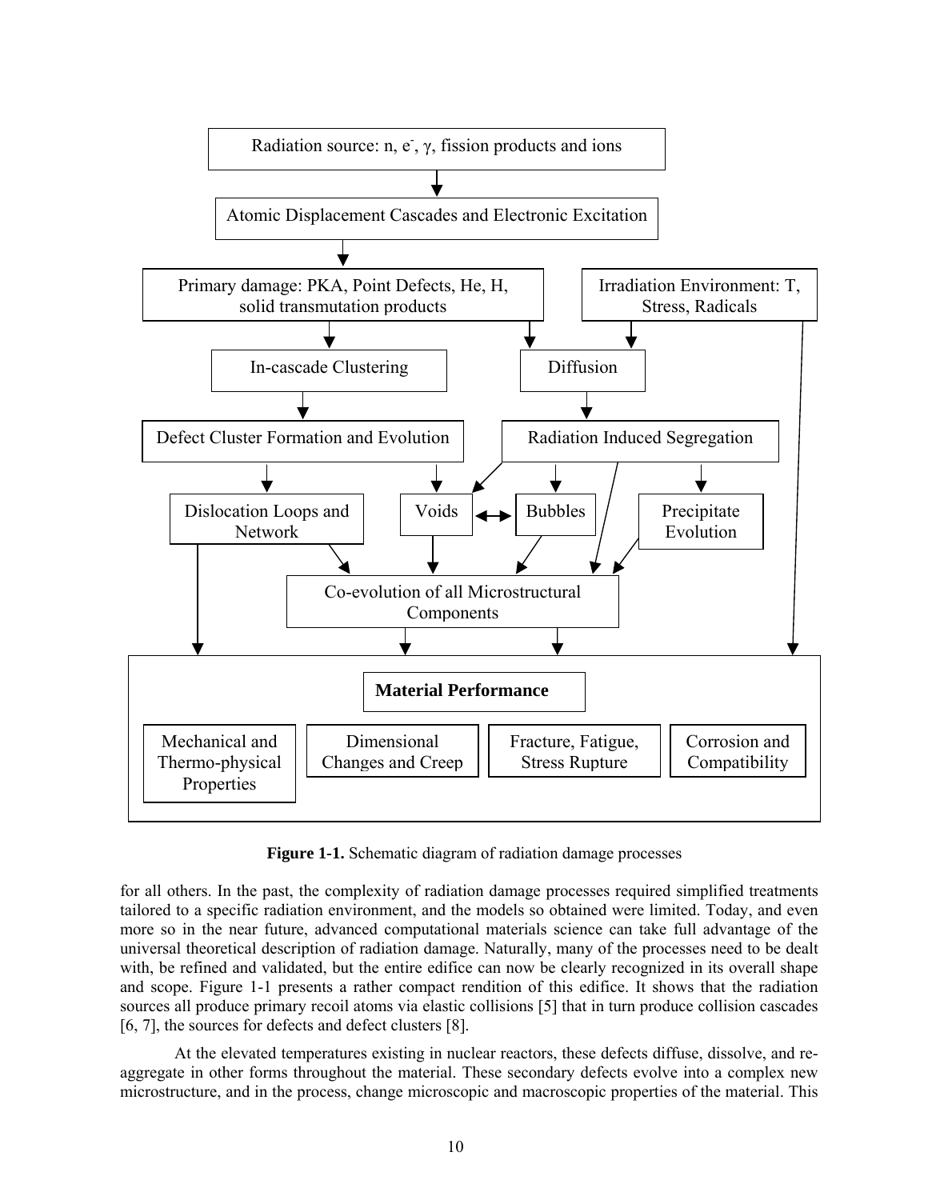Radiation source: n, e⁻, γ, fission products and ions

Atomic Displacement Cascades and Electronic Excitation

Primary damage: PKA, Point Defects, He, H, solid transmutation products

Irradiation Environment: T, Stress, Radicals

In-cascade Clustering

Diffusion

Defect Cluster Formation and Evolution

Radiation Induced Segregation

Dislocation Loops and Network

Voids

Bubbles

Precipitate Evolution

Co-evolution of all Microstructural Components

**Material Performance**

Mechanical and Thermo-physical Properties

Dimensional Changes and Creep

Fracture, Fatigue, Stress Rupture

Corrosion and Compatibility

**Figure 1-1.** Schematic diagram of radiation damage processes

for all others. In the past, the complexity of radiation damage processes required simplified treatments tailored to a specific radiation environment, and the models so obtained were limited. Today, and even more so in the near future, advanced computational materials science can take full advantage of the universal theoretical description of radiation damage. Naturally, many of the processes need to be dealt with, be refined and validated, but the entire edifice can now be clearly recognized in its overall shape and scope. Figure 1-1 presents a rather compact rendition of this edifice. It shows that the radiation sources all produce primary recoil atoms via elastic collisions [5] that in turn produce collision cascades [6, 7], the sources for defects and defect clusters [8].

At the elevated temperatures existing in nuclear reactors, these defects diffuse, dissolve, and re-aggregate in other forms throughout the material. These secondary defects evolve into a complex new microstructure, and in the process, change microscopic and macroscopic properties of the material. This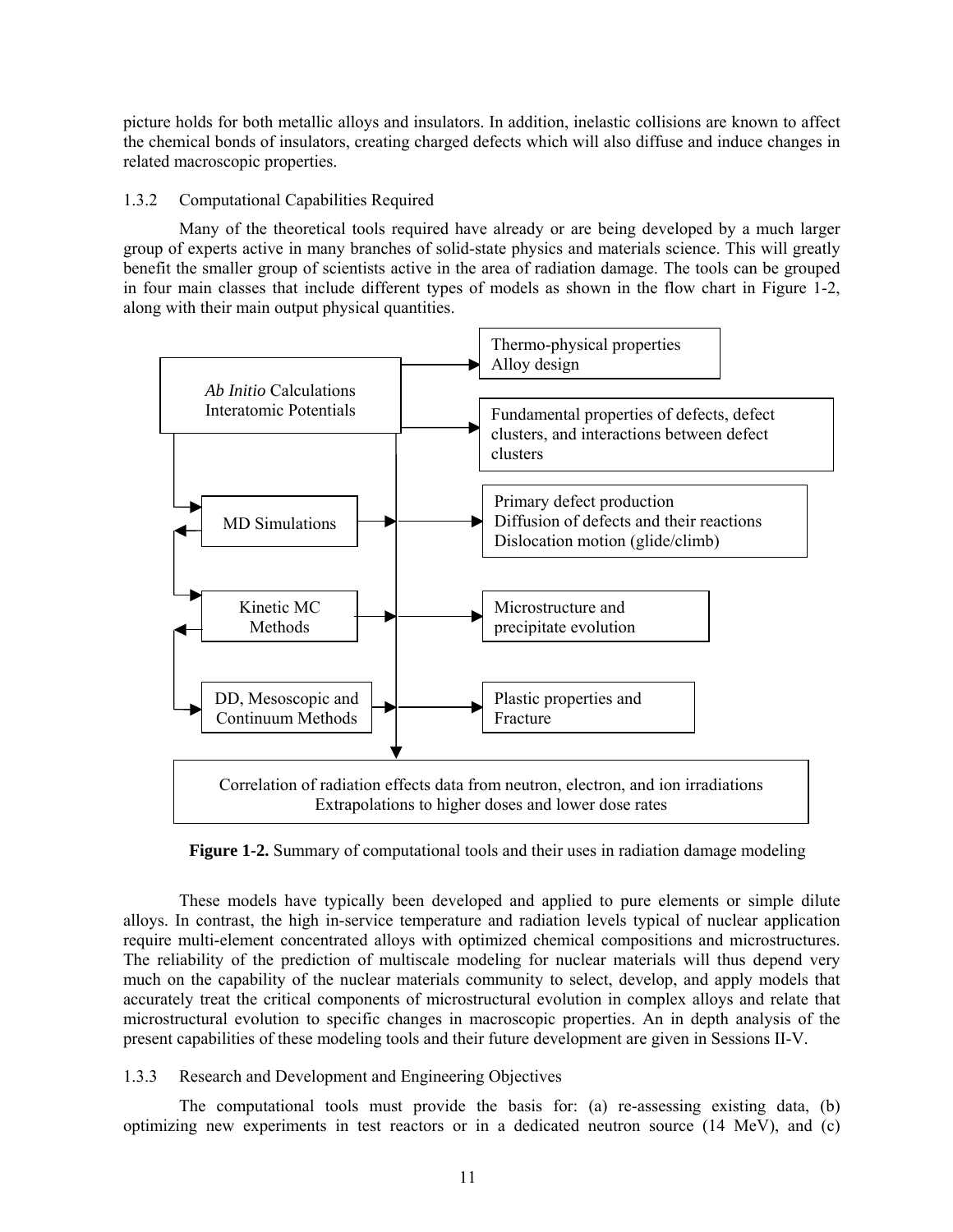picture holds for both metallic alloys and insulators. In addition, inelastic collisions are known to affect the chemical bonds of insulators, creating charged defects which will also diffuse and induce changes in related macroscopic properties.

### 1.3.2 Computational Capabilities Required

Many of the theoretical tools required have already or are being developed by a much larger group of experts active in many branches of solid-state physics and materials science. This will greatly benefit the smaller group of scientists active in the area of radiation damage. The tools can be grouped in four main classes that include different types of models as shown in the flow chart in Figure 1-2, along with their main output physical quantities.

*Ab Initio* Calculations
Interatomic Potentials
→ Thermo-physical properties; Alloy design
→ Fundamental properties of defects, defect clusters, and interactions between defect clusters

MD Simulations → Primary defect production; Diffusion of defects and their reactions; Dislocation motion (glide/climb)

Kinetic MC Methods → Microstructure and precipitate evolution

DD, Mesoscopic and Continuum Methods → Plastic properties and Fracture

Correlation of radiation effects data from neutron, electron, and ion irradiations
Extrapolations to higher doses and lower dose rates

**Figure 1-2.** Summary of computational tools and their uses in radiation damage modeling

These models have typically been developed and applied to pure elements or simple dilute alloys. In contrast, the high in-service temperature and radiation levels typical of nuclear application require multi-element concentrated alloys with optimized chemical compositions and microstructures. The reliability of the prediction of multiscale modeling for nuclear materials will thus depend very much on the capability of the nuclear materials community to select, develop, and apply models that accurately treat the critical components of microstructural evolution in complex alloys and relate that microstructural evolution to specific changes in macroscopic properties. An in depth analysis of the present capabilities of these modeling tools and their future development are given in Sessions II-V.

### 1.3.3 Research and Development and Engineering Objectives

The computational tools must provide the basis for: (a) re-assessing existing data, (b) optimizing new experiments in test reactors or in a dedicated neutron source (14 MeV), and (c)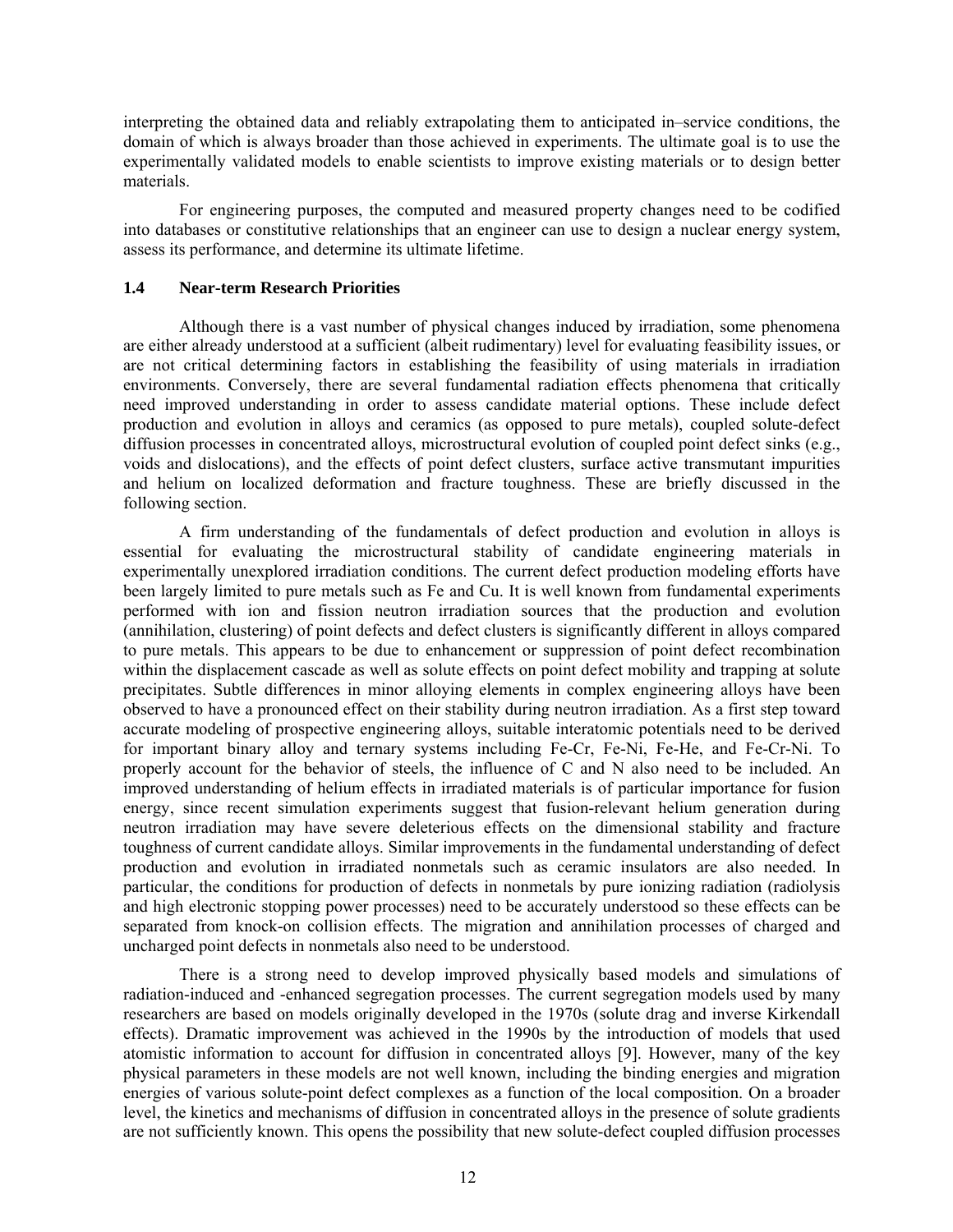interpreting the obtained data and reliably extrapolating them to anticipated in–service conditions, the domain of which is always broader than those achieved in experiments. The ultimate goal is to use the experimentally validated models to enable scientists to improve existing materials or to design better materials.

For engineering purposes, the computed and measured property changes need to be codified into databases or constitutive relationships that an engineer can use to design a nuclear energy system, assess its performance, and determine its ultimate lifetime.

### 1.4 Near-term Research Priorities

Although there is a vast number of physical changes induced by irradiation, some phenomena are either already understood at a sufficient (albeit rudimentary) level for evaluating feasibility issues, or are not critical determining factors in establishing the feasibility of using materials in irradiation environments. Conversely, there are several fundamental radiation effects phenomena that critically need improved understanding in order to assess candidate material options. These include defect production and evolution in alloys and ceramics (as opposed to pure metals), coupled solute-defect diffusion processes in concentrated alloys, microstructural evolution of coupled point defect sinks (e.g., voids and dislocations), and the effects of point defect clusters, surface active transmutant impurities and helium on localized deformation and fracture toughness. These are briefly discussed in the following section.

A firm understanding of the fundamentals of defect production and evolution in alloys is essential for evaluating the microstructural stability of candidate engineering materials in experimentally unexplored irradiation conditions. The current defect production modeling efforts have been largely limited to pure metals such as Fe and Cu. It is well known from fundamental experiments performed with ion and fission neutron irradiation sources that the production and evolution (annihilation, clustering) of point defects and defect clusters is significantly different in alloys compared to pure metals. This appears to be due to enhancement or suppression of point defect recombination within the displacement cascade as well as solute effects on point defect mobility and trapping at solute precipitates. Subtle differences in minor alloying elements in complex engineering alloys have been observed to have a pronounced effect on their stability during neutron irradiation. As a first step toward accurate modeling of prospective engineering alloys, suitable interatomic potentials need to be derived for important binary alloy and ternary systems including Fe-Cr, Fe-Ni, Fe-He, and Fe-Cr-Ni. To properly account for the behavior of steels, the influence of C and N also need to be included. An improved understanding of helium effects in irradiated materials is of particular importance for fusion energy, since recent simulation experiments suggest that fusion-relevant helium generation during neutron irradiation may have severe deleterious effects on the dimensional stability and fracture toughness of current candidate alloys. Similar improvements in the fundamental understanding of defect production and evolution in irradiated nonmetals such as ceramic insulators are also needed. In particular, the conditions for production of defects in nonmetals by pure ionizing radiation (radiolysis and high electronic stopping power processes) need to be accurately understood so these effects can be separated from knock-on collision effects. The migration and annihilation processes of charged and uncharged point defects in nonmetals also need to be understood.

There is a strong need to develop improved physically based models and simulations of radiation-induced and -enhanced segregation processes. The current segregation models used by many researchers are based on models originally developed in the 1970s (solute drag and inverse Kirkendall effects). Dramatic improvement was achieved in the 1990s by the introduction of models that used atomistic information to account for diffusion in concentrated alloys [9]. However, many of the key physical parameters in these models are not well known, including the binding energies and migration energies of various solute-point defect complexes as a function of the local composition. On a broader level, the kinetics and mechanisms of diffusion in concentrated alloys in the presence of solute gradients are not sufficiently known. This opens the possibility that new solute-defect coupled diffusion processes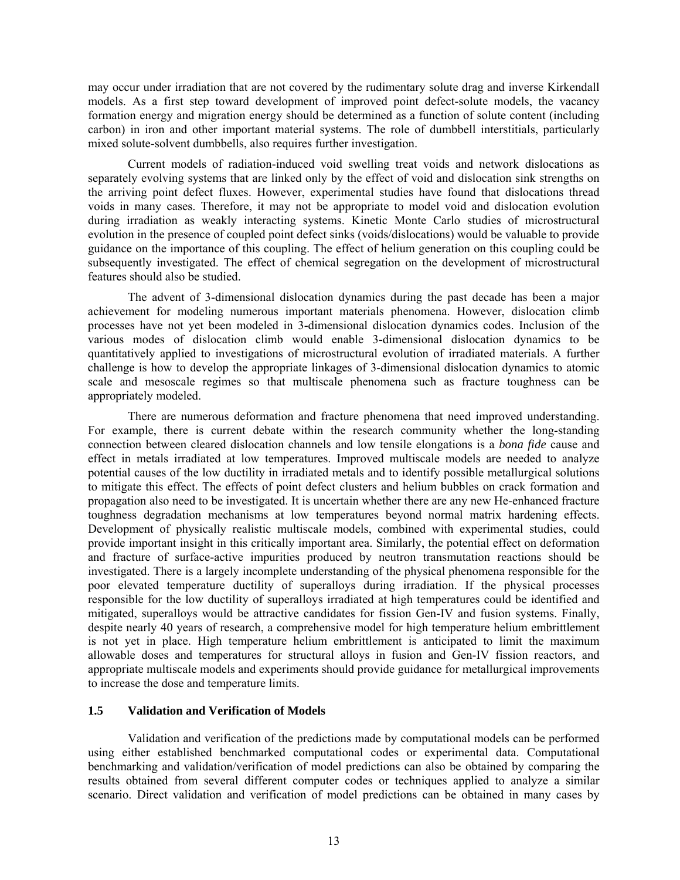may occur under irradiation that are not covered by the rudimentary solute drag and inverse Kirkendall models. As a first step toward development of improved point defect-solute models, the vacancy formation energy and migration energy should be determined as a function of solute content (including carbon) in iron and other important material systems. The role of dumbbell interstitials, particularly mixed solute-solvent dumbbells, also requires further investigation.

Current models of radiation-induced void swelling treat voids and network dislocations as separately evolving systems that are linked only by the effect of void and dislocation sink strengths on the arriving point defect fluxes. However, experimental studies have found that dislocations thread voids in many cases. Therefore, it may not be appropriate to model void and dislocation evolution during irradiation as weakly interacting systems. Kinetic Monte Carlo studies of microstructural evolution in the presence of coupled point defect sinks (voids/dislocations) would be valuable to provide guidance on the importance of this coupling. The effect of helium generation on this coupling could be subsequently investigated. The effect of chemical segregation on the development of microstructural features should also be studied.

The advent of 3-dimensional dislocation dynamics during the past decade has been a major achievement for modeling numerous important materials phenomena. However, dislocation climb processes have not yet been modeled in 3-dimensional dislocation dynamics codes. Inclusion of the various modes of dislocation climb would enable 3-dimensional dislocation dynamics to be quantitatively applied to investigations of microstructural evolution of irradiated materials. A further challenge is how to develop the appropriate linkages of 3-dimensional dislocation dynamics to atomic scale and mesoscale regimes so that multiscale phenomena such as fracture toughness can be appropriately modeled.

There are numerous deformation and fracture phenomena that need improved understanding. For example, there is current debate within the research community whether the long-standing connection between cleared dislocation channels and low tensile elongations is a *bona fide* cause and effect in metals irradiated at low temperatures. Improved multiscale models are needed to analyze potential causes of the low ductility in irradiated metals and to identify possible metallurgical solutions to mitigate this effect. The effects of point defect clusters and helium bubbles on crack formation and propagation also need to be investigated. It is uncertain whether there are any new He-enhanced fracture toughness degradation mechanisms at low temperatures beyond normal matrix hardening effects. Development of physically realistic multiscale models, combined with experimental studies, could provide important insight in this critically important area. Similarly, the potential effect on deformation and fracture of surface-active impurities produced by neutron transmutation reactions should be investigated. There is a largely incomplete understanding of the physical phenomena responsible for the poor elevated temperature ductility of superalloys during irradiation. If the physical processes responsible for the low ductility of superalloys irradiated at high temperatures could be identified and mitigated, superalloys would be attractive candidates for fission Gen-IV and fusion systems. Finally, despite nearly 40 years of research, a comprehensive model for high temperature helium embrittlement is not yet in place. High temperature helium embrittlement is anticipated to limit the maximum allowable doses and temperatures for structural alloys in fusion and Gen-IV fission reactors, and appropriate multiscale models and experiments should provide guidance for metallurgical improvements to increase the dose and temperature limits.

## 1.5 Validation and Verification of Models

Validation and verification of the predictions made by computational models can be performed using either established benchmarked computational codes or experimental data. Computational benchmarking and validation/verification of model predictions can also be obtained by comparing the results obtained from several different computer codes or techniques applied to analyze a similar scenario. Direct validation and verification of model predictions can be obtained in many cases by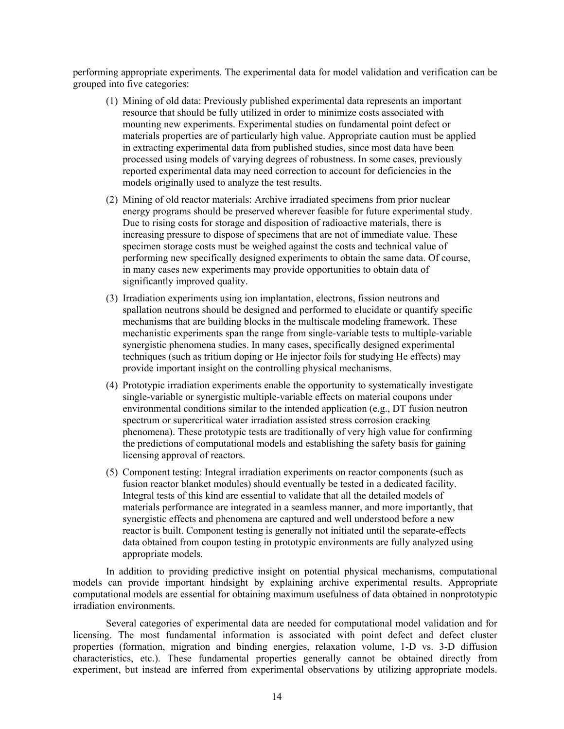performing appropriate experiments. The experimental data for model validation and verification can be grouped into five categories:

(1) Mining of old data: Previously published experimental data represents an important resource that should be fully utilized in order to minimize costs associated with mounting new experiments. Experimental studies on fundamental point defect or materials properties are of particularly high value. Appropriate caution must be applied in extracting experimental data from published studies, since most data have been processed using models of varying degrees of robustness. In some cases, previously reported experimental data may need correction to account for deficiencies in the models originally used to analyze the test results.

(2) Mining of old reactor materials: Archive irradiated specimens from prior nuclear energy programs should be preserved wherever feasible for future experimental study. Due to rising costs for storage and disposition of radioactive materials, there is increasing pressure to dispose of specimens that are not of immediate value. These specimen storage costs must be weighed against the costs and technical value of performing new specifically designed experiments to obtain the same data. Of course, in many cases new experiments may provide opportunities to obtain data of significantly improved quality.

(3) Irradiation experiments using ion implantation, electrons, fission neutrons and spallation neutrons should be designed and performed to elucidate or quantify specific mechanisms that are building blocks in the multiscale modeling framework. These mechanistic experiments span the range from single-variable tests to multiple-variable synergistic phenomena studies. In many cases, specifically designed experimental techniques (such as tritium doping or He injector foils for studying He effects) may provide important insight on the controlling physical mechanisms.

(4) Prototypic irradiation experiments enable the opportunity to systematically investigate single-variable or synergistic multiple-variable effects on material coupons under environmental conditions similar to the intended application (e.g., DT fusion neutron spectrum or supercritical water irradiation assisted stress corrosion cracking phenomena). These prototypic tests are traditionally of very high value for confirming the predictions of computational models and establishing the safety basis for gaining licensing approval of reactors.

(5) Component testing: Integral irradiation experiments on reactor components (such as fusion reactor blanket modules) should eventually be tested in a dedicated facility. Integral tests of this kind are essential to validate that all the detailed models of materials performance are integrated in a seamless manner, and more importantly, that synergistic effects and phenomena are captured and well understood before a new reactor is built. Component testing is generally not initiated until the separate-effects data obtained from coupon testing in prototypic environments are fully analyzed using appropriate models.

In addition to providing predictive insight on potential physical mechanisms, computational models can provide important hindsight by explaining archive experimental results. Appropriate computational models are essential for obtaining maximum usefulness of data obtained in nonprototypic irradiation environments.

Several categories of experimental data are needed for computational model validation and for licensing. The most fundamental information is associated with point defect and defect cluster properties (formation, migration and binding energies, relaxation volume, 1-D vs. 3-D diffusion characteristics, etc.). These fundamental properties generally cannot be obtained directly from experiment, but instead are inferred from experimental observations by utilizing appropriate models.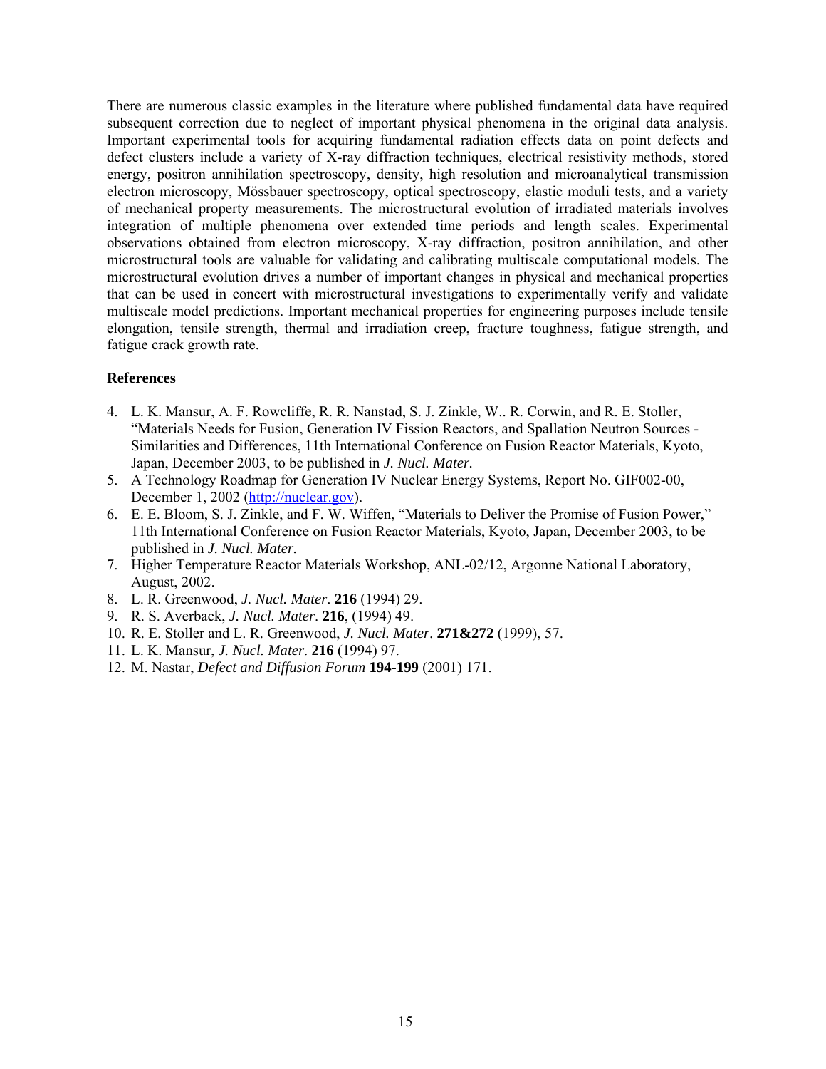There are numerous classic examples in the literature where published fundamental data have required subsequent correction due to neglect of important physical phenomena in the original data analysis. Important experimental tools for acquiring fundamental radiation effects data on point defects and defect clusters include a variety of X-ray diffraction techniques, electrical resistivity methods, stored energy, positron annihilation spectroscopy, density, high resolution and microanalytical transmission electron microscopy, Mössbauer spectroscopy, optical spectroscopy, elastic moduli tests, and a variety of mechanical property measurements. The microstructural evolution of irradiated materials involves integration of multiple phenomena over extended time periods and length scales. Experimental observations obtained from electron microscopy, X-ray diffraction, positron annihilation, and other microstructural tools are valuable for validating and calibrating multiscale computational models. The microstructural evolution drives a number of important changes in physical and mechanical properties that can be used in concert with microstructural investigations to experimentally verify and validate multiscale model predictions. Important mechanical properties for engineering purposes include tensile elongation, tensile strength, thermal and irradiation creep, fracture toughness, fatigue strength, and fatigue crack growth rate.

**References**

4. L. K. Mansur, A. F. Rowcliffe, R. R. Nanstad, S. J. Zinkle, W.. R. Corwin, and R. E. Stoller, "Materials Needs for Fusion, Generation IV Fission Reactors, and Spallation Neutron Sources - Similarities and Differences, 11th International Conference on Fusion Reactor Materials, Kyoto, Japan, December 2003, to be published in *J. Nucl. Mater.*
5. A Technology Roadmap for Generation IV Nuclear Energy Systems, Report No. GIF002-00, December 1, 2002 (http://nuclear.gov).
6. E. E. Bloom, S. J. Zinkle, and F. W. Wiffen, "Materials to Deliver the Promise of Fusion Power," 11th International Conference on Fusion Reactor Materials, Kyoto, Japan, December 2003, to be published in *J. Nucl. Mater.*
7. Higher Temperature Reactor Materials Workshop, ANL-02/12, Argonne National Laboratory, August, 2002.
8. L. R. Greenwood, *J. Nucl. Mater*. **216** (1994) 29.
9. R. S. Averback, *J. Nucl. Mater*. **216**, (1994) 49.
10. R. E. Stoller and L. R. Greenwood, *J. Nucl. Mater*. **271&272** (1999), 57.
11. L. K. Mansur, *J. Nucl. Mater*. **216** (1994) 97.
12. M. Nastar, *Defect and Diffusion Forum* **194-199** (2001) 171.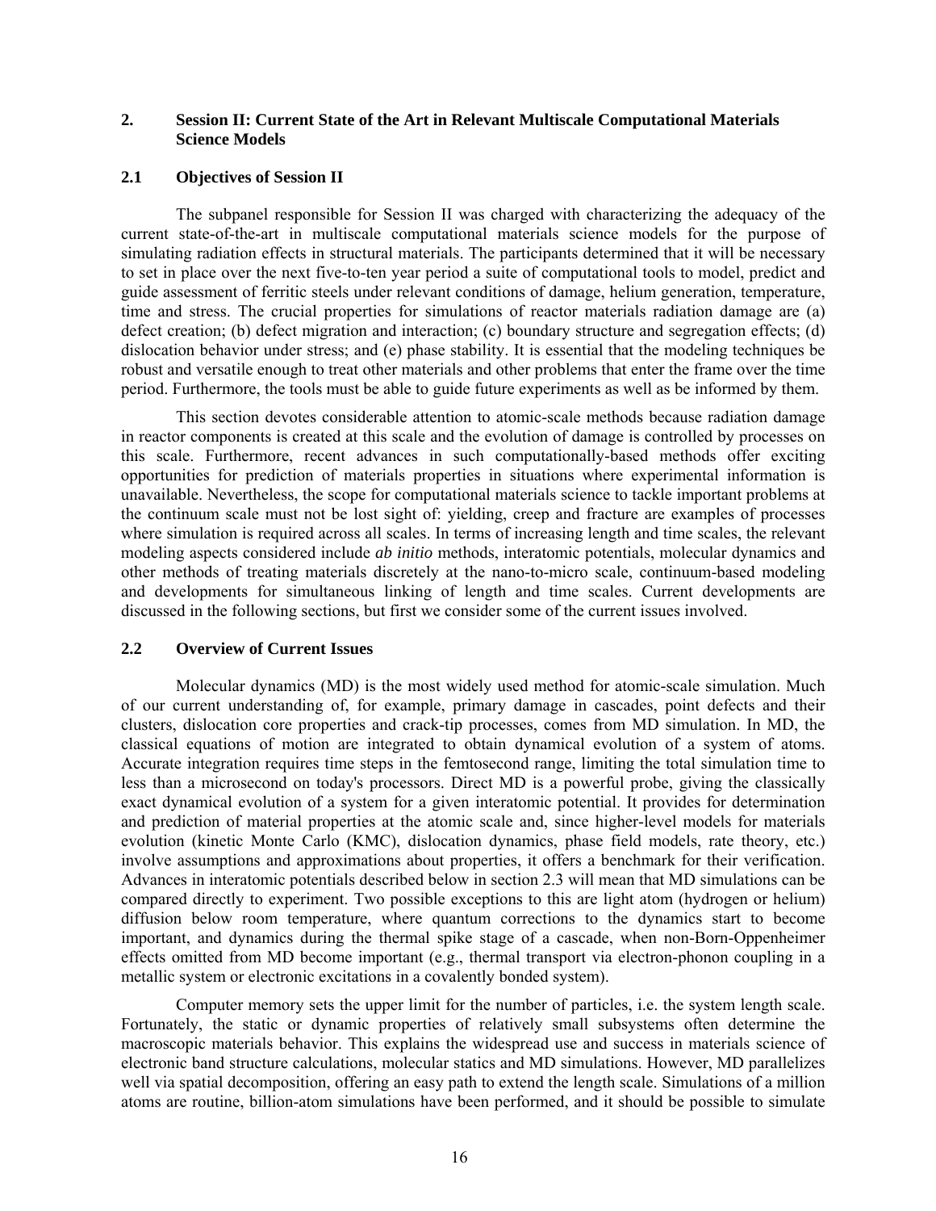## 2. Session II: Current State of the Art in Relevant Multiscale Computational Materials Science Models

### 2.1 Objectives of Session II

The subpanel responsible for Session II was charged with characterizing the adequacy of the current state-of-the-art in multiscale computational materials science models for the purpose of simulating radiation effects in structural materials. The participants determined that it will be necessary to set in place over the next five-to-ten year period a suite of computational tools to model, predict and guide assessment of ferritic steels under relevant conditions of damage, helium generation, temperature, time and stress. The crucial properties for simulations of reactor materials radiation damage are (a) defect creation; (b) defect migration and interaction; (c) boundary structure and segregation effects; (d) dislocation behavior under stress; and (e) phase stability. It is essential that the modeling techniques be robust and versatile enough to treat other materials and other problems that enter the frame over the time period. Furthermore, the tools must be able to guide future experiments as well as be informed by them.

This section devotes considerable attention to atomic-scale methods because radiation damage in reactor components is created at this scale and the evolution of damage is controlled by processes on this scale. Furthermore, recent advances in such computationally-based methods offer exciting opportunities for prediction of materials properties in situations where experimental information is unavailable. Nevertheless, the scope for computational materials science to tackle important problems at the continuum scale must not be lost sight of: yielding, creep and fracture are examples of processes where simulation is required across all scales. In terms of increasing length and time scales, the relevant modeling aspects considered include *ab initio* methods, interatomic potentials, molecular dynamics and other methods of treating materials discretely at the nano-to-micro scale, continuum-based modeling and developments for simultaneous linking of length and time scales. Current developments are discussed in the following sections, but first we consider some of the current issues involved.

### 2.2 Overview of Current Issues

Molecular dynamics (MD) is the most widely used method for atomic-scale simulation. Much of our current understanding of, for example, primary damage in cascades, point defects and their clusters, dislocation core properties and crack-tip processes, comes from MD simulation. In MD, the classical equations of motion are integrated to obtain dynamical evolution of a system of atoms. Accurate integration requires time steps in the femtosecond range, limiting the total simulation time to less than a microsecond on today's processors. Direct MD is a powerful probe, giving the classically exact dynamical evolution of a system for a given interatomic potential. It provides for determination and prediction of material properties at the atomic scale and, since higher-level models for materials evolution (kinetic Monte Carlo (KMC), dislocation dynamics, phase field models, rate theory, etc.) involve assumptions and approximations about properties, it offers a benchmark for their verification. Advances in interatomic potentials described below in section 2.3 will mean that MD simulations can be compared directly to experiment. Two possible exceptions to this are light atom (hydrogen or helium) diffusion below room temperature, where quantum corrections to the dynamics start to become important, and dynamics during the thermal spike stage of a cascade, when non-Born-Oppenheimer effects omitted from MD become important (e.g., thermal transport via electron-phonon coupling in a metallic system or electronic excitations in a covalently bonded system).

Computer memory sets the upper limit for the number of particles, i.e. the system length scale. Fortunately, the static or dynamic properties of relatively small subsystems often determine the macroscopic materials behavior. This explains the widespread use and success in materials science of electronic band structure calculations, molecular statics and MD simulations. However, MD parallelizes well via spatial decomposition, offering an easy path to extend the length scale. Simulations of a million atoms are routine, billion-atom simulations have been performed, and it should be possible to simulate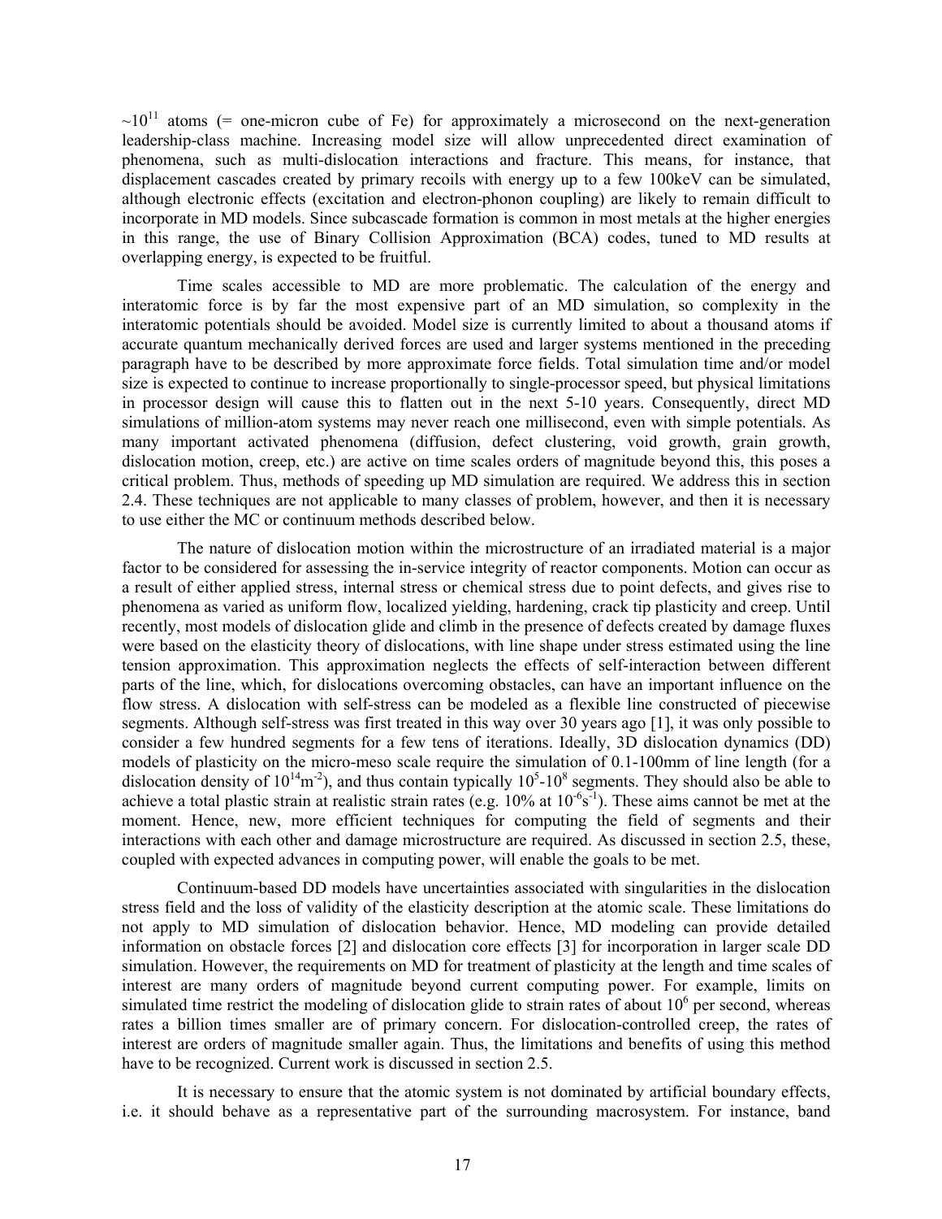$\sim 10^{11}$ atoms (= one-micron cube of Fe) for approximately a microsecond on the next-generation leadership-class machine. Increasing model size will allow unprecedented direct examination of phenomena, such as multi-dislocation interactions and fracture. This means, for instance, that displacement cascades created by primary recoils with energy up to a few 100keV can be simulated, although electronic effects (excitation and electron-phonon coupling) are likely to remain difficult to incorporate in MD models. Since subcascade formation is common in most metals at the higher energies in this range, the use of Binary Collision Approximation (BCA) codes, tuned to MD results at overlapping energy, is expected to be fruitful.

Time scales accessible to MD are more problematic. The calculation of the energy and interatomic force is by far the most expensive part of an MD simulation, so complexity in the interatomic potentials should be avoided. Model size is currently limited to about a thousand atoms if accurate quantum mechanically derived forces are used and larger systems mentioned in the preceding paragraph have to be described by more approximate force fields. Total simulation time and/or model size is expected to continue to increase proportionally to single-processor speed, but physical limitations in processor design will cause this to flatten out in the next 5-10 years. Consequently, direct MD simulations of million-atom systems may never reach one millisecond, even with simple potentials. As many important activated phenomena (diffusion, defect clustering, void growth, grain growth, dislocation motion, creep, etc.) are active on time scales orders of magnitude beyond this, this poses a critical problem. Thus, methods of speeding up MD simulation are required. We address this in section 2.4. These techniques are not applicable to many classes of problem, however, and then it is necessary to use either the MC or continuum methods described below.

The nature of dislocation motion within the microstructure of an irradiated material is a major factor to be considered for assessing the in-service integrity of reactor components. Motion can occur as a result of either applied stress, internal stress or chemical stress due to point defects, and gives rise to phenomena as varied as uniform flow, localized yielding, hardening, crack tip plasticity and creep. Until recently, most models of dislocation glide and climb in the presence of defects created by damage fluxes were based on the elasticity theory of dislocations, with line shape under stress estimated using the line tension approximation. This approximation neglects the effects of self-interaction between different parts of the line, which, for dislocations overcoming obstacles, can have an important influence on the flow stress. A dislocation with self-stress can be modeled as a flexible line constructed of piecewise segments. Although self-stress was first treated in this way over 30 years ago [1], it was only possible to consider a few hundred segments for a few tens of iterations. Ideally, 3D dislocation dynamics (DD) models of plasticity on the micro-meso scale require the simulation of 0.1-100mm of line length (for a dislocation density of $10^{14}$m$^{-2}$), and thus contain typically $10^5$-$10^8$ segments. They should also be able to achieve a total plastic strain at realistic strain rates (e.g. 10% at $10^{-6}$s$^{-1}$). These aims cannot be met at the moment. Hence, new, more efficient techniques for computing the field of segments and their interactions with each other and damage microstructure are required. As discussed in section 2.5, these, coupled with expected advances in computing power, will enable the goals to be met.

Continuum-based DD models have uncertainties associated with singularities in the dislocation stress field and the loss of validity of the elasticity description at the atomic scale. These limitations do not apply to MD simulation of dislocation behavior. Hence, MD modeling can provide detailed information on obstacle forces [2] and dislocation core effects [3] for incorporation in larger scale DD simulation. However, the requirements on MD for treatment of plasticity at the length and time scales of interest are many orders of magnitude beyond current computing power. For example, limits on simulated time restrict the modeling of dislocation glide to strain rates of about $10^6$ per second, whereas rates a billion times smaller are of primary concern. For dislocation-controlled creep, the rates of interest are orders of magnitude smaller again. Thus, the limitations and benefits of using this method have to be recognized. Current work is discussed in section 2.5.

It is necessary to ensure that the atomic system is not dominated by artificial boundary effects, i.e. it should behave as a representative part of the surrounding macrosystem. For instance, band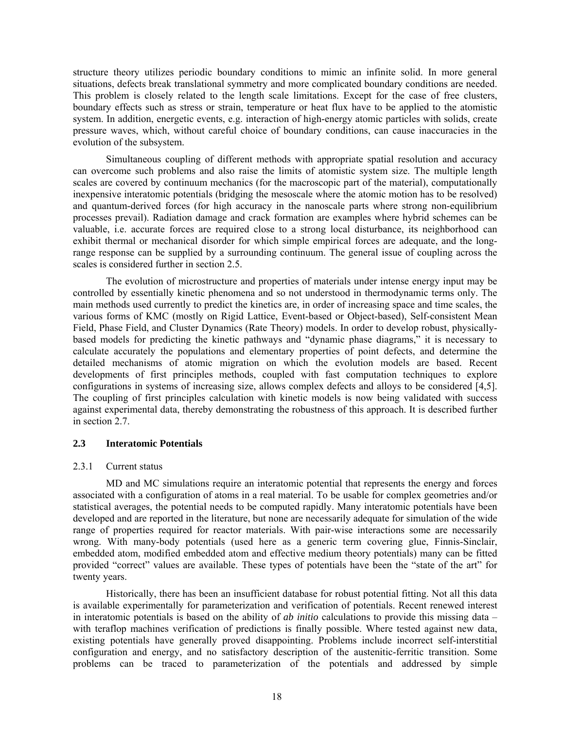structure theory utilizes periodic boundary conditions to mimic an infinite solid. In more general situations, defects break translational symmetry and more complicated boundary conditions are needed. This problem is closely related to the length scale limitations. Except for the case of free clusters, boundary effects such as stress or strain, temperature or heat flux have to be applied to the atomistic system. In addition, energetic events, e.g. interaction of high-energy atomic particles with solids, create pressure waves, which, without careful choice of boundary conditions, can cause inaccuracies in the evolution of the subsystem.

Simultaneous coupling of different methods with appropriate spatial resolution and accuracy can overcome such problems and also raise the limits of atomistic system size. The multiple length scales are covered by continuum mechanics (for the macroscopic part of the material), computationally inexpensive interatomic potentials (bridging the mesoscale where the atomic motion has to be resolved) and quantum-derived forces (for high accuracy in the nanoscale parts where strong non-equilibrium processes prevail). Radiation damage and crack formation are examples where hybrid schemes can be valuable, i.e. accurate forces are required close to a strong local disturbance, its neighborhood can exhibit thermal or mechanical disorder for which simple empirical forces are adequate, and the long-range response can be supplied by a surrounding continuum. The general issue of coupling across the scales is considered further in section 2.5.

The evolution of microstructure and properties of materials under intense energy input may be controlled by essentially kinetic phenomena and so not understood in thermodynamic terms only. The main methods used currently to predict the kinetics are, in order of increasing space and time scales, the various forms of KMC (mostly on Rigid Lattice, Event-based or Object-based), Self-consistent Mean Field, Phase Field, and Cluster Dynamics (Rate Theory) models. In order to develop robust, physically-based models for predicting the kinetic pathways and "dynamic phase diagrams," it is necessary to calculate accurately the populations and elementary properties of point defects, and determine the detailed mechanisms of atomic migration on which the evolution models are based. Recent developments of first principles methods, coupled with fast computation techniques to explore configurations in systems of increasing size, allows complex defects and alloys to be considered [4,5]. The coupling of first principles calculation with kinetic models is now being validated with success against experimental data, thereby demonstrating the robustness of this approach. It is described further in section 2.7.

## 2.3 Interatomic Potentials

### 2.3.1 Current status

MD and MC simulations require an interatomic potential that represents the energy and forces associated with a configuration of atoms in a real material. To be usable for complex geometries and/or statistical averages, the potential needs to be computed rapidly. Many interatomic potentials have been developed and are reported in the literature, but none are necessarily adequate for simulation of the wide range of properties required for reactor materials. With pair-wise interactions some are necessarily wrong. With many-body potentials (used here as a generic term covering glue, Finnis-Sinclair, embedded atom, modified embedded atom and effective medium theory potentials) many can be fitted provided "correct" values are available. These types of potentials have been the "state of the art" for twenty years.

Historically, there has been an insufficient database for robust potential fitting. Not all this data is available experimentally for parameterization and verification of potentials. Recent renewed interest in interatomic potentials is based on the ability of *ab initio* calculations to provide this missing data – with teraflop machines verification of predictions is finally possible. Where tested against new data, existing potentials have generally proved disappointing. Problems include incorrect self-interstitial configuration and energy, and no satisfactory description of the austenitic-ferritic transition. Some problems can be traced to parameterization of the potentials and addressed by simple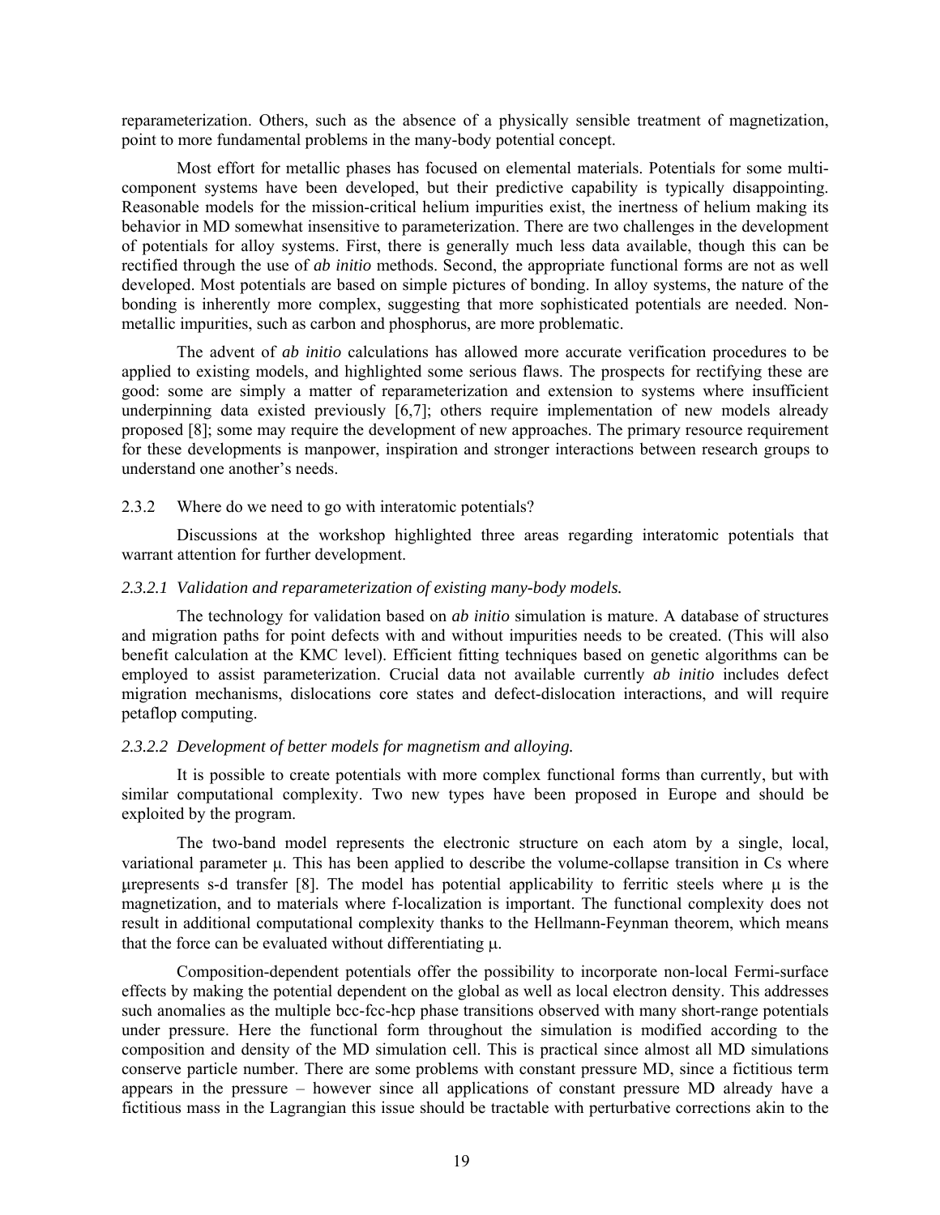reparameterization. Others, such as the absence of a physically sensible treatment of magnetization, point to more fundamental problems in the many-body potential concept.

Most effort for metallic phases has focused on elemental materials. Potentials for some multi-component systems have been developed, but their predictive capability is typically disappointing. Reasonable models for the mission-critical helium impurities exist, the inertness of helium making its behavior in MD somewhat insensitive to parameterization. There are two challenges in the development of potentials for alloy systems. First, there is generally much less data available, though this can be rectified through the use of *ab initio* methods. Second, the appropriate functional forms are not as well developed. Most potentials are based on simple pictures of bonding. In alloy systems, the nature of the bonding is inherently more complex, suggesting that more sophisticated potentials are needed. Non-metallic impurities, such as carbon and phosphorus, are more problematic.

The advent of *ab initio* calculations has allowed more accurate verification procedures to be applied to existing models, and highlighted some serious flaws. The prospects for rectifying these are good: some are simply a matter of reparameterization and extension to systems where insufficient underpinning data existed previously [6,7]; others require implementation of new models already proposed [8]; some may require the development of new approaches. The primary resource requirement for these developments is manpower, inspiration and stronger interactions between research groups to understand one another's needs.

### 2.3.2 Where do we need to go with interatomic potentials?

Discussions at the workshop highlighted three areas regarding interatomic potentials that warrant attention for further development.

#### *2.3.2.1 Validation and reparameterization of existing many-body models.*

The technology for validation based on *ab initio* simulation is mature. A database of structures and migration paths for point defects with and without impurities needs to be created. (This will also benefit calculation at the KMC level). Efficient fitting techniques based on genetic algorithms can be employed to assist parameterization. Crucial data not available currently *ab initio* includes defect migration mechanisms, dislocations core states and defect-dislocation interactions, and will require petaflop computing.

#### *2.3.2.2 Development of better models for magnetism and alloying.*

It is possible to create potentials with more complex functional forms than currently, but with similar computational complexity. Two new types have been proposed in Europe and should be exploited by the program.

The two-band model represents the electronic structure on each atom by a single, local, variational parameter $\mu$. This has been applied to describe the volume-collapse transition in Cs where $\mu$represents s-d transfer [8]. The model has potential applicability to ferritic steels where $\mu$ is the magnetization, and to materials where f-localization is important. The functional complexity does not result in additional computational complexity thanks to the Hellmann-Feynman theorem, which means that the force can be evaluated without differentiating $\mu$.

Composition-dependent potentials offer the possibility to incorporate non-local Fermi-surface effects by making the potential dependent on the global as well as local electron density. This addresses such anomalies as the multiple bcc-fcc-hcp phase transitions observed with many short-range potentials under pressure. Here the functional form throughout the simulation is modified according to the composition and density of the MD simulation cell. This is practical since almost all MD simulations conserve particle number. There are some problems with constant pressure MD, since a fictitious term appears in the pressure – however since all applications of constant pressure MD already have a fictitious mass in the Lagrangian this issue should be tractable with perturbative corrections akin to the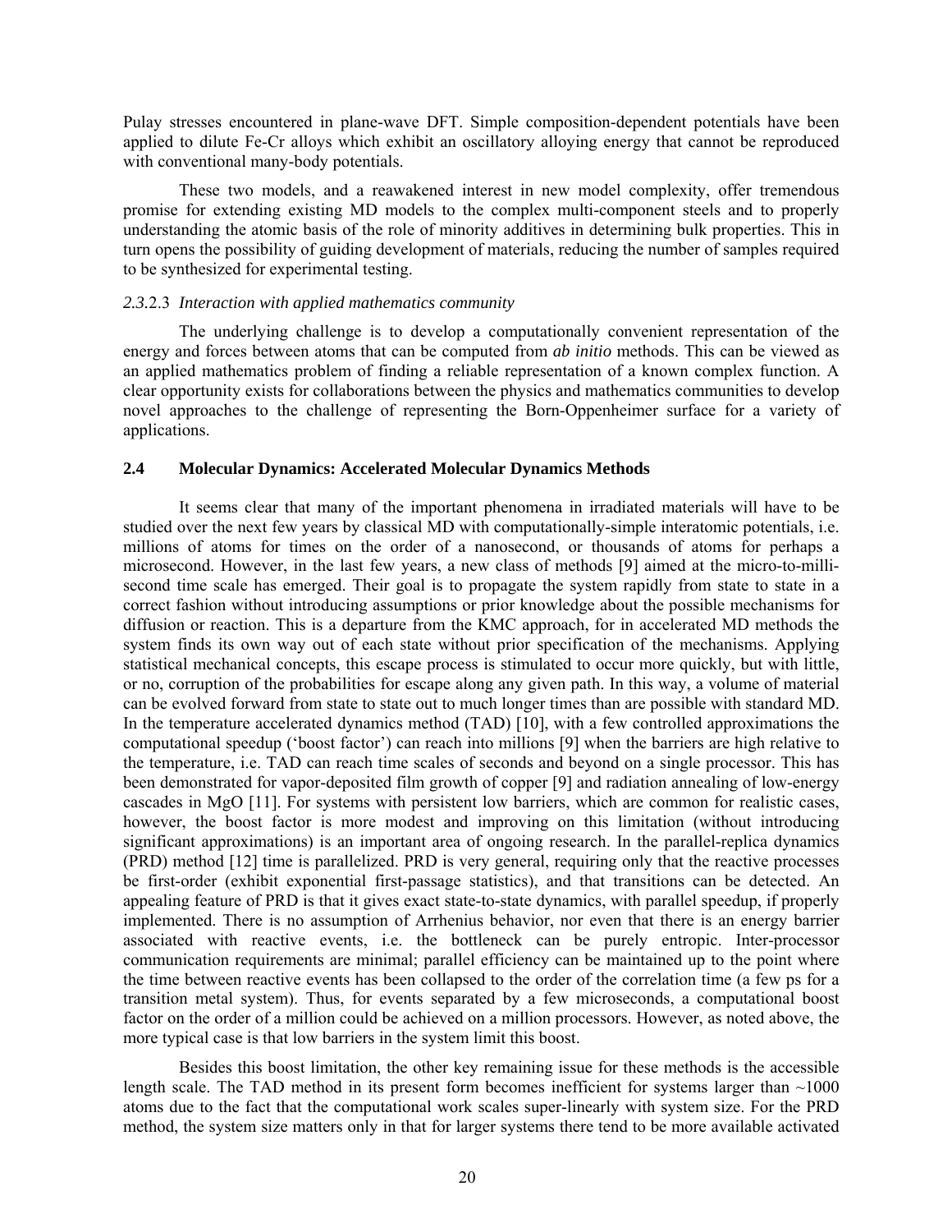Pulay stresses encountered in plane-wave DFT. Simple composition-dependent potentials have been applied to dilute Fe-Cr alloys which exhibit an oscillatory alloying energy that cannot be reproduced with conventional many-body potentials.

These two models, and a reawakened interest in new model complexity, offer tremendous promise for extending existing MD models to the complex multi-component steels and to properly understanding the atomic basis of the role of minority additives in determining bulk properties. This in turn opens the possibility of guiding development of materials, reducing the number of samples required to be synthesized for experimental testing.

#### *2.3.2.3 Interaction with applied mathematics community*

The underlying challenge is to develop a computationally convenient representation of the energy and forces between atoms that can be computed from *ab initio* methods. This can be viewed as an applied mathematics problem of finding a reliable representation of a known complex function. A clear opportunity exists for collaborations between the physics and mathematics communities to develop novel approaches to the challenge of representing the Born-Oppenheimer surface for a variety of applications.

### 2.4 Molecular Dynamics: Accelerated Molecular Dynamics Methods

It seems clear that many of the important phenomena in irradiated materials will have to be studied over the next few years by classical MD with computationally-simple interatomic potentials, i.e. millions of atoms for times on the order of a nanosecond, or thousands of atoms for perhaps a microsecond. However, in the last few years, a new class of methods [9] aimed at the micro-to-milli-second time scale has emerged. Their goal is to propagate the system rapidly from state to state in a correct fashion without introducing assumptions or prior knowledge about the possible mechanisms for diffusion or reaction. This is a departure from the KMC approach, for in accelerated MD methods the system finds its own way out of each state without prior specification of the mechanisms. Applying statistical mechanical concepts, this escape process is stimulated to occur more quickly, but with little, or no, corruption of the probabilities for escape along any given path. In this way, a volume of material can be evolved forward from state to state out to much longer times than are possible with standard MD. In the temperature accelerated dynamics method (TAD) [10], with a few controlled approximations the computational speedup ('boost factor') can reach into millions [9] when the barriers are high relative to the temperature, i.e. TAD can reach time scales of seconds and beyond on a single processor. This has been demonstrated for vapor-deposited film growth of copper [9] and radiation annealing of low-energy cascades in MgO [11]. For systems with persistent low barriers, which are common for realistic cases, however, the boost factor is more modest and improving on this limitation (without introducing significant approximations) is an important area of ongoing research. In the parallel-replica dynamics (PRD) method [12] time is parallelized. PRD is very general, requiring only that the reactive processes be first-order (exhibit exponential first-passage statistics), and that transitions can be detected. An appealing feature of PRD is that it gives exact state-to-state dynamics, with parallel speedup, if properly implemented. There is no assumption of Arrhenius behavior, nor even that there is an energy barrier associated with reactive events, i.e. the bottleneck can be purely entropic. Inter-processor communication requirements are minimal; parallel efficiency can be maintained up to the point where the time between reactive events has been collapsed to the order of the correlation time (a few ps for a transition metal system). Thus, for events separated by a few microseconds, a computational boost factor on the order of a million could be achieved on a million processors. However, as noted above, the more typical case is that low barriers in the system limit this boost.

Besides this boost limitation, the other key remaining issue for these methods is the accessible length scale. The TAD method in its present form becomes inefficient for systems larger than ~1000 atoms due to the fact that the computational work scales super-linearly with system size. For the PRD method, the system size matters only in that for larger systems there tend to be more available activated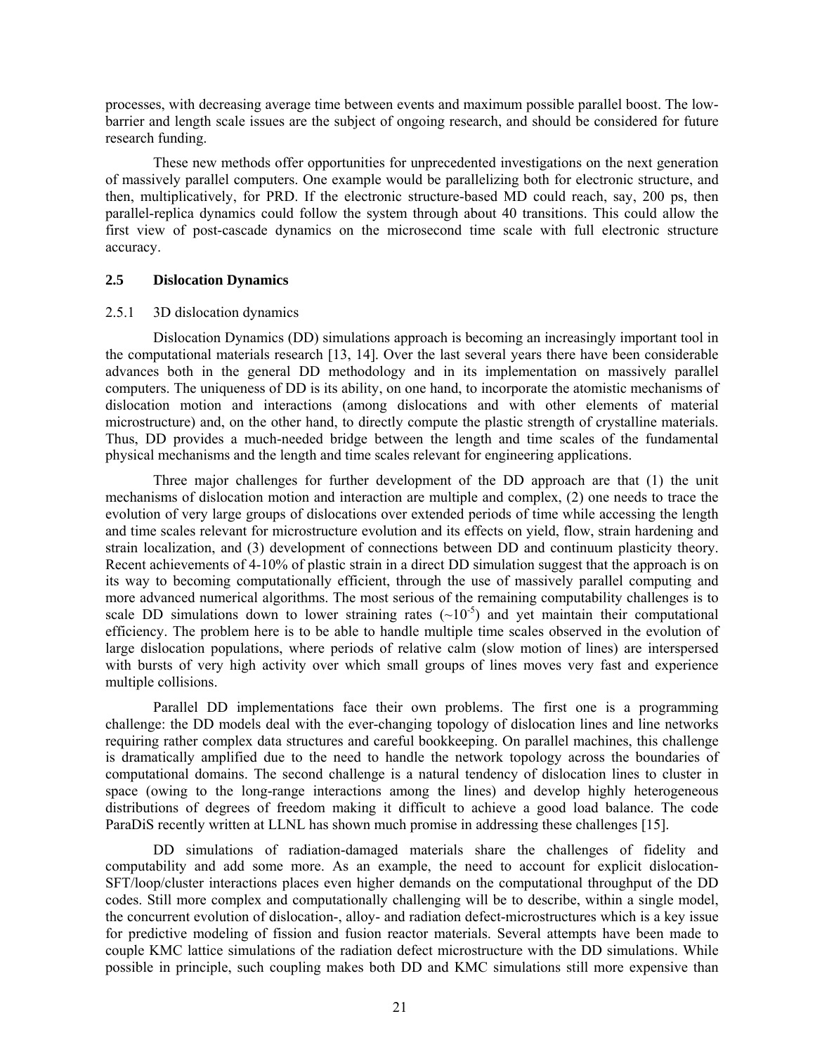processes, with decreasing average time between events and maximum possible parallel boost. The low-barrier and length scale issues are the subject of ongoing research, and should be considered for future research funding.

These new methods offer opportunities for unprecedented investigations on the next generation of massively parallel computers. One example would be parallelizing both for electronic structure, and then, multiplicatively, for PRD. If the electronic structure-based MD could reach, say, 200 ps, then parallel-replica dynamics could follow the system through about 40 transitions. This could allow the first view of post-cascade dynamics on the microsecond time scale with full electronic structure accuracy.

## 2.5 Dislocation Dynamics

### 2.5.1 3D dislocation dynamics

Dislocation Dynamics (DD) simulations approach is becoming an increasingly important tool in the computational materials research [13, 14]. Over the last several years there have been considerable advances both in the general DD methodology and in its implementation on massively parallel computers. The uniqueness of DD is its ability, on one hand, to incorporate the atomistic mechanisms of dislocation motion and interactions (among dislocations and with other elements of material microstructure) and, on the other hand, to directly compute the plastic strength of crystalline materials. Thus, DD provides a much-needed bridge between the length and time scales of the fundamental physical mechanisms and the length and time scales relevant for engineering applications.

Three major challenges for further development of the DD approach are that (1) the unit mechanisms of dislocation motion and interaction are multiple and complex, (2) one needs to trace the evolution of very large groups of dislocations over extended periods of time while accessing the length and time scales relevant for microstructure evolution and its effects on yield, flow, strain hardening and strain localization, and (3) development of connections between DD and continuum plasticity theory. Recent achievements of 4-10% of plastic strain in a direct DD simulation suggest that the approach is on its way to becoming computationally efficient, through the use of massively parallel computing and more advanced numerical algorithms. The most serious of the remaining computability challenges is to scale DD simulations down to lower straining rates ($\sim 10^{-5}$) and yet maintain their computational efficiency. The problem here is to be able to handle multiple time scales observed in the evolution of large dislocation populations, where periods of relative calm (slow motion of lines) are interspersed with bursts of very high activity over which small groups of lines moves very fast and experience multiple collisions.

Parallel DD implementations face their own problems. The first one is a programming challenge: the DD models deal with the ever-changing topology of dislocation lines and line networks requiring rather complex data structures and careful bookkeeping. On parallel machines, this challenge is dramatically amplified due to the need to handle the network topology across the boundaries of computational domains. The second challenge is a natural tendency of dislocation lines to cluster in space (owing to the long-range interactions among the lines) and develop highly heterogeneous distributions of degrees of freedom making it difficult to achieve a good load balance. The code ParaDiS recently written at LLNL has shown much promise in addressing these challenges [15].

DD simulations of radiation-damaged materials share the challenges of fidelity and computability and add some more. As an example, the need to account for explicit dislocation-SFT/loop/cluster interactions places even higher demands on the computational throughput of the DD codes. Still more complex and computationally challenging will be to describe, within a single model, the concurrent evolution of dislocation-, alloy- and radiation defect-microstructures which is a key issue for predictive modeling of fission and fusion reactor materials. Several attempts have been made to couple KMC lattice simulations of the radiation defect microstructure with the DD simulations. While possible in principle, such coupling makes both DD and KMC simulations still more expensive than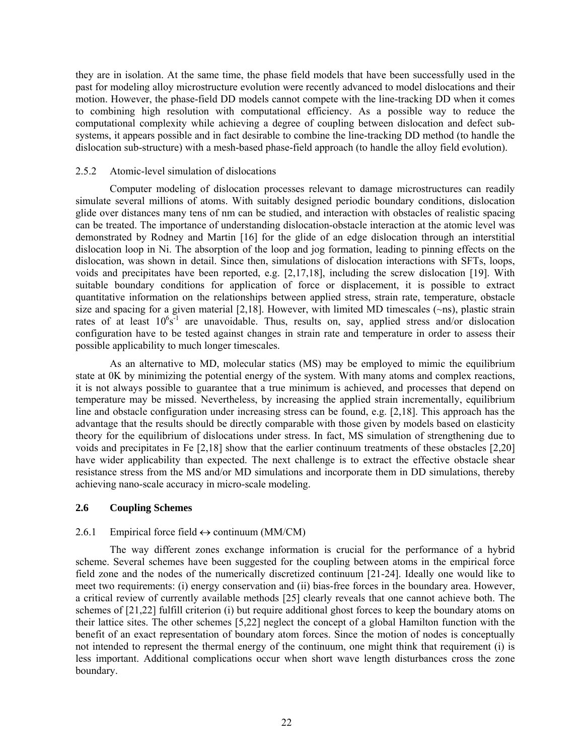they are in isolation. At the same time, the phase field models that have been successfully used in the past for modeling alloy microstructure evolution were recently advanced to model dislocations and their motion. However, the phase-field DD models cannot compete with the line-tracking DD when it comes to combining high resolution with computational efficiency. As a possible way to reduce the computational complexity while achieving a degree of coupling between dislocation and defect sub-systems, it appears possible and in fact desirable to combine the line-tracking DD method (to handle the dislocation sub-structure) with a mesh-based phase-field approach (to handle the alloy field evolution).

#### 2.5.2 Atomic-level simulation of dislocations

Computer modeling of dislocation processes relevant to damage microstructures can readily simulate several millions of atoms. With suitably designed periodic boundary conditions, dislocation glide over distances many tens of nm can be studied, and interaction with obstacles of realistic spacing can be treated. The importance of understanding dislocation-obstacle interaction at the atomic level was demonstrated by Rodney and Martin [16] for the glide of an edge dislocation through an interstitial dislocation loop in Ni. The absorption of the loop and jog formation, leading to pinning effects on the dislocation, was shown in detail. Since then, simulations of dislocation interactions with SFTs, loops, voids and precipitates have been reported, e.g. [2,17,18], including the screw dislocation [19]. With suitable boundary conditions for application of force or displacement, it is possible to extract quantitative information on the relationships between applied stress, strain rate, temperature, obstacle size and spacing for a given material [2,18]. However, with limited MD timescales (~ns), plastic strain rates of at least $10^6 s^{-1}$ are unavoidable. Thus, results on, say, applied stress and/or dislocation configuration have to be tested against changes in strain rate and temperature in order to assess their possible applicability to much longer timescales.

As an alternative to MD, molecular statics (MS) may be employed to mimic the equilibrium state at 0K by minimizing the potential energy of the system. With many atoms and complex reactions, it is not always possible to guarantee that a true minimum is achieved, and processes that depend on temperature may be missed. Nevertheless, by increasing the applied strain incrementally, equilibrium line and obstacle configuration under increasing stress can be found, e.g. [2,18]. This approach has the advantage that the results should be directly comparable with those given by models based on elasticity theory for the equilibrium of dislocations under stress. In fact, MS simulation of strengthening due to voids and precipitates in Fe [2,18] show that the earlier continuum treatments of these obstacles [2,20] have wider applicability than expected. The next challenge is to extract the effective obstacle shear resistance stress from the MS and/or MD simulations and incorporate them in DD simulations, thereby achieving nano-scale accuracy in micro-scale modeling.

### 2.6 Coupling Schemes

#### 2.6.1 Empirical force field ↔ continuum (MM/CM)

The way different zones exchange information is crucial for the performance of a hybrid scheme. Several schemes have been suggested for the coupling between atoms in the empirical force field zone and the nodes of the numerically discretized continuum [21-24]. Ideally one would like to meet two requirements: (i) energy conservation and (ii) bias-free forces in the boundary area. However, a critical review of currently available methods [25] clearly reveals that one cannot achieve both. The schemes of [21,22] fulfill criterion (i) but require additional ghost forces to keep the boundary atoms on their lattice sites. The other schemes [5,22] neglect the concept of a global Hamilton function with the benefit of an exact representation of boundary atom forces. Since the motion of nodes is conceptually not intended to represent the thermal energy of the continuum, one might think that requirement (i) is less important. Additional complications occur when short wave length disturbances cross the zone boundary.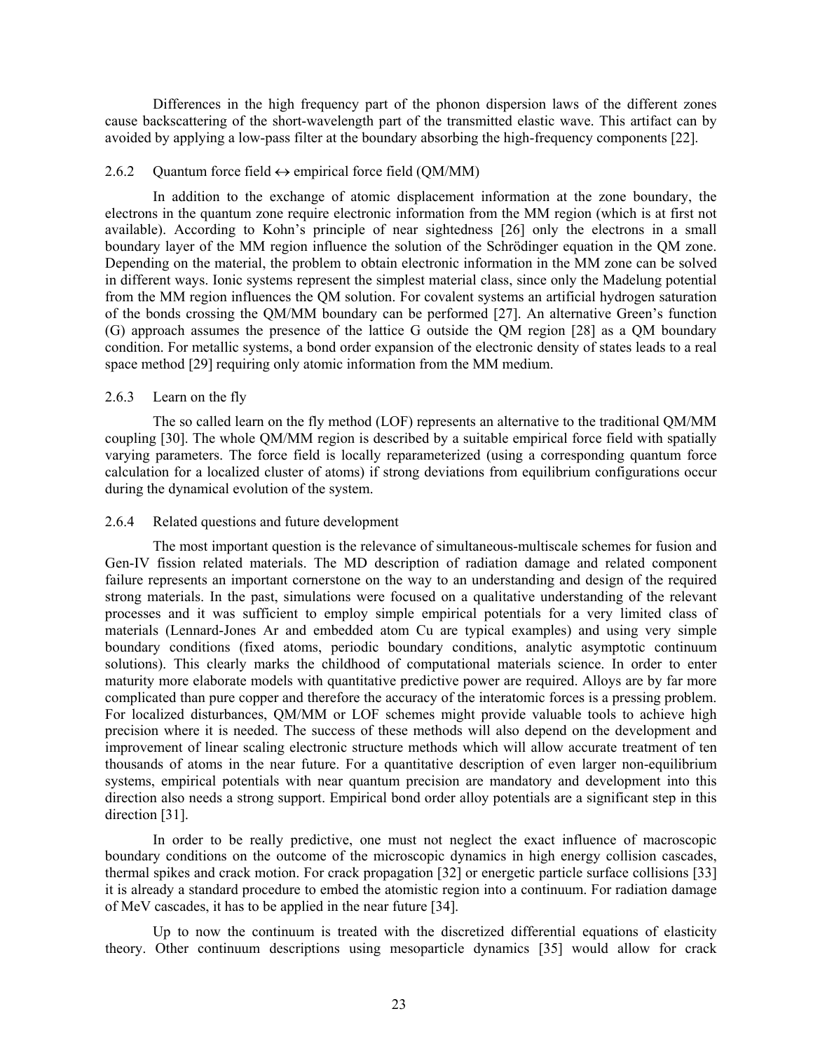Differences in the high frequency part of the phonon dispersion laws of the different zones cause backscattering of the short-wavelength part of the transmitted elastic wave. This artifact can by avoided by applying a low-pass filter at the boundary absorbing the high-frequency components [22].

### 2.6.2 Quantum force field ↔ empirical force field (QM/MM)

In addition to the exchange of atomic displacement information at the zone boundary, the electrons in the quantum zone require electronic information from the MM region (which is at first not available). According to Kohn's principle of near sightedness [26] only the electrons in a small boundary layer of the MM region influence the solution of the Schrödinger equation in the QM zone. Depending on the material, the problem to obtain electronic information in the MM zone can be solved in different ways. Ionic systems represent the simplest material class, since only the Madelung potential from the MM region influences the QM solution. For covalent systems an artificial hydrogen saturation of the bonds crossing the QM/MM boundary can be performed [27]. An alternative Green's function (G) approach assumes the presence of the lattice G outside the QM region [28] as a QM boundary condition. For metallic systems, a bond order expansion of the electronic density of states leads to a real space method [29] requiring only atomic information from the MM medium.

### 2.6.3 Learn on the fly

The so called learn on the fly method (LOF) represents an alternative to the traditional QM/MM coupling [30]. The whole QM/MM region is described by a suitable empirical force field with spatially varying parameters. The force field is locally reparameterized (using a corresponding quantum force calculation for a localized cluster of atoms) if strong deviations from equilibrium configurations occur during the dynamical evolution of the system.

### 2.6.4 Related questions and future development

The most important question is the relevance of simultaneous-multiscale schemes for fusion and Gen-IV fission related materials. The MD description of radiation damage and related component failure represents an important cornerstone on the way to an understanding and design of the required strong materials. In the past, simulations were focused on a qualitative understanding of the relevant processes and it was sufficient to employ simple empirical potentials for a very limited class of materials (Lennard-Jones Ar and embedded atom Cu are typical examples) and using very simple boundary conditions (fixed atoms, periodic boundary conditions, analytic asymptotic continuum solutions). This clearly marks the childhood of computational materials science. In order to enter maturity more elaborate models with quantitative predictive power are required. Alloys are by far more complicated than pure copper and therefore the accuracy of the interatomic forces is a pressing problem. For localized disturbances, QM/MM or LOF schemes might provide valuable tools to achieve high precision where it is needed. The success of these methods will also depend on the development and improvement of linear scaling electronic structure methods which will allow accurate treatment of ten thousands of atoms in the near future. For a quantitative description of even larger non-equilibrium systems, empirical potentials with near quantum precision are mandatory and development into this direction also needs a strong support. Empirical bond order alloy potentials are a significant step in this direction [31].

In order to be really predictive, one must not neglect the exact influence of macroscopic boundary conditions on the outcome of the microscopic dynamics in high energy collision cascades, thermal spikes and crack motion. For crack propagation [32] or energetic particle surface collisions [33] it is already a standard procedure to embed the atomistic region into a continuum. For radiation damage of MeV cascades, it has to be applied in the near future [34].

Up to now the continuum is treated with the discretized differential equations of elasticity theory. Other continuum descriptions using mesoparticle dynamics [35] would allow for crack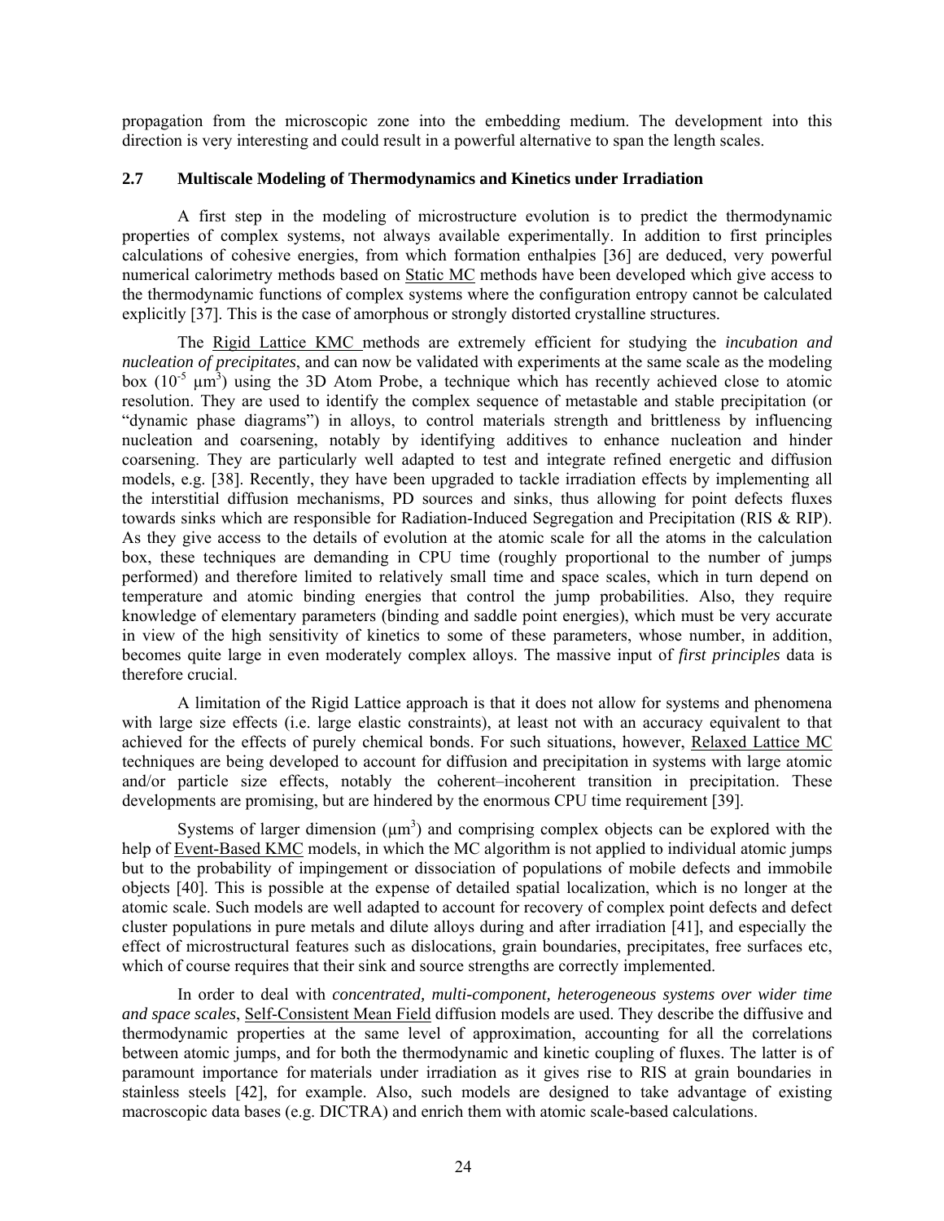propagation from the microscopic zone into the embedding medium. The development into this direction is very interesting and could result in a powerful alternative to span the length scales.

### 2.7 Multiscale Modeling of Thermodynamics and Kinetics under Irradiation

A first step in the modeling of microstructure evolution is to predict the thermodynamic properties of complex systems, not always available experimentally. In addition to first principles calculations of cohesive energies, from which formation enthalpies [36] are deduced, very powerful numerical calorimetry methods based on Static MC methods have been developed which give access to the thermodynamic functions of complex systems where the configuration entropy cannot be calculated explicitly [37]. This is the case of amorphous or strongly distorted crystalline structures.

The Rigid Lattice KMC methods are extremely efficient for studying the *incubation and nucleation of precipitates*, and can now be validated with experiments at the same scale as the modeling box ($10^{-5}$ $\mu m^3$) using the 3D Atom Probe, a technique which has recently achieved close to atomic resolution. They are used to identify the complex sequence of metastable and stable precipitation (or "dynamic phase diagrams") in alloys, to control materials strength and brittleness by influencing nucleation and coarsening, notably by identifying additives to enhance nucleation and hinder coarsening. They are particularly well adapted to test and integrate refined energetic and diffusion models, e.g. [38]. Recently, they have been upgraded to tackle irradiation effects by implementing all the interstitial diffusion mechanisms, PD sources and sinks, thus allowing for point defects fluxes towards sinks which are responsible for Radiation-Induced Segregation and Precipitation (RIS & RIP). As they give access to the details of evolution at the atomic scale for all the atoms in the calculation box, these techniques are demanding in CPU time (roughly proportional to the number of jumps performed) and therefore limited to relatively small time and space scales, which in turn depend on temperature and atomic binding energies that control the jump probabilities. Also, they require knowledge of elementary parameters (binding and saddle point energies), which must be very accurate in view of the high sensitivity of kinetics to some of these parameters, whose number, in addition, becomes quite large in even moderately complex alloys. The massive input of *first principles* data is therefore crucial.

A limitation of the Rigid Lattice approach is that it does not allow for systems and phenomena with large size effects (i.e. large elastic constraints), at least not with an accuracy equivalent to that achieved for the effects of purely chemical bonds. For such situations, however, Relaxed Lattice MC techniques are being developed to account for diffusion and precipitation in systems with large atomic and/or particle size effects, notably the coherent–incoherent transition in precipitation. These developments are promising, but are hindered by the enormous CPU time requirement [39].

Systems of larger dimension ($\mu m^3$) and comprising complex objects can be explored with the help of Event-Based KMC models, in which the MC algorithm is not applied to individual atomic jumps but to the probability of impingement or dissociation of populations of mobile defects and immobile objects [40]. This is possible at the expense of detailed spatial localization, which is no longer at the atomic scale. Such models are well adapted to account for recovery of complex point defects and defect cluster populations in pure metals and dilute alloys during and after irradiation [41], and especially the effect of microstructural features such as dislocations, grain boundaries, precipitates, free surfaces etc, which of course requires that their sink and source strengths are correctly implemented.

In order to deal with *concentrated, multi-component, heterogeneous systems over wider time and space scales*, Self-Consistent Mean Field diffusion models are used. They describe the diffusive and thermodynamic properties at the same level of approximation, accounting for all the correlations between atomic jumps, and for both the thermodynamic and kinetic coupling of fluxes. The latter is of paramount importance for materials under irradiation as it gives rise to RIS at grain boundaries in stainless steels [42], for example. Also, such models are designed to take advantage of existing macroscopic data bases (e.g. DICTRA) and enrich them with atomic scale-based calculations.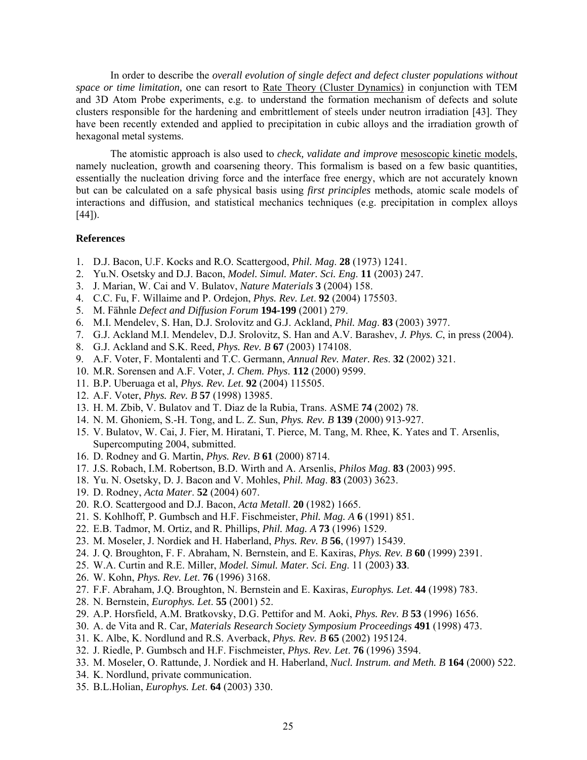In order to describe the *overall evolution of single defect and defect cluster populations without space or time limitation,* one can resort to Rate Theory (Cluster Dynamics) in conjunction with TEM and 3D Atom Probe experiments, e.g. to understand the formation mechanism of defects and solute clusters responsible for the hardening and embrittlement of steels under neutron irradiation [43]. They have been recently extended and applied to precipitation in cubic alloys and the irradiation growth of hexagonal metal systems.

The atomistic approach is also used to *check, validate and improve* mesoscopic kinetic models, namely nucleation, growth and coarsening theory. This formalism is based on a few basic quantities, essentially the nucleation driving force and the interface free energy, which are not accurately known but can be calculated on a safe physical basis using *first principles* methods, atomic scale models of interactions and diffusion, and statistical mechanics techniques (e.g. precipitation in complex alloys [44]).

**References**

1. D.J. Bacon, U.F. Kocks and R.O. Scattergood, *Phil. Mag*. **28** (1973) 1241.
2. Yu.N. Osetsky and D.J. Bacon, *Model. Simul. Mater. Sci. Eng*. **11** (2003) 247.
3. J. Marian, W. Cai and V. Bulatov, *Nature Materials* **3** (2004) 158.
4. C.C. Fu, F. Willaime and P. Ordejon, *Phys. Rev. Let*. **92** (2004) 175503.
5. M. Fähnle *Defect and Diffusion Forum* **194-199** (2001) 279.
6. M.I. Mendelev, S. Han, D.J. Srolovitz and G.J. Ackland, *Phil. Mag*. **83** (2003) 3977.
7. G.J. Ackland M.I. Mendelev, D.J. Srolovitz, S. Han and A.V. Barashev, *J. Phys. C*, in press (2004).
8. G.J. Ackland and S.K. Reed, *Phys. Rev. B* **67** (2003) 174108.
9. A.F. Voter, F. Montalenti and T.C. Germann, *Annual Rev. Mater. Res*. **32** (2002) 321.
10. M.R. Sorensen and A.F. Voter, *J. Chem. Phys*. **112** (2000) 9599.
11. B.P. Uberuaga et al, *Phys. Rev. Let*. **92** (2004) 115505.
12. A.F. Voter, *Phys. Rev. B* **57** (1998) 13985.
13. H. M. Zbib, V. Bulatov and T. Diaz de la Rubia, Trans. ASME **74** (2002) 78.
14. N. M. Ghoniem, S.-H. Tong, and L. Z. Sun, *Phys. Rev. B* **139** (2000) 913-927.
15. V. Bulatov, W. Cai, J. Fier, M. Hiratani, T. Pierce, M. Tang, M. Rhee, K. Yates and T. Arsenlis, Supercomputing 2004, submitted.
16. D. Rodney and G. Martin, *Phys. Rev. B* **61** (2000) 8714.
17. J.S. Robach, I.M. Robertson, B.D. Wirth and A. Arsenlis, *Philos Mag*. **83** (2003) 995.
18. Yu. N. Osetsky, D. J. Bacon and V. Mohles, *Phil. Mag*. **83** (2003) 3623.
19. D. Rodney, *Acta Mater*. **52** (2004) 607.
20. R.O. Scattergood and D.J. Bacon, *Acta Metall*. **20** (1982) 1665.
21. S. Kohlhoff, P. Gumbsch and H.F. Fischmeister, *Phil. Mag. A* **6** (1991) 851.
22. E.B. Tadmor, M. Ortiz, and R. Phillips, *Phil. Mag. A* **73** (1996) 1529.
23. M. Moseler, J. Nordiek and H. Haberland, *Phys. Rev. B* **56**, (1997) 15439.
24. J. Q. Broughton, F. F. Abraham, N. Bernstein, and E. Kaxiras, *Phys. Rev. B* **60** (1999) 2391.
25. W.A. Curtin and R.E. Miller, *Model. Simul. Mater. Sci. Eng*. 11 (2003) **33**.
26. W. Kohn, *Phys. Rev. Let*. **76** (1996) 3168.
27. F.F. Abraham, J.Q. Broughton, N. Bernstein and E. Kaxiras, *Europhys. Let*. **44** (1998) 783.
28. N. Bernstein, *Europhys. Let*. **55** (2001) 52.
29. A.P. Horsfield, A.M. Bratkovsky, D.G. Pettifor and M. Aoki, *Phys. Rev. B* **53** (1996) 1656.
30. A. de Vita and R. Car, *Materials Research Society Symposium Proceedings* **491** (1998) 473.
31. K. Albe, K. Nordlund and R.S. Averback, *Phys. Rev. B* **65** (2002) 195124.
32. J. Riedle, P. Gumbsch and H.F. Fischmeister, *Phys. Rev. Let*. **76** (1996) 3594.
33. M. Moseler, O. Rattunde, J. Nordiek and H. Haberland, *Nucl. Instrum. and Meth. B* **164** (2000) 522.
34. K. Nordlund, private communication.
35. B.L.Holian, *Europhys. Let*. **64** (2003) 330.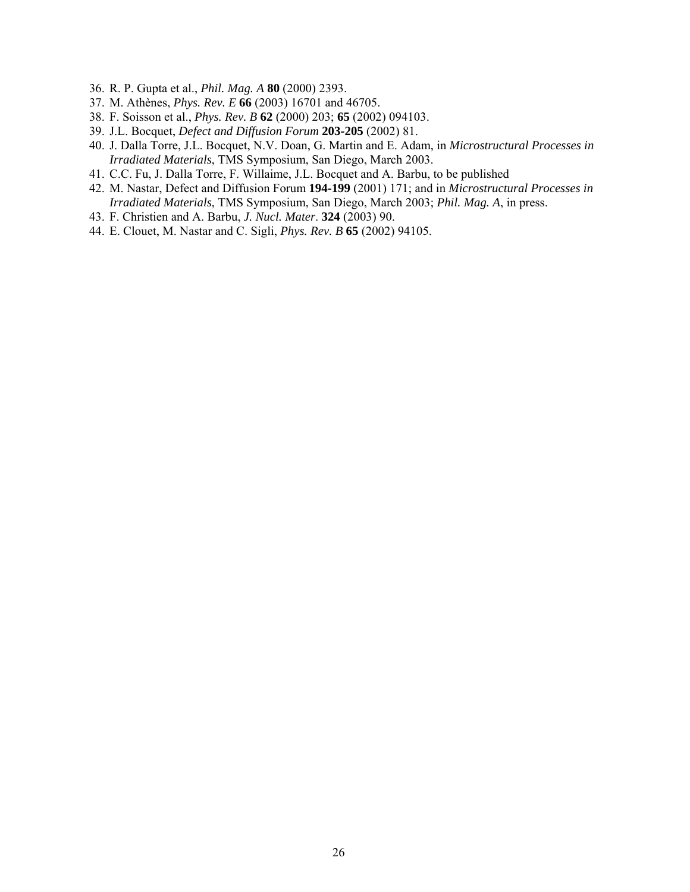36. R. P. Gupta et al., *Phil. Mag. A* **80** (2000) 2393.
37. M. Athènes, *Phys. Rev. E* **66** (2003) 16701 and 46705.
38. F. Soisson et al., *Phys. Rev. B* **62** (2000) 203; **65** (2002) 094103.
39. J.L. Bocquet, *Defect and Diffusion Forum* **203-205** (2002) 81.
40. J. Dalla Torre, J.L. Bocquet, N.V. Doan, G. Martin and E. Adam, in *Microstructural Processes in Irradiated Materials*, TMS Symposium, San Diego, March 2003.
41. C.C. Fu, J. Dalla Torre, F. Willaime, J.L. Bocquet and A. Barbu, to be published
42. M. Nastar, Defect and Diffusion Forum **194-199** (2001) 171; and in *Microstructural Processes in Irradiated Materials*, TMS Symposium, San Diego, March 2003; *Phil. Mag. A*, in press.
43. F. Christien and A. Barbu, *J. Nucl. Mater*. **324** (2003) 90.
44. E. Clouet, M. Nastar and C. Sigli, *Phys. Rev. B* **65** (2002) 94105.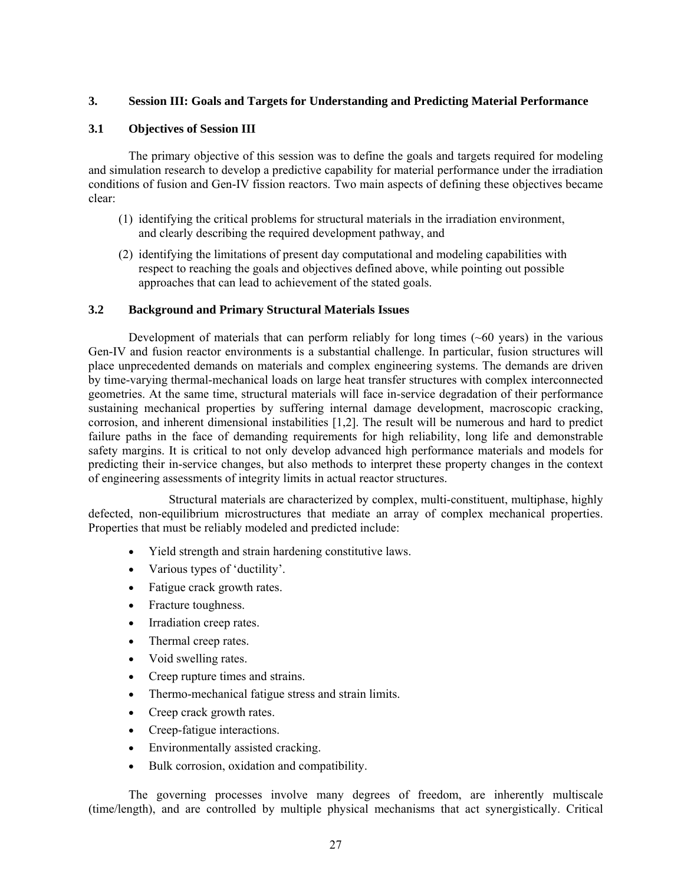## 3. Session III: Goals and Targets for Understanding and Predicting Material Performance

### 3.1 Objectives of Session III

The primary objective of this session was to define the goals and targets required for modeling and simulation research to develop a predictive capability for material performance under the irradiation conditions of fusion and Gen-IV fission reactors. Two main aspects of defining these objectives became clear:

(1) identifying the critical problems for structural materials in the irradiation environment, and clearly describing the required development pathway, and

(2) identifying the limitations of present day computational and modeling capabilities with respect to reaching the goals and objectives defined above, while pointing out possible approaches that can lead to achievement of the stated goals.

### 3.2 Background and Primary Structural Materials Issues

Development of materials that can perform reliably for long times (~60 years) in the various Gen-IV and fusion reactor environments is a substantial challenge. In particular, fusion structures will place unprecedented demands on materials and complex engineering systems. The demands are driven by time-varying thermal-mechanical loads on large heat transfer structures with complex interconnected geometries. At the same time, structural materials will face in-service degradation of their performance sustaining mechanical properties by suffering internal damage development, macroscopic cracking, corrosion, and inherent dimensional instabilities [1,2]. The result will be numerous and hard to predict failure paths in the face of demanding requirements for high reliability, long life and demonstrable safety margins. It is critical to not only develop advanced high performance materials and models for predicting their in-service changes, but also methods to interpret these property changes in the context of engineering assessments of integrity limits in actual reactor structures.

Structural materials are characterized by complex, multi-constituent, multiphase, highly defected, non-equilibrium microstructures that mediate an array of complex mechanical properties. Properties that must be reliably modeled and predicted include:

- Yield strength and strain hardening constitutive laws.
- Various types of 'ductility'.
- Fatigue crack growth rates.
- Fracture toughness.
- Irradiation creep rates.
- Thermal creep rates.
- Void swelling rates.
- Creep rupture times and strains.
- Thermo-mechanical fatigue stress and strain limits.
- Creep crack growth rates.
- Creep-fatigue interactions.
- Environmentally assisted cracking.
- Bulk corrosion, oxidation and compatibility.

The governing processes involve many degrees of freedom, are inherently multiscale (time/length), and are controlled by multiple physical mechanisms that act synergistically. Critical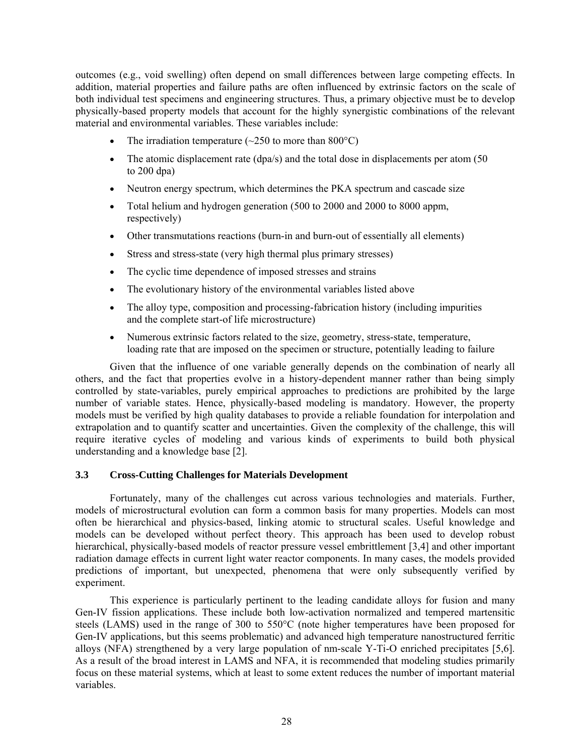outcomes (e.g., void swelling) often depend on small differences between large competing effects. In addition, material properties and failure paths are often influenced by extrinsic factors on the scale of both individual test specimens and engineering structures. Thus, a primary objective must be to develop physically-based property models that account for the highly synergistic combinations of the relevant material and environmental variables. These variables include:

- The irradiation temperature (~250 to more than 800°C)
- The atomic displacement rate (dpa/s) and the total dose in displacements per atom (50 to 200 dpa)
- Neutron energy spectrum, which determines the PKA spectrum and cascade size
- Total helium and hydrogen generation (500 to 2000 and 2000 to 8000 appm, respectively)
- Other transmutations reactions (burn-in and burn-out of essentially all elements)
- Stress and stress-state (very high thermal plus primary stresses)
- The cyclic time dependence of imposed stresses and strains
- The evolutionary history of the environmental variables listed above
- The alloy type, composition and processing-fabrication history (including impurities and the complete start-of life microstructure)
- Numerous extrinsic factors related to the size, geometry, stress-state, temperature, loading rate that are imposed on the specimen or structure, potentially leading to failure

Given that the influence of one variable generally depends on the combination of nearly all others, and the fact that properties evolve in a history-dependent manner rather than being simply controlled by state-variables, purely empirical approaches to predictions are prohibited by the large number of variable states. Hence, physically-based modeling is mandatory. However, the property models must be verified by high quality databases to provide a reliable foundation for interpolation and extrapolation and to quantify scatter and uncertainties. Given the complexity of the challenge, this will require iterative cycles of modeling and various kinds of experiments to build both physical understanding and a knowledge base [2].

### 3.3 Cross-Cutting Challenges for Materials Development

Fortunately, many of the challenges cut across various technologies and materials. Further, models of microstructural evolution can form a common basis for many properties. Models can most often be hierarchical and physics-based, linking atomic to structural scales. Useful knowledge and models can be developed without perfect theory. This approach has been used to develop robust hierarchical, physically-based models of reactor pressure vessel embrittlement [3,4] and other important radiation damage effects in current light water reactor components. In many cases, the models provided predictions of important, but unexpected, phenomena that were only subsequently verified by experiment.

This experience is particularly pertinent to the leading candidate alloys for fusion and many Gen-IV fission applications. These include both low-activation normalized and tempered martensitic steels (LAMS) used in the range of 300 to 550°C (note higher temperatures have been proposed for Gen-IV applications, but this seems problematic) and advanced high temperature nanostructured ferritic alloys (NFA) strengthened by a very large population of nm-scale Y-Ti-O enriched precipitates [5,6]. As a result of the broad interest in LAMS and NFA, it is recommended that modeling studies primarily focus on these material systems, which at least to some extent reduces the number of important material variables.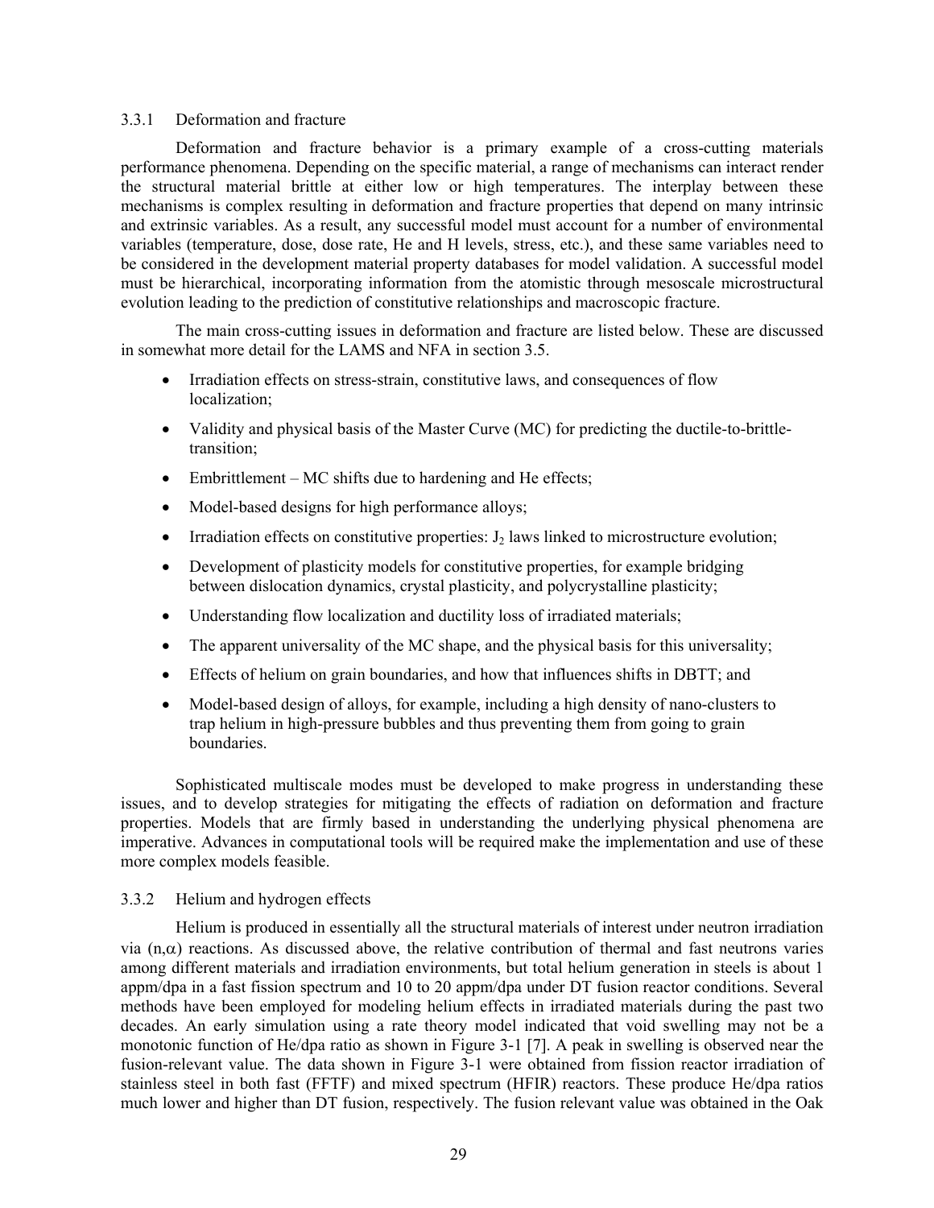### 3.3.1 Deformation and fracture

Deformation and fracture behavior is a primary example of a cross-cutting materials performance phenomena. Depending on the specific material, a range of mechanisms can interact render the structural material brittle at either low or high temperatures. The interplay between these mechanisms is complex resulting in deformation and fracture properties that depend on many intrinsic and extrinsic variables. As a result, any successful model must account for a number of environmental variables (temperature, dose, dose rate, He and H levels, stress, etc.), and these same variables need to be considered in the development material property databases for model validation. A successful model must be hierarchical, incorporating information from the atomistic through mesoscale microstructural evolution leading to the prediction of constitutive relationships and macroscopic fracture.

The main cross-cutting issues in deformation and fracture are listed below. These are discussed in somewhat more detail for the LAMS and NFA in section 3.5.

- Irradiation effects on stress-strain, constitutive laws, and consequences of flow localization;
- Validity and physical basis of the Master Curve (MC) for predicting the ductile-to-brittle-transition;
- Embrittlement – MC shifts due to hardening and He effects;
- Model-based designs for high performance alloys;
- Irradiation effects on constitutive properties: $J_2$ laws linked to microstructure evolution;
- Development of plasticity models for constitutive properties, for example bridging between dislocation dynamics, crystal plasticity, and polycrystalline plasticity;
- Understanding flow localization and ductility loss of irradiated materials;
- The apparent universality of the MC shape, and the physical basis for this universality;
- Effects of helium on grain boundaries, and how that influences shifts in DBTT; and
- Model-based design of alloys, for example, including a high density of nano-clusters to trap helium in high-pressure bubbles and thus preventing them from going to grain boundaries.

Sophisticated multiscale modes must be developed to make progress in understanding these issues, and to develop strategies for mitigating the effects of radiation on deformation and fracture properties. Models that are firmly based in understanding the underlying physical phenomena are imperative. Advances in computational tools will be required make the implementation and use of these more complex models feasible.

### 3.3.2 Helium and hydrogen effects

Helium is produced in essentially all the structural materials of interest under neutron irradiation via $(n,\alpha)$ reactions. As discussed above, the relative contribution of thermal and fast neutrons varies among different materials and irradiation environments, but total helium generation in steels is about 1 appm/dpa in a fast fission spectrum and 10 to 20 appm/dpa under DT fusion reactor conditions. Several methods have been employed for modeling helium effects in irradiated materials during the past two decades. An early simulation using a rate theory model indicated that void swelling may not be a monotonic function of He/dpa ratio as shown in Figure 3-1 [7]. A peak in swelling is observed near the fusion-relevant value. The data shown in Figure 3-1 were obtained from fission reactor irradiation of stainless steel in both fast (FFTF) and mixed spectrum (HFIR) reactors. These produce He/dpa ratios much lower and higher than DT fusion, respectively. The fusion relevant value was obtained in the Oak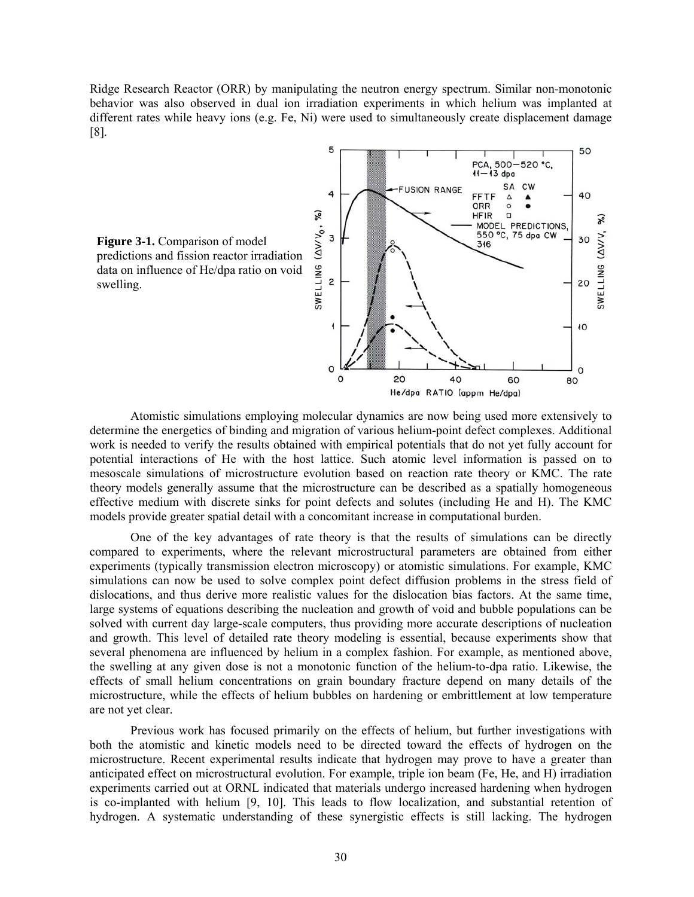Ridge Research Reactor (ORR) by manipulating the neutron energy spectrum. Similar non-monotonic behavior was also observed in dual ion irradiation experiments in which helium was implanted at different rates while heavy ions (e.g. Fe, Ni) were used to simultaneously create displacement damage [8].

PCA, 500–520 °C,
11–13 dpa

SA CW
FFTF △ ▲
ORR ○ ●
HFIR □

FUSION RANGE

MODEL PREDICTIONS,
550 °C, 75 dpa CW
316

SWELLING ($\Delta V/V_0$, %)

SWELLING ($\Delta V/V$, %)

He/dpa RATIO (appm He/dpa)

0
1
2
3
4
5

0
10
20
30
40
50

0
20
40
60
80

**Figure 3-1.** Comparison of model predictions and fission reactor irradiation data on influence of He/dpa ratio on void swelling.

Atomistic simulations employing molecular dynamics are now being used more extensively to determine the energetics of binding and migration of various helium-point defect complexes. Additional work is needed to verify the results obtained with empirical potentials that do not yet fully account for potential interactions of He with the host lattice. Such atomic level information is passed on to mesoscale simulations of microstructure evolution based on reaction rate theory or KMC. The rate theory models generally assume that the microstructure can be described as a spatially homogeneous effective medium with discrete sinks for point defects and solutes (including He and H). The KMC models provide greater spatial detail with a concomitant increase in computational burden.

One of the key advantages of rate theory is that the results of simulations can be directly compared to experiments, where the relevant microstructural parameters are obtained from either experiments (typically transmission electron microscopy) or atomistic simulations. For example, KMC simulations can now be used to solve complex point defect diffusion problems in the stress field of dislocations, and thus derive more realistic values for the dislocation bias factors. At the same time, large systems of equations describing the nucleation and growth of void and bubble populations can be solved with current day large-scale computers, thus providing more accurate descriptions of nucleation and growth. This level of detailed rate theory modeling is essential, because experiments show that several phenomena are influenced by helium in a complex fashion. For example, as mentioned above, the swelling at any given dose is not a monotonic function of the helium-to-dpa ratio. Likewise, the effects of small helium concentrations on grain boundary fracture depend on many details of the microstructure, while the effects of helium bubbles on hardening or embrittlement at low temperature are not yet clear.

Previous work has focused primarily on the effects of helium, but further investigations with both the atomistic and kinetic models need to be directed toward the effects of hydrogen on the microstructure. Recent experimental results indicate that hydrogen may prove to have a greater than anticipated effect on microstructural evolution. For example, triple ion beam (Fe, He, and H) irradiation experiments carried out at ORNL indicated that materials undergo increased hardening when hydrogen is co-implanted with helium [9, 10]. This leads to flow localization, and substantial retention of hydrogen. A systematic understanding of these synergistic effects is still lacking. The hydrogen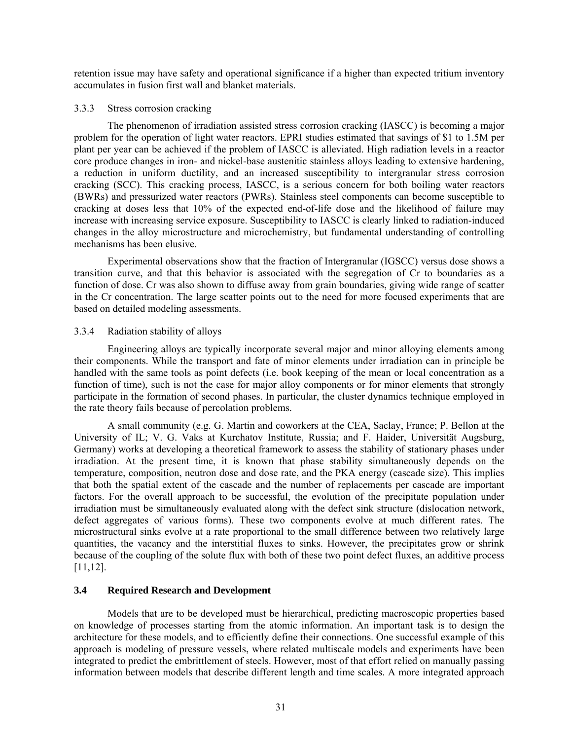retention issue may have safety and operational significance if a higher than expected tritium inventory accumulates in fusion first wall and blanket materials.

#### 3.3.3 Stress corrosion cracking

The phenomenon of irradiation assisted stress corrosion cracking (IASCC) is becoming a major problem for the operation of light water reactors. EPRI studies estimated that savings of $1 to 1.5M per plant per year can be achieved if the problem of IASCC is alleviated. High radiation levels in a reactor core produce changes in iron- and nickel-base austenitic stainless alloys leading to extensive hardening, a reduction in uniform ductility, and an increased susceptibility to intergranular stress corrosion cracking (SCC). This cracking process, IASCC, is a serious concern for both boiling water reactors (BWRs) and pressurized water reactors (PWRs). Stainless steel components can become susceptible to cracking at doses less that 10% of the expected end-of-life dose and the likelihood of failure may increase with increasing service exposure. Susceptibility to IASCC is clearly linked to radiation-induced changes in the alloy microstructure and microchemistry, but fundamental understanding of controlling mechanisms has been elusive.

Experimental observations show that the fraction of Intergranular (IGSCC) versus dose shows a transition curve, and that this behavior is associated with the segregation of Cr to boundaries as a function of dose. Cr was also shown to diffuse away from grain boundaries, giving wide range of scatter in the Cr concentration. The large scatter points out to the need for more focused experiments that are based on detailed modeling assessments.

#### 3.3.4 Radiation stability of alloys

Engineering alloys are typically incorporate several major and minor alloying elements among their components. While the transport and fate of minor elements under irradiation can in principle be handled with the same tools as point defects (i.e. book keeping of the mean or local concentration as a function of time), such is not the case for major alloy components or for minor elements that strongly participate in the formation of second phases. In particular, the cluster dynamics technique employed in the rate theory fails because of percolation problems.

A small community (e.g. G. Martin and coworkers at the CEA, Saclay, France; P. Bellon at the University of IL; V. G. Vaks at Kurchatov Institute, Russia; and F. Haider, Universität Augsburg, Germany) works at developing a theoretical framework to assess the stability of stationary phases under irradiation. At the present time, it is known that phase stability simultaneously depends on the temperature, composition, neutron dose and dose rate, and the PKA energy (cascade size). This implies that both the spatial extent of the cascade and the number of replacements per cascade are important factors. For the overall approach to be successful, the evolution of the precipitate population under irradiation must be simultaneously evaluated along with the defect sink structure (dislocation network, defect aggregates of various forms). These two components evolve at much different rates. The microstructural sinks evolve at a rate proportional to the small difference between two relatively large quantities, the vacancy and the interstitial fluxes to sinks. However, the precipitates grow or shrink because of the coupling of the solute flux with both of these two point defect fluxes, an additive process [11,12].

### 3.4 Required Research and Development

Models that are to be developed must be hierarchical, predicting macroscopic properties based on knowledge of processes starting from the atomic information. An important task is to design the architecture for these models, and to efficiently define their connections. One successful example of this approach is modeling of pressure vessels, where related multiscale models and experiments have been integrated to predict the embrittlement of steels. However, most of that effort relied on manually passing information between models that describe different length and time scales. A more integrated approach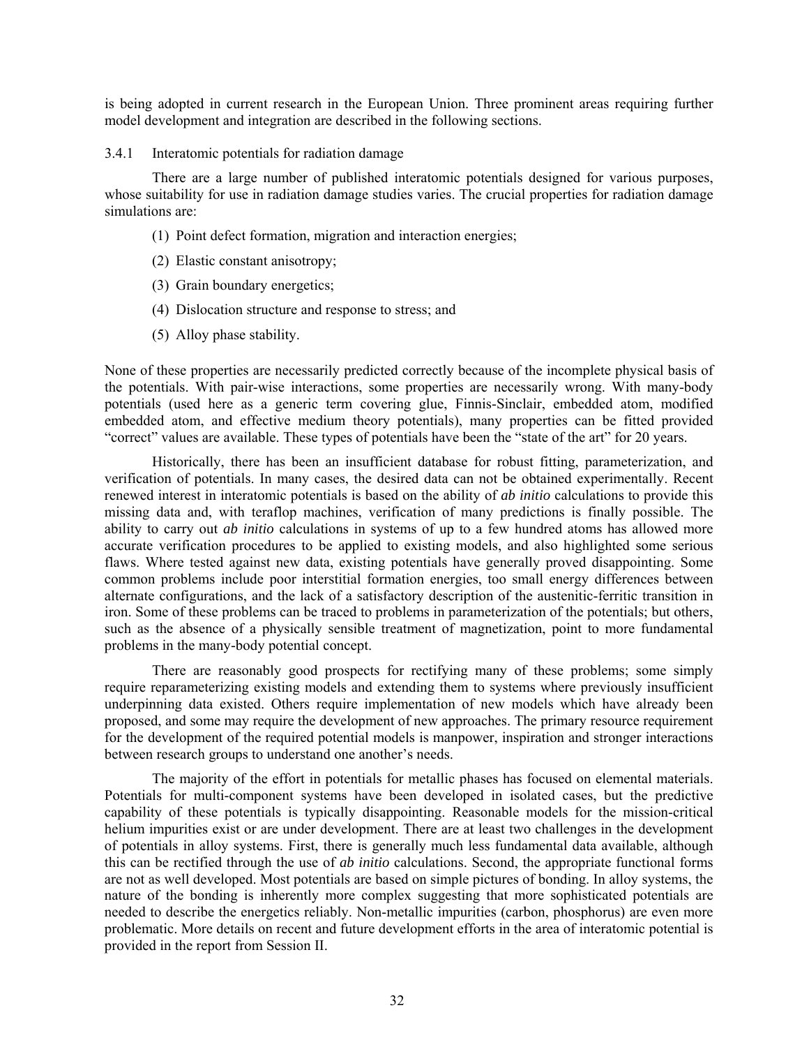is being adopted in current research in the European Union. Three prominent areas requiring further model development and integration are described in the following sections.

### 3.4.1 Interatomic potentials for radiation damage

There are a large number of published interatomic potentials designed for various purposes, whose suitability for use in radiation damage studies varies. The crucial properties for radiation damage simulations are:

(1) Point defect formation, migration and interaction energies;

(2) Elastic constant anisotropy;

(3) Grain boundary energetics;

(4) Dislocation structure and response to stress; and

(5) Alloy phase stability.

None of these properties are necessarily predicted correctly because of the incomplete physical basis of the potentials. With pair-wise interactions, some properties are necessarily wrong. With many-body potentials (used here as a generic term covering glue, Finnis-Sinclair, embedded atom, modified embedded atom, and effective medium theory potentials), many properties can be fitted provided "correct" values are available. These types of potentials have been the "state of the art" for 20 years.

Historically, there has been an insufficient database for robust fitting, parameterization, and verification of potentials. In many cases, the desired data can not be obtained experimentally. Recent renewed interest in interatomic potentials is based on the ability of *ab initio* calculations to provide this missing data and, with teraflop machines, verification of many predictions is finally possible. The ability to carry out *ab initio* calculations in systems of up to a few hundred atoms has allowed more accurate verification procedures to be applied to existing models, and also highlighted some serious flaws. Where tested against new data, existing potentials have generally proved disappointing. Some common problems include poor interstitial formation energies, too small energy differences between alternate configurations, and the lack of a satisfactory description of the austenitic-ferritic transition in iron. Some of these problems can be traced to problems in parameterization of the potentials; but others, such as the absence of a physically sensible treatment of magnetization, point to more fundamental problems in the many-body potential concept.

There are reasonably good prospects for rectifying many of these problems; some simply require reparameterizing existing models and extending them to systems where previously insufficient underpinning data existed. Others require implementation of new models which have already been proposed, and some may require the development of new approaches. The primary resource requirement for the development of the required potential models is manpower, inspiration and stronger interactions between research groups to understand one another's needs.

The majority of the effort in potentials for metallic phases has focused on elemental materials. Potentials for multi-component systems have been developed in isolated cases, but the predictive capability of these potentials is typically disappointing. Reasonable models for the mission-critical helium impurities exist or are under development. There are at least two challenges in the development of potentials in alloy systems. First, there is generally much less fundamental data available, although this can be rectified through the use of *ab initio* calculations. Second, the appropriate functional forms are not as well developed. Most potentials are based on simple pictures of bonding. In alloy systems, the nature of the bonding is inherently more complex suggesting that more sophisticated potentials are needed to describe the energetics reliably. Non-metallic impurities (carbon, phosphorus) are even more problematic. More details on recent and future development efforts in the area of interatomic potential is provided in the report from Session II.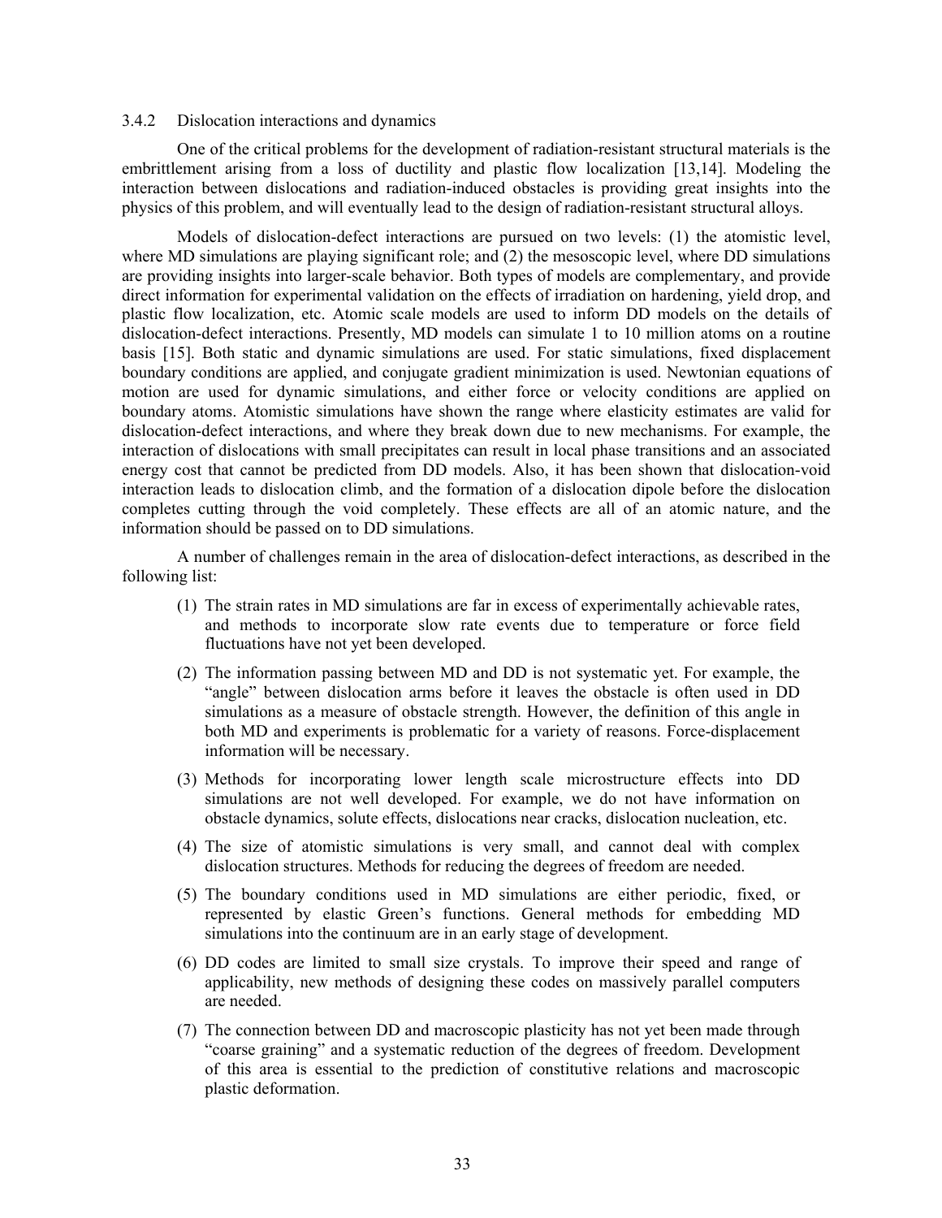### 3.4.2 Dislocation interactions and dynamics

One of the critical problems for the development of radiation-resistant structural materials is the embrittlement arising from a loss of ductility and plastic flow localization [13,14]. Modeling the interaction between dislocations and radiation-induced obstacles is providing great insights into the physics of this problem, and will eventually lead to the design of radiation-resistant structural alloys.

Models of dislocation-defect interactions are pursued on two levels: (1) the atomistic level, where MD simulations are playing significant role; and (2) the mesoscopic level, where DD simulations are providing insights into larger-scale behavior. Both types of models are complementary, and provide direct information for experimental validation on the effects of irradiation on hardening, yield drop, and plastic flow localization, etc. Atomic scale models are used to inform DD models on the details of dislocation-defect interactions. Presently, MD models can simulate 1 to 10 million atoms on a routine basis [15]. Both static and dynamic simulations are used. For static simulations, fixed displacement boundary conditions are applied, and conjugate gradient minimization is used. Newtonian equations of motion are used for dynamic simulations, and either force or velocity conditions are applied on boundary atoms. Atomistic simulations have shown the range where elasticity estimates are valid for dislocation-defect interactions, and where they break down due to new mechanisms. For example, the interaction of dislocations with small precipitates can result in local phase transitions and an associated energy cost that cannot be predicted from DD models. Also, it has been shown that dislocation-void interaction leads to dislocation climb, and the formation of a dislocation dipole before the dislocation completes cutting through the void completely. These effects are all of an atomic nature, and the information should be passed on to DD simulations.

A number of challenges remain in the area of dislocation-defect interactions, as described in the following list:

(1) The strain rates in MD simulations are far in excess of experimentally achievable rates, and methods to incorporate slow rate events due to temperature or force field fluctuations have not yet been developed.

(2) The information passing between MD and DD is not systematic yet. For example, the "angle" between dislocation arms before it leaves the obstacle is often used in DD simulations as a measure of obstacle strength. However, the definition of this angle in both MD and experiments is problematic for a variety of reasons. Force-displacement information will be necessary.

(3) Methods for incorporating lower length scale microstructure effects into DD simulations are not well developed. For example, we do not have information on obstacle dynamics, solute effects, dislocations near cracks, dislocation nucleation, etc.

(4) The size of atomistic simulations is very small, and cannot deal with complex dislocation structures. Methods for reducing the degrees of freedom are needed.

(5) The boundary conditions used in MD simulations are either periodic, fixed, or represented by elastic Green's functions. General methods for embedding MD simulations into the continuum are in an early stage of development.

(6) DD codes are limited to small size crystals. To improve their speed and range of applicability, new methods of designing these codes on massively parallel computers are needed.

(7) The connection between DD and macroscopic plasticity has not yet been made through "coarse graining" and a systematic reduction of the degrees of freedom. Development of this area is essential to the prediction of constitutive relations and macroscopic plastic deformation.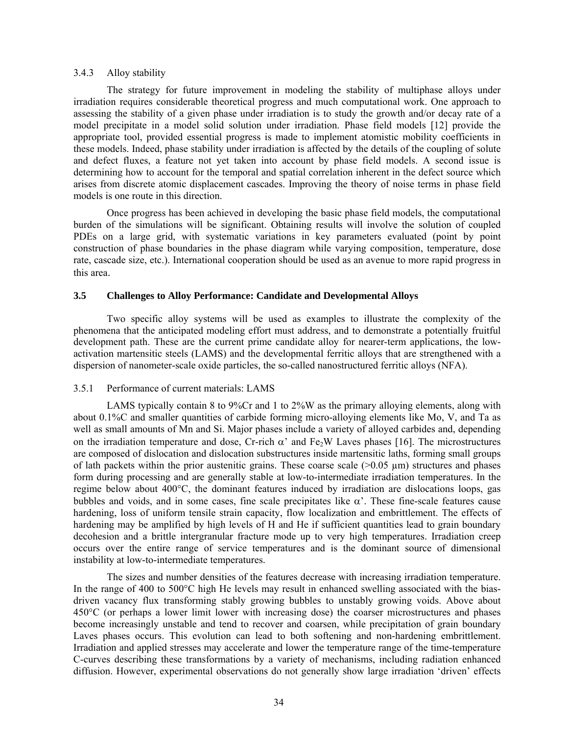#### 3.4.3 Alloy stability

The strategy for future improvement in modeling the stability of multiphase alloys under irradiation requires considerable theoretical progress and much computational work. One approach to assessing the stability of a given phase under irradiation is to study the growth and/or decay rate of a model precipitate in a model solid solution under irradiation. Phase field models [12] provide the appropriate tool, provided essential progress is made to implement atomistic mobility coefficients in these models. Indeed, phase stability under irradiation is affected by the details of the coupling of solute and defect fluxes, a feature not yet taken into account by phase field models. A second issue is determining how to account for the temporal and spatial correlation inherent in the defect source which arises from discrete atomic displacement cascades. Improving the theory of noise terms in phase field models is one route in this direction.

Once progress has been achieved in developing the basic phase field models, the computational burden of the simulations will be significant. Obtaining results will involve the solution of coupled PDEs on a large grid, with systematic variations in key parameters evaluated (point by point construction of phase boundaries in the phase diagram while varying composition, temperature, dose rate, cascade size, etc.). International cooperation should be used as an avenue to more rapid progress in this area.

### 3.5 Challenges to Alloy Performance: Candidate and Developmental Alloys

Two specific alloy systems will be used as examples to illustrate the complexity of the phenomena that the anticipated modeling effort must address, and to demonstrate a potentially fruitful development path. These are the current prime candidate alloy for nearer-term applications, the low-activation martensitic steels (LAMS) and the developmental ferritic alloys that are strengthened with a dispersion of nanometer-scale oxide particles, the so-called nanostructured ferritic alloys (NFA).

#### 3.5.1 Performance of current materials: LAMS

LAMS typically contain 8 to 9%Cr and 1 to 2%W as the primary alloying elements, along with about 0.1%C and smaller quantities of carbide forming micro-alloying elements like Mo, V, and Ta as well as small amounts of Mn and Si. Major phases include a variety of alloyed carbides and, depending on the irradiation temperature and dose, Cr-rich $\alpha$' and $Fe_2W$ Laves phases [16]. The microstructures are composed of dislocation and dislocation substructures inside martensitic laths, forming small groups of lath packets within the prior austenitic grains. These coarse scale (>0.05 μm) structures and phases form during processing and are generally stable at low-to-intermediate irradiation temperatures. In the regime below about 400°C, the dominant features induced by irradiation are dislocations loops, gas bubbles and voids, and in some cases, fine scale precipitates like $\alpha$'. These fine-scale features cause hardening, loss of uniform tensile strain capacity, flow localization and embrittlement. The effects of hardening may be amplified by high levels of H and He if sufficient quantities lead to grain boundary decohesion and a brittle intergranular fracture mode up to very high temperatures. Irradiation creep occurs over the entire range of service temperatures and is the dominant source of dimensional instability at low-to-intermediate temperatures.

The sizes and number densities of the features decrease with increasing irradiation temperature. In the range of 400 to 500°C high He levels may result in enhanced swelling associated with the bias-driven vacancy flux transforming stably growing bubbles to unstably growing voids. Above about 450°C (or perhaps a lower limit lower with increasing dose) the coarser microstructures and phases become increasingly unstable and tend to recover and coarsen, while precipitation of grain boundary Laves phases occurs. This evolution can lead to both softening and non-hardening embrittlement. Irradiation and applied stresses may accelerate and lower the temperature range of the time-temperature C-curves describing these transformations by a variety of mechanisms, including radiation enhanced diffusion. However, experimental observations do not generally show large irradiation 'driven' effects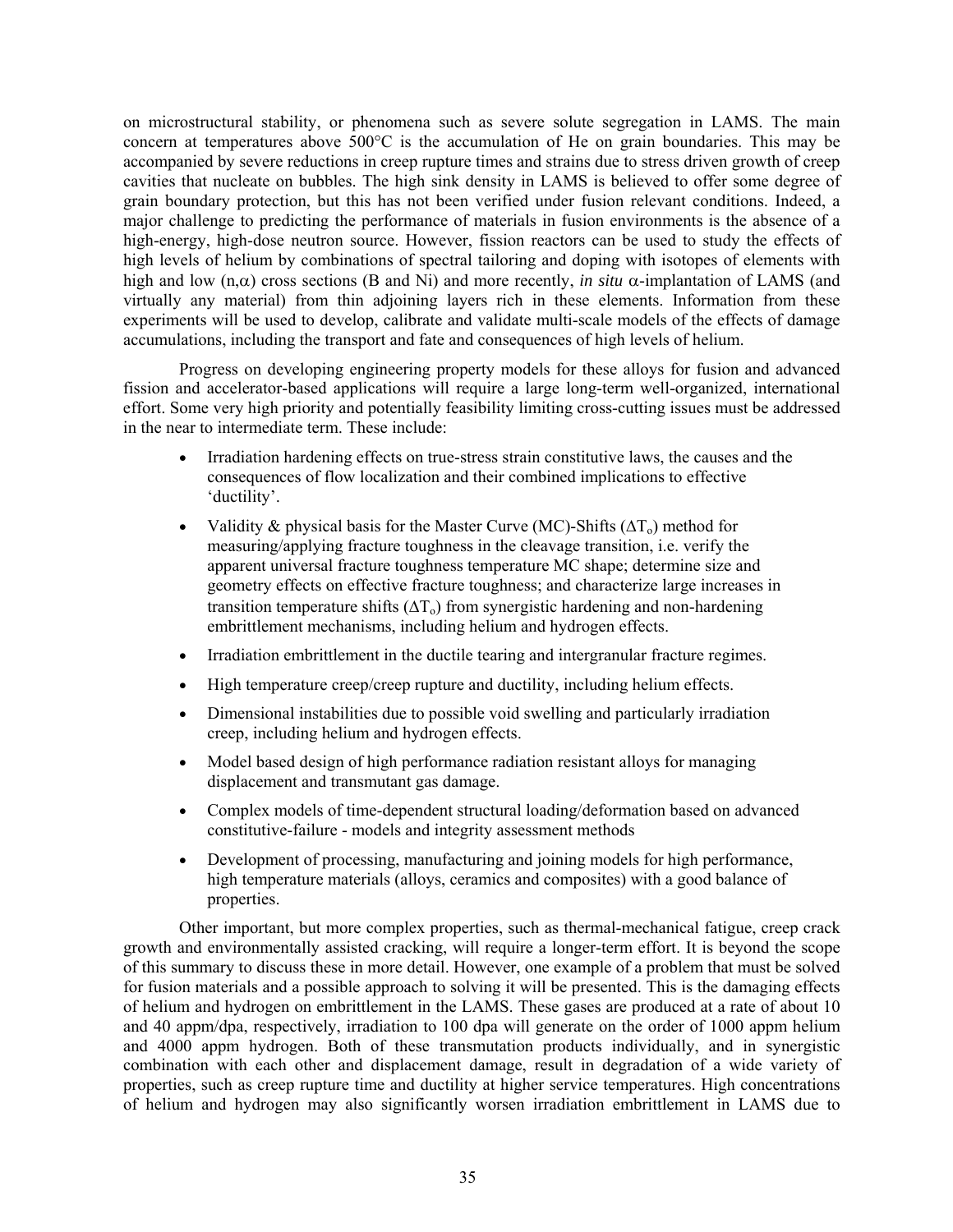on microstructural stability, or phenomena such as severe solute segregation in LAMS. The main concern at temperatures above 500°C is the accumulation of He on grain boundaries. This may be accompanied by severe reductions in creep rupture times and strains due to stress driven growth of creep cavities that nucleate on bubbles. The high sink density in LAMS is believed to offer some degree of grain boundary protection, but this has not been verified under fusion relevant conditions. Indeed, a major challenge to predicting the performance of materials in fusion environments is the absence of a high-energy, high-dose neutron source. However, fission reactors can be used to study the effects of high levels of helium by combinations of spectral tailoring and doping with isotopes of elements with high and low $(n,\alpha)$ cross sections (B and Ni) and more recently, *in situ* $\alpha$-implantation of LAMS (and virtually any material) from thin adjoining layers rich in these elements. Information from these experiments will be used to develop, calibrate and validate multi-scale models of the effects of damage accumulations, including the transport and fate and consequences of high levels of helium.

Progress on developing engineering property models for these alloys for fusion and advanced fission and accelerator-based applications will require a large long-term well-organized, international effort. Some very high priority and potentially feasibility limiting cross-cutting issues must be addressed in the near to intermediate term. These include:

- Irradiation hardening effects on true-stress strain constitutive laws, the causes and the consequences of flow localization and their combined implications to effective 'ductility'.
- Validity & physical basis for the Master Curve (MC)-Shifts ($\Delta T_o$) method for measuring/applying fracture toughness in the cleavage transition, i.e. verify the apparent universal fracture toughness temperature MC shape; determine size and geometry effects on effective fracture toughness; and characterize large increases in transition temperature shifts ($\Delta T_o$) from synergistic hardening and non-hardening embrittlement mechanisms, including helium and hydrogen effects.
- Irradiation embrittlement in the ductile tearing and intergranular fracture regimes.
- High temperature creep/creep rupture and ductility, including helium effects.
- Dimensional instabilities due to possible void swelling and particularly irradiation creep, including helium and hydrogen effects.
- Model based design of high performance radiation resistant alloys for managing displacement and transmutant gas damage.
- Complex models of time-dependent structural loading/deformation based on advanced constitutive-failure - models and integrity assessment methods
- Development of processing, manufacturing and joining models for high performance, high temperature materials (alloys, ceramics and composites) with a good balance of properties.

Other important, but more complex properties, such as thermal-mechanical fatigue, creep crack growth and environmentally assisted cracking, will require a longer-term effort. It is beyond the scope of this summary to discuss these in more detail. However, one example of a problem that must be solved for fusion materials and a possible approach to solving it will be presented. This is the damaging effects of helium and hydrogen on embrittlement in the LAMS. These gases are produced at a rate of about 10 and 40 appm/dpa, respectively, irradiation to 100 dpa will generate on the order of 1000 appm helium and 4000 appm hydrogen. Both of these transmutation products individually, and in synergistic combination with each other and displacement damage, result in degradation of a wide variety of properties, such as creep rupture time and ductility at higher service temperatures. High concentrations of helium and hydrogen may also significantly worsen irradiation embrittlement in LAMS due to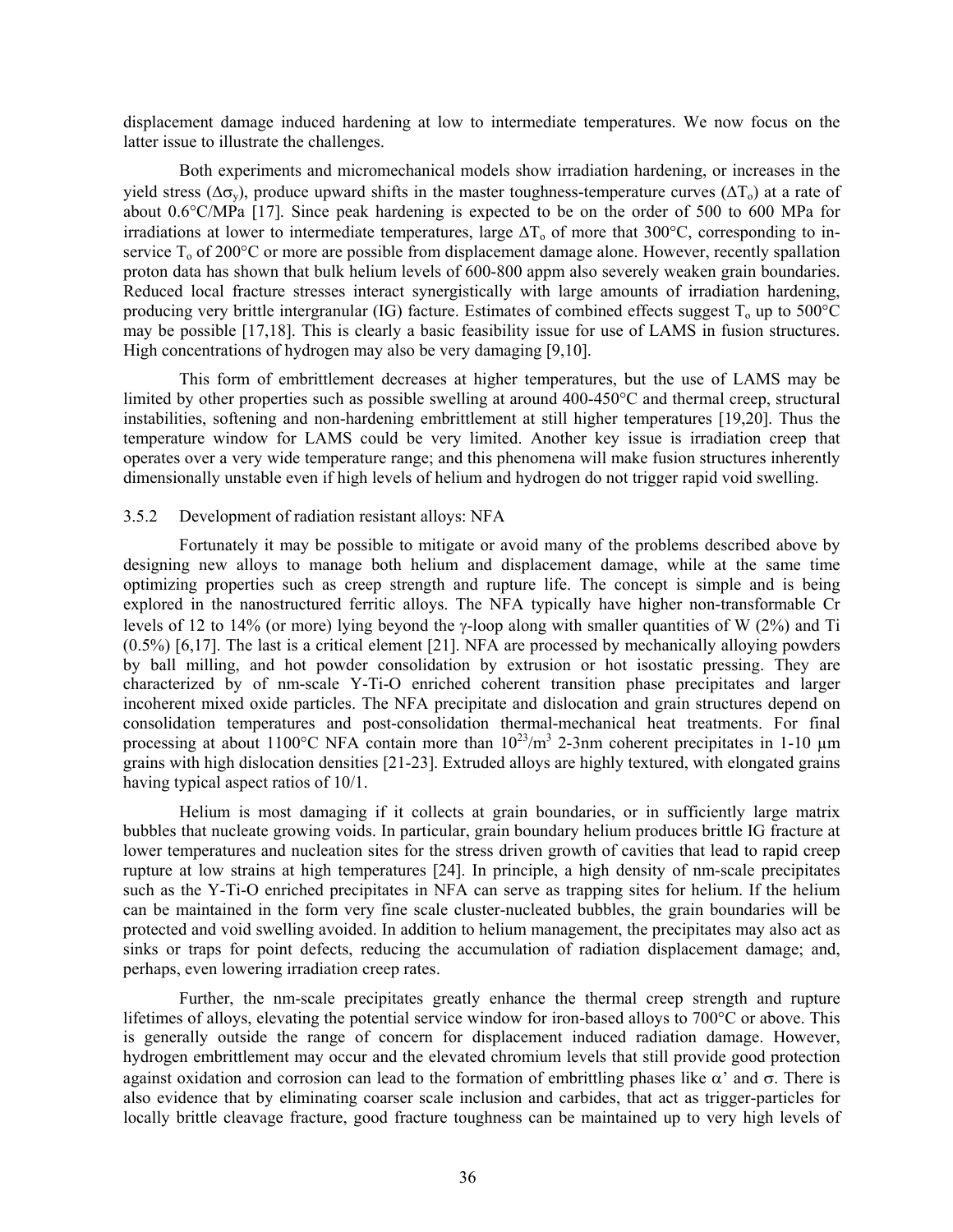displacement damage induced hardening at low to intermediate temperatures. We now focus on the latter issue to illustrate the challenges.

Both experiments and micromechanical models show irradiation hardening, or increases in the yield stress ($\Delta\sigma_y$), produce upward shifts in the master toughness-temperature curves ($\Delta T_o$) at a rate of about 0.6°C/MPa [17]. Since peak hardening is expected to be on the order of 500 to 600 MPa for irradiations at lower to intermediate temperatures, large $\Delta T_o$ of more that 300°C, corresponding to in-service $T_o$ of 200°C or more are possible from displacement damage alone. However, recently spallation proton data has shown that bulk helium levels of 600-800 appm also severely weaken grain boundaries. Reduced local fracture stresses interact synergistically with large amounts of irradiation hardening, producing very brittle intergranular (IG) facture. Estimates of combined effects suggest $T_o$ up to 500°C may be possible [17,18]. This is clearly a basic feasibility issue for use of LAMS in fusion structures. High concentrations of hydrogen may also be very damaging [9,10].

This form of embrittlement decreases at higher temperatures, but the use of LAMS may be limited by other properties such as possible swelling at around 400-450°C and thermal creep, structural instabilities, softening and non-hardening embrittlement at still higher temperatures [19,20]. Thus the temperature window for LAMS could be very limited. Another key issue is irradiation creep that operates over a very wide temperature range; and this phenomena will make fusion structures inherently dimensionally unstable even if high levels of helium and hydrogen do not trigger rapid void swelling.

### 3.5.2 Development of radiation resistant alloys: NFA

Fortunately it may be possible to mitigate or avoid many of the problems described above by designing new alloys to manage both helium and displacement damage, while at the same time optimizing properties such as creep strength and rupture life. The concept is simple and is being explored in the nanostructured ferritic alloys. The NFA typically have higher non-transformable Cr levels of 12 to 14% (or more) lying beyond the γ-loop along with smaller quantities of W (2%) and Ti (0.5%) [6,17]. The last is a critical element [21]. NFA are processed by mechanically alloying powders by ball milling, and hot powder consolidation by extrusion or hot isostatic pressing. They are characterized by of nm-scale Y-Ti-O enriched coherent transition phase precipitates and larger incoherent mixed oxide particles. The NFA precipitate and dislocation and grain structures depend on consolidation temperatures and post-consolidation thermal-mechanical heat treatments. For final processing at about 1100°C NFA contain more than $10^{23}/m^3$ 2-3nm coherent precipitates in 1-10 μm grains with high dislocation densities [21-23]. Extruded alloys are highly textured, with elongated grains having typical aspect ratios of 10/1.

Helium is most damaging if it collects at grain boundaries, or in sufficiently large matrix bubbles that nucleate growing voids. In particular, grain boundary helium produces brittle IG fracture at lower temperatures and nucleation sites for the stress driven growth of cavities that lead to rapid creep rupture at low strains at high temperatures [24]. In principle, a high density of nm-scale precipitates such as the Y-Ti-O enriched precipitates in NFA can serve as trapping sites for helium. If the helium can be maintained in the form very fine scale cluster-nucleated bubbles, the grain boundaries will be protected and void swelling avoided. In addition to helium management, the precipitates may also act as sinks or traps for point defects, reducing the accumulation of radiation displacement damage; and, perhaps, even lowering irradiation creep rates.

Further, the nm-scale precipitates greatly enhance the thermal creep strength and rupture lifetimes of alloys, elevating the potential service window for iron-based alloys to 700°C or above. This is generally outside the range of concern for displacement induced radiation damage. However, hydrogen embrittlement may occur and the elevated chromium levels that still provide good protection against oxidation and corrosion can lead to the formation of embrittling phases like α' and σ. There is also evidence that by eliminating coarser scale inclusion and carbides, that act as trigger-particles for locally brittle cleavage fracture, good fracture toughness can be maintained up to very high levels of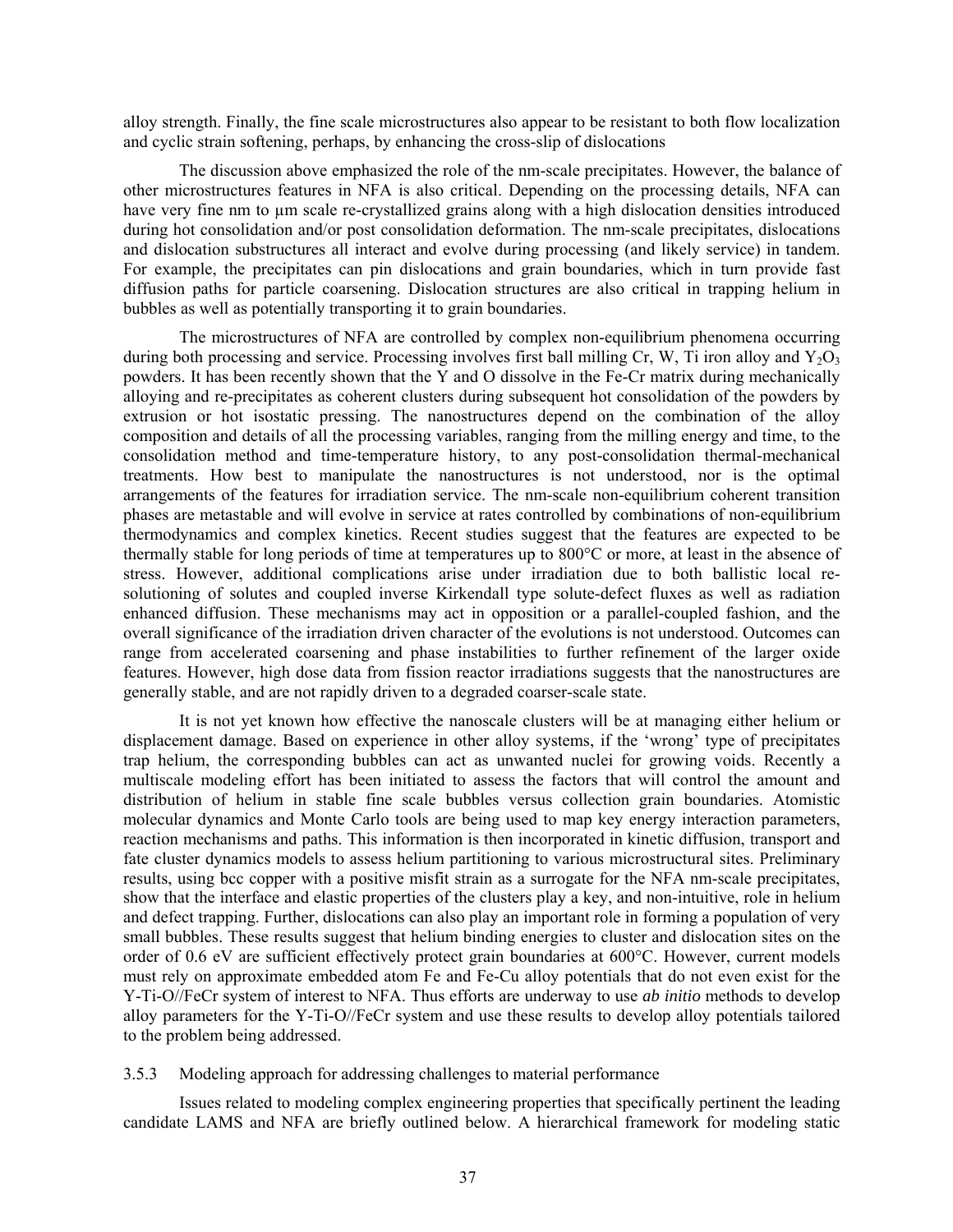alloy strength. Finally, the fine scale microstructures also appear to be resistant to both flow localization and cyclic strain softening, perhaps, by enhancing the cross-slip of dislocations

The discussion above emphasized the role of the nm-scale precipitates. However, the balance of other microstructures features in NFA is also critical. Depending on the processing details, NFA can have very fine nm to μm scale re-crystallized grains along with a high dislocation densities introduced during hot consolidation and/or post consolidation deformation. The nm-scale precipitates, dislocations and dislocation substructures all interact and evolve during processing (and likely service) in tandem. For example, the precipitates can pin dislocations and grain boundaries, which in turn provide fast diffusion paths for particle coarsening. Dislocation structures are also critical in trapping helium in bubbles as well as potentially transporting it to grain boundaries.

The microstructures of NFA are controlled by complex non-equilibrium phenomena occurring during both processing and service. Processing involves first ball milling Cr, W, Ti iron alloy and $Y_2O_3$ powders. It has been recently shown that the Y and O dissolve in the Fe-Cr matrix during mechanically alloying and re-precipitates as coherent clusters during subsequent hot consolidation of the powders by extrusion or hot isostatic pressing. The nanostructures depend on the combination of the alloy composition and details of all the processing variables, ranging from the milling energy and time, to the consolidation method and time-temperature history, to any post-consolidation thermal-mechanical treatments. How best to manipulate the nanostructures is not understood, nor is the optimal arrangements of the features for irradiation service. The nm-scale non-equilibrium coherent transition phases are metastable and will evolve in service at rates controlled by combinations of non-equilibrium thermodynamics and complex kinetics. Recent studies suggest that the features are expected to be thermally stable for long periods of time at temperatures up to 800°C or more, at least in the absence of stress. However, additional complications arise under irradiation due to both ballistic local re-solutioning of solutes and coupled inverse Kirkendall type solute-defect fluxes as well as radiation enhanced diffusion. These mechanisms may act in opposition or a parallel-coupled fashion, and the overall significance of the irradiation driven character of the evolutions is not understood. Outcomes can range from accelerated coarsening and phase instabilities to further refinement of the larger oxide features. However, high dose data from fission reactor irradiations suggests that the nanostructures are generally stable, and are not rapidly driven to a degraded coarser-scale state.

It is not yet known how effective the nanoscale clusters will be at managing either helium or displacement damage. Based on experience in other alloy systems, if the 'wrong' type of precipitates trap helium, the corresponding bubbles can act as unwanted nuclei for growing voids. Recently a multiscale modeling effort has been initiated to assess the factors that will control the amount and distribution of helium in stable fine scale bubbles versus collection grain boundaries. Atomistic molecular dynamics and Monte Carlo tools are being used to map key energy interaction parameters, reaction mechanisms and paths. This information is then incorporated in kinetic diffusion, transport and fate cluster dynamics models to assess helium partitioning to various microstructural sites. Preliminary results, using bcc copper with a positive misfit strain as a surrogate for the NFA nm-scale precipitates, show that the interface and elastic properties of the clusters play a key, and non-intuitive, role in helium and defect trapping. Further, dislocations can also play an important role in forming a population of very small bubbles. These results suggest that helium binding energies to cluster and dislocation sites on the order of 0.6 eV are sufficient effectively protect grain boundaries at 600°C. However, current models must rely on approximate embedded atom Fe and Fe-Cu alloy potentials that do not even exist for the Y-Ti-O//FeCr system of interest to NFA. Thus efforts are underway to use *ab initio* methods to develop alloy parameters for the Y-Ti-O//FeCr system and use these results to develop alloy potentials tailored to the problem being addressed.

### 3.5.3 Modeling approach for addressing challenges to material performance

Issues related to modeling complex engineering properties that specifically pertinent the leading candidate LAMS and NFA are briefly outlined below. A hierarchical framework for modeling static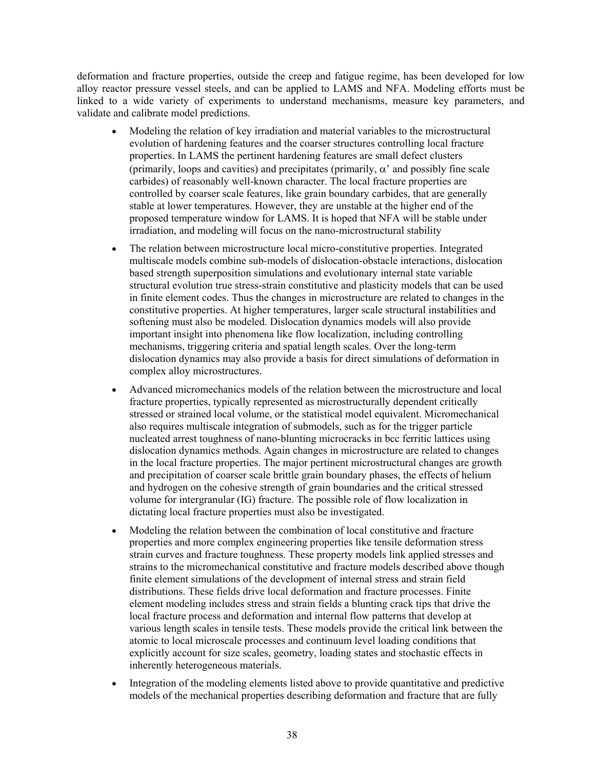deformation and fracture properties, outside the creep and fatigue regime, has been developed for low alloy reactor pressure vessel steels, and can be applied to LAMS and NFA. Modeling efforts must be linked to a wide variety of experiments to understand mechanisms, measure key parameters, and validate and calibrate model predictions.

- Modeling the relation of key irradiation and material variables to the microstructural evolution of hardening features and the coarser structures controlling local fracture properties. In LAMS the pertinent hardening features are small defect clusters (primarily, loops and cavities) and precipitates (primarily, $\alpha$' and possibly fine scale carbides) of reasonably well-known character. The local fracture properties are controlled by coarser scale features, like grain boundary carbides, that are generally stable at lower temperatures. However, they are unstable at the higher end of the proposed temperature window for LAMS. It is hoped that NFA will be stable under irradiation, and modeling will focus on the nano-microstructural stability
- The relation between microstructure local micro-constitutive properties. Integrated multiscale models combine sub-models of dislocation-obstacle interactions, dislocation based strength superposition simulations and evolutionary internal state variable structural evolution true stress-strain constitutive and plasticity models that can be used in finite element codes. Thus the changes in microstructure are related to changes in the constitutive properties. At higher temperatures, larger scale structural instabilities and softening must also be modeled. Dislocation dynamics models will also provide important insight into phenomena like flow localization, including controlling mechanisms, triggering criteria and spatial length scales. Over the long-term dislocation dynamics may also provide a basis for direct simulations of deformation in complex alloy microstructures.
- Advanced micromechanics models of the relation between the microstructure and local fracture properties, typically represented as microstructurally dependent critically stressed or strained local volume, or the statistical model equivalent. Micromechanical also requires multiscale integration of submodels, such as for the trigger particle nucleated arrest toughness of nano-blunting microcracks in bcc ferritic lattices using dislocation dynamics methods. Again changes in microstructure are related to changes in the local fracture properties. The major pertinent microstructural changes are growth and precipitation of coarser scale brittle grain boundary phases, the effects of helium and hydrogen on the cohesive strength of grain boundaries and the critical stressed volume for intergranular (IG) fracture. The possible role of flow localization in dictating local fracture properties must also be investigated.
- Modeling the relation between the combination of local constitutive and fracture properties and more complex engineering properties like tensile deformation stress strain curves and fracture toughness. These property models link applied stresses and strains to the micromechanical constitutive and fracture models described above though finite element simulations of the development of internal stress and strain field distributions. These fields drive local deformation and fracture processes. Finite element modeling includes stress and strain fields a blunting crack tips that drive the local fracture process and deformation and internal flow patterns that develop at various length scales in tensile tests. These models provide the critical link between the atomic to local microscale processes and continuum level loading conditions that explicitly account for size scales, geometry, loading states and stochastic effects in inherently heterogeneous materials.
- Integration of the modeling elements listed above to provide quantitative and predictive models of the mechanical properties describing deformation and fracture that are fully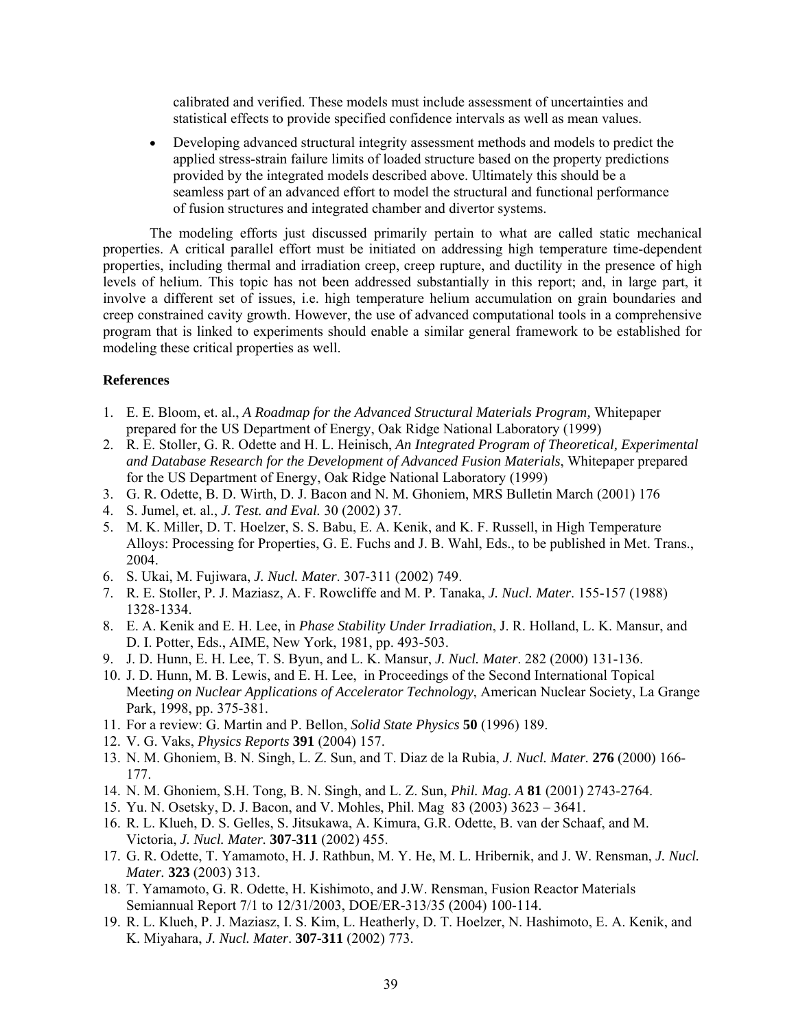calibrated and verified. These models must include assessment of uncertainties and statistical effects to provide specified confidence intervals as well as mean values.

- Developing advanced structural integrity assessment methods and models to predict the applied stress-strain failure limits of loaded structure based on the property predictions provided by the integrated models described above. Ultimately this should be a seamless part of an advanced effort to model the structural and functional performance of fusion structures and integrated chamber and divertor systems.

The modeling efforts just discussed primarily pertain to what are called static mechanical properties. A critical parallel effort must be initiated on addressing high temperature time-dependent properties, including thermal and irradiation creep, creep rupture, and ductility in the presence of high levels of helium. This topic has not been addressed substantially in this report; and, in large part, it involve a different set of issues, i.e. high temperature helium accumulation on grain boundaries and creep constrained cavity growth. However, the use of advanced computational tools in a comprehensive program that is linked to experiments should enable a similar general framework to be established for modeling these critical properties as well.

**References**

1. E. E. Bloom, et. al., *A Roadmap for the Advanced Structural Materials Program,* Whitepaper prepared for the US Department of Energy, Oak Ridge National Laboratory (1999)
2. R. E. Stoller, G. R. Odette and H. L. Heinisch, *An Integrated Program of Theoretical, Experimental and Database Research for the Development of Advanced Fusion Materials*, Whitepaper prepared for the US Department of Energy, Oak Ridge National Laboratory (1999)
3. G. R. Odette, B. D. Wirth, D. J. Bacon and N. M. Ghoniem, MRS Bulletin March (2001) 176
4. S. Jumel, et. al., *J. Test. and Eval.* 30 (2002) 37.
5. M. K. Miller, D. T. Hoelzer, S. S. Babu, E. A. Kenik, and K. F. Russell, in High Temperature Alloys: Processing for Properties, G. E. Fuchs and J. B. Wahl, Eds., to be published in Met. Trans., 2004.
6. S. Ukai, M. Fujiwara, *J. Nucl. Mater*. 307-311 (2002) 749.
7. R. E. Stoller, P. J. Maziasz, A. F. Rowcliffe and M. P. Tanaka, *J. Nucl. Mater*. 155-157 (1988) 1328-1334.
8. E. A. Kenik and E. H. Lee, in *Phase Stability Under Irradiation*, J. R. Holland, L. K. Mansur, and D. I. Potter, Eds., AIME, New York, 1981, pp. 493-503.
9. J. D. Hunn, E. H. Lee, T. S. Byun, and L. K. Mansur, *J. Nucl. Mater*. 282 (2000) 131-136.
10. J. D. Hunn, M. B. Lewis, and E. H. Lee, in Proceedings of the Second International Topical Meet*ing on Nuclear Applications of Accelerator Technology*, American Nuclear Society, La Grange Park, 1998, pp. 375-381.
11. For a review: G. Martin and P. Bellon, *Solid State Physics* **50** (1996) 189.
12. V. G. Vaks, *Physics Reports* **391** (2004) 157.
13. N. M. Ghoniem, B. N. Singh, L. Z. Sun, and T. Diaz de la Rubia, *J. Nucl. Mater.* **276** (2000) 166-177.
14. N. M. Ghoniem, S.H. Tong, B. N. Singh, and L. Z. Sun, *Phil. Mag. A* **81** (2001) 2743-2764.
15. Yu. N. Osetsky, D. J. Bacon, and V. Mohles, Phil. Mag 83 (2003) 3623 – 3641.
16. R. L. Klueh, D. S. Gelles, S. Jitsukawa, A. Kimura, G.R. Odette, B. van der Schaaf, and M. Victoria, *J. Nucl. Mater*. **307-311** (2002) 455.
17. G. R. Odette, T. Yamamoto, H. J. Rathbun, M. Y. He, M. L. Hribernik, and J. W. Rensman, *J. Nucl. Mater.* **323** (2003) 313.
18. T. Yamamoto, G. R. Odette, H. Kishimoto, and J.W. Rensman, Fusion Reactor Materials Semiannual Report 7/1 to 12/31/2003, DOE/ER-313/35 (2004) 100-114.
19. R. L. Klueh, P. J. Maziasz, I. S. Kim, L. Heatherly, D. T. Hoelzer, N. Hashimoto, E. A. Kenik, and K. Miyahara, *J. Nucl. Mater*. **307-311** (2002) 773.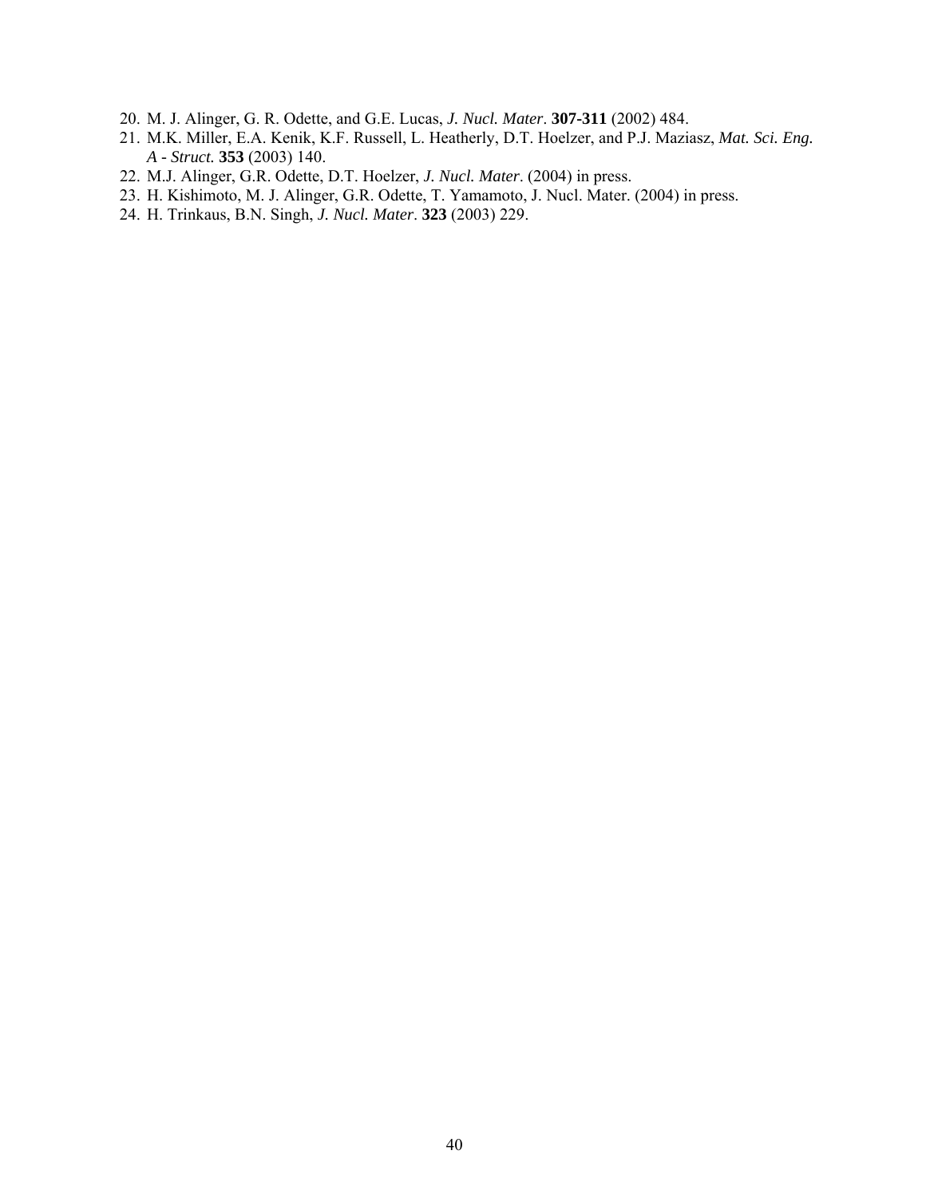20. M. J. Alinger, G. R. Odette, and G.E. Lucas, *J. Nucl. Mater*. **307-311** (2002) 484.
21. M.K. Miller, E.A. Kenik, K.F. Russell, L. Heatherly, D.T. Hoelzer, and P.J. Maziasz, *Mat. Sci. Eng. A - Struct.* **353** (2003) 140.
22. M.J. Alinger, G.R. Odette, D.T. Hoelzer, *J. Nucl. Mater*. (2004) in press.
23. H. Kishimoto, M. J. Alinger, G.R. Odette, T. Yamamoto, J. Nucl. Mater. (2004) in press.
24. H. Trinkaus, B.N. Singh, *J. Nucl. Mater*. **323** (2003) 229.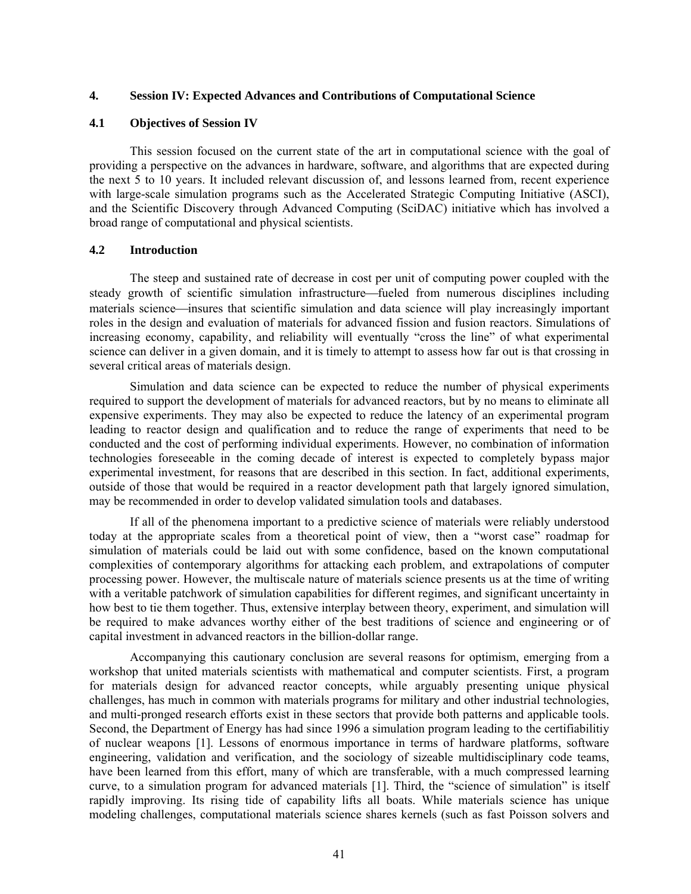## 4. Session IV: Expected Advances and Contributions of Computational Science

### 4.1 Objectives of Session IV

This session focused on the current state of the art in computational science with the goal of providing a perspective on the advances in hardware, software, and algorithms that are expected during the next 5 to 10 years. It included relevant discussion of, and lessons learned from, recent experience with large-scale simulation programs such as the Accelerated Strategic Computing Initiative (ASCI), and the Scientific Discovery through Advanced Computing (SciDAC) initiative which has involved a broad range of computational and physical scientists.

### 4.2 Introduction

The steep and sustained rate of decrease in cost per unit of computing power coupled with the steady growth of scientific simulation infrastructure—fueled from numerous disciplines including materials science—insures that scientific simulation and data science will play increasingly important roles in the design and evaluation of materials for advanced fission and fusion reactors. Simulations of increasing economy, capability, and reliability will eventually "cross the line" of what experimental science can deliver in a given domain, and it is timely to attempt to assess how far out is that crossing in several critical areas of materials design.

Simulation and data science can be expected to reduce the number of physical experiments required to support the development of materials for advanced reactors, but by no means to eliminate all expensive experiments. They may also be expected to reduce the latency of an experimental program leading to reactor design and qualification and to reduce the range of experiments that need to be conducted and the cost of performing individual experiments. However, no combination of information technologies foreseeable in the coming decade of interest is expected to completely bypass major experimental investment, for reasons that are described in this section. In fact, additional experiments, outside of those that would be required in a reactor development path that largely ignored simulation, may be recommended in order to develop validated simulation tools and databases.

If all of the phenomena important to a predictive science of materials were reliably understood today at the appropriate scales from a theoretical point of view, then a "worst case" roadmap for simulation of materials could be laid out with some confidence, based on the known computational complexities of contemporary algorithms for attacking each problem, and extrapolations of computer processing power. However, the multiscale nature of materials science presents us at the time of writing with a veritable patchwork of simulation capabilities for different regimes, and significant uncertainty in how best to tie them together. Thus, extensive interplay between theory, experiment, and simulation will be required to make advances worthy either of the best traditions of science and engineering or of capital investment in advanced reactors in the billion-dollar range.

Accompanying this cautionary conclusion are several reasons for optimism, emerging from a workshop that united materials scientists with mathematical and computer scientists. First, a program for materials design for advanced reactor concepts, while arguably presenting unique physical challenges, has much in common with materials programs for military and other industrial technologies, and multi-pronged research efforts exist in these sectors that provide both patterns and applicable tools. Second, the Department of Energy has had since 1996 a simulation program leading to the certifiabilitiy of nuclear weapons [1]. Lessons of enormous importance in terms of hardware platforms, software engineering, validation and verification, and the sociology of sizeable multidisciplinary code teams, have been learned from this effort, many of which are transferable, with a much compressed learning curve, to a simulation program for advanced materials [1]. Third, the "science of simulation" is itself rapidly improving. Its rising tide of capability lifts all boats. While materials science has unique modeling challenges, computational materials science shares kernels (such as fast Poisson solvers and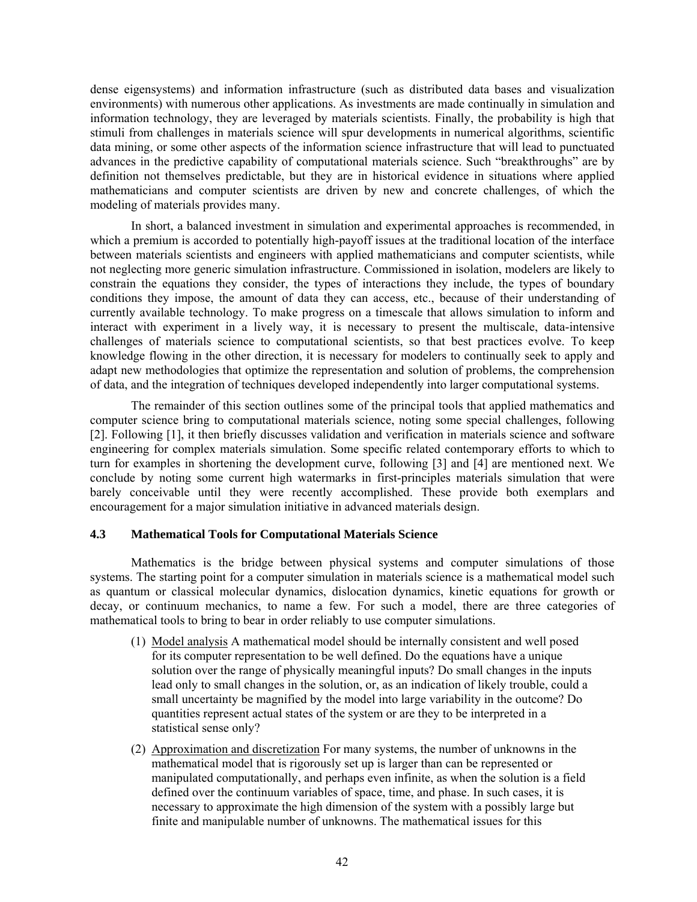dense eigensystems) and information infrastructure (such as distributed data bases and visualization environments) with numerous other applications. As investments are made continually in simulation and information technology, they are leveraged by materials scientists. Finally, the probability is high that stimuli from challenges in materials science will spur developments in numerical algorithms, scientific data mining, or some other aspects of the information science infrastructure that will lead to punctuated advances in the predictive capability of computational materials science. Such "breakthroughs" are by definition not themselves predictable, but they are in historical evidence in situations where applied mathematicians and computer scientists are driven by new and concrete challenges, of which the modeling of materials provides many.

In short, a balanced investment in simulation and experimental approaches is recommended, in which a premium is accorded to potentially high-payoff issues at the traditional location of the interface between materials scientists and engineers with applied mathematicians and computer scientists, while not neglecting more generic simulation infrastructure. Commissioned in isolation, modelers are likely to constrain the equations they consider, the types of interactions they include, the types of boundary conditions they impose, the amount of data they can access, etc., because of their understanding of currently available technology. To make progress on a timescale that allows simulation to inform and interact with experiment in a lively way, it is necessary to present the multiscale, data-intensive challenges of materials science to computational scientists, so that best practices evolve. To keep knowledge flowing in the other direction, it is necessary for modelers to continually seek to apply and adapt new methodologies that optimize the representation and solution of problems, the comprehension of data, and the integration of techniques developed independently into larger computational systems.

The remainder of this section outlines some of the principal tools that applied mathematics and computer science bring to computational materials science, noting some special challenges, following [2]. Following [1], it then briefly discusses validation and verification in materials science and software engineering for complex materials simulation. Some specific related contemporary efforts to which to turn for examples in shortening the development curve, following [3] and [4] are mentioned next. We conclude by noting some current high watermarks in first-principles materials simulation that were barely conceivable until they were recently accomplished. These provide both exemplars and encouragement for a major simulation initiative in advanced materials design.

### 4.3 Mathematical Tools for Computational Materials Science

Mathematics is the bridge between physical systems and computer simulations of those systems. The starting point for a computer simulation in materials science is a mathematical model such as quantum or classical molecular dynamics, dislocation dynamics, kinetic equations for growth or decay, or continuum mechanics, to name a few. For such a model, there are three categories of mathematical tools to bring to bear in order reliably to use computer simulations.

(1) Model analysis A mathematical model should be internally consistent and well posed for its computer representation to be well defined. Do the equations have a unique solution over the range of physically meaningful inputs? Do small changes in the inputs lead only to small changes in the solution, or, as an indication of likely trouble, could a small uncertainty be magnified by the model into large variability in the outcome? Do quantities represent actual states of the system or are they to be interpreted in a statistical sense only?

(2) Approximation and discretization For many systems, the number of unknowns in the mathematical model that is rigorously set up is larger than can be represented or manipulated computationally, and perhaps even infinite, as when the solution is a field defined over the continuum variables of space, time, and phase. In such cases, it is necessary to approximate the high dimension of the system with a possibly large but finite and manipulable number of unknowns. The mathematical issues for this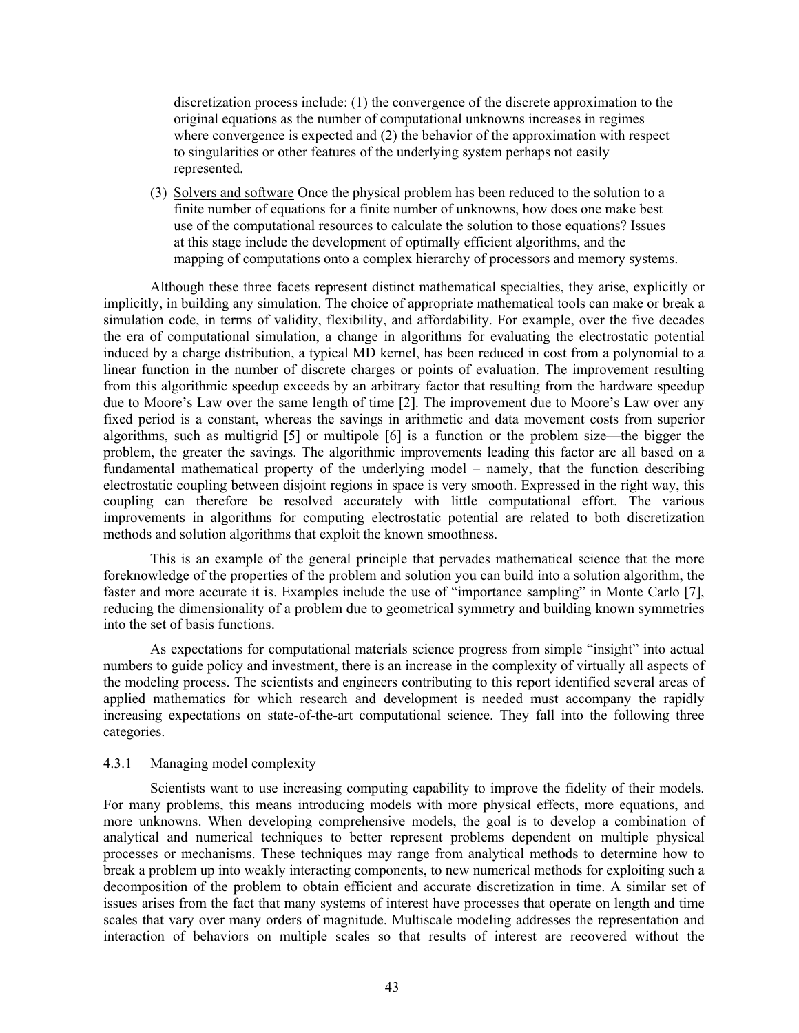discretization process include: (1) the convergence of the discrete approximation to the original equations as the number of computational unknowns increases in regimes where convergence is expected and (2) the behavior of the approximation with respect to singularities or other features of the underlying system perhaps not easily represented.

(3) Solvers and software Once the physical problem has been reduced to the solution to a finite number of equations for a finite number of unknowns, how does one make best use of the computational resources to calculate the solution to those equations? Issues at this stage include the development of optimally efficient algorithms, and the mapping of computations onto a complex hierarchy of processors and memory systems.

Although these three facets represent distinct mathematical specialties, they arise, explicitly or implicitly, in building any simulation. The choice of appropriate mathematical tools can make or break a simulation code, in terms of validity, flexibility, and affordability. For example, over the five decades the era of computational simulation, a change in algorithms for evaluating the electrostatic potential induced by a charge distribution, a typical MD kernel, has been reduced in cost from a polynomial to a linear function in the number of discrete charges or points of evaluation. The improvement resulting from this algorithmic speedup exceeds by an arbitrary factor that resulting from the hardware speedup due to Moore's Law over the same length of time [2]. The improvement due to Moore's Law over any fixed period is a constant, whereas the savings in arithmetic and data movement costs from superior algorithms, such as multigrid [5] or multipole [6] is a function or the problem size—the bigger the problem, the greater the savings. The algorithmic improvements leading this factor are all based on a fundamental mathematical property of the underlying model – namely, that the function describing electrostatic coupling between disjoint regions in space is very smooth. Expressed in the right way, this coupling can therefore be resolved accurately with little computational effort. The various improvements in algorithms for computing electrostatic potential are related to both discretization methods and solution algorithms that exploit the known smoothness.

This is an example of the general principle that pervades mathematical science that the more foreknowledge of the properties of the problem and solution you can build into a solution algorithm, the faster and more accurate it is. Examples include the use of "importance sampling" in Monte Carlo [7], reducing the dimensionality of a problem due to geometrical symmetry and building known symmetries into the set of basis functions.

As expectations for computational materials science progress from simple "insight" into actual numbers to guide policy and investment, there is an increase in the complexity of virtually all aspects of the modeling process. The scientists and engineers contributing to this report identified several areas of applied mathematics for which research and development is needed must accompany the rapidly increasing expectations on state-of-the-art computational science. They fall into the following three categories.

### 4.3.1 Managing model complexity

Scientists want to use increasing computing capability to improve the fidelity of their models. For many problems, this means introducing models with more physical effects, more equations, and more unknowns. When developing comprehensive models, the goal is to develop a combination of analytical and numerical techniques to better represent problems dependent on multiple physical processes or mechanisms. These techniques may range from analytical methods to determine how to break a problem up into weakly interacting components, to new numerical methods for exploiting such a decomposition of the problem to obtain efficient and accurate discretization in time. A similar set of issues arises from the fact that many systems of interest have processes that operate on length and time scales that vary over many orders of magnitude. Multiscale modeling addresses the representation and interaction of behaviors on multiple scales so that results of interest are recovered without the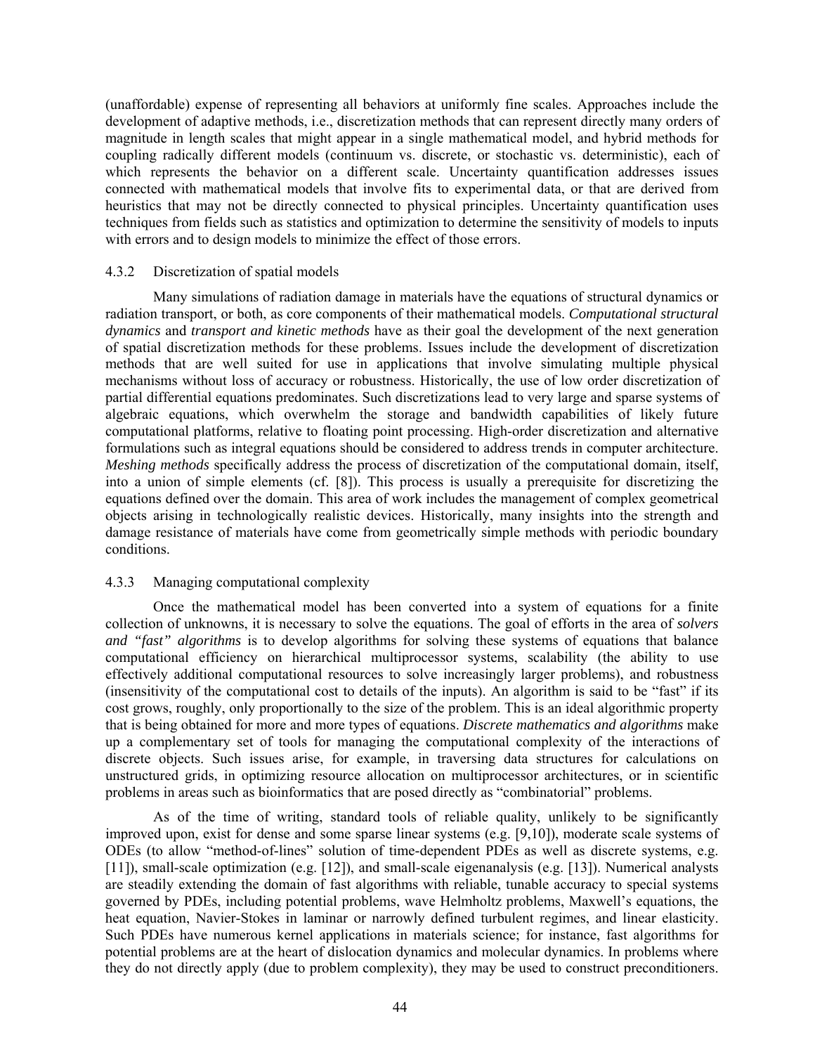(unaffordable) expense of representing all behaviors at uniformly fine scales. Approaches include the development of adaptive methods, i.e., discretization methods that can represent directly many orders of magnitude in length scales that might appear in a single mathematical model, and hybrid methods for coupling radically different models (continuum vs. discrete, or stochastic vs. deterministic), each of which represents the behavior on a different scale. Uncertainty quantification addresses issues connected with mathematical models that involve fits to experimental data, or that are derived from heuristics that may not be directly connected to physical principles. Uncertainty quantification uses techniques from fields such as statistics and optimization to determine the sensitivity of models to inputs with errors and to design models to minimize the effect of those errors.

### 4.3.2 Discretization of spatial models

Many simulations of radiation damage in materials have the equations of structural dynamics or radiation transport, or both, as core components of their mathematical models. *Computational structural dynamics* and *transport and kinetic methods* have as their goal the development of the next generation of spatial discretization methods for these problems. Issues include the development of discretization methods that are well suited for use in applications that involve simulating multiple physical mechanisms without loss of accuracy or robustness. Historically, the use of low order discretization of partial differential equations predominates. Such discretizations lead to very large and sparse systems of algebraic equations, which overwhelm the storage and bandwidth capabilities of likely future computational platforms, relative to floating point processing. High-order discretization and alternative formulations such as integral equations should be considered to address trends in computer architecture. *Meshing methods* specifically address the process of discretization of the computational domain, itself, into a union of simple elements (cf. [8]). This process is usually a prerequisite for discretizing the equations defined over the domain. This area of work includes the management of complex geometrical objects arising in technologically realistic devices. Historically, many insights into the strength and damage resistance of materials have come from geometrically simple methods with periodic boundary conditions.

### 4.3.3 Managing computational complexity

Once the mathematical model has been converted into a system of equations for a finite collection of unknowns, it is necessary to solve the equations. The goal of efforts in the area of *solvers and "fast" algorithms* is to develop algorithms for solving these systems of equations that balance computational efficiency on hierarchical multiprocessor systems, scalability (the ability to use effectively additional computational resources to solve increasingly larger problems), and robustness (insensitivity of the computational cost to details of the inputs). An algorithm is said to be "fast" if its cost grows, roughly, only proportionally to the size of the problem. This is an ideal algorithmic property that is being obtained for more and more types of equations. *Discrete mathematics and algorithms* make up a complementary set of tools for managing the computational complexity of the interactions of discrete objects. Such issues arise, for example, in traversing data structures for calculations on unstructured grids, in optimizing resource allocation on multiprocessor architectures, or in scientific problems in areas such as bioinformatics that are posed directly as "combinatorial" problems.

As of the time of writing, standard tools of reliable quality, unlikely to be significantly improved upon, exist for dense and some sparse linear systems (e.g. [9,10]), moderate scale systems of ODEs (to allow "method-of-lines" solution of time-dependent PDEs as well as discrete systems, e.g. [11]), small-scale optimization (e.g. [12]), and small-scale eigenanalysis (e.g. [13]). Numerical analysts are steadily extending the domain of fast algorithms with reliable, tunable accuracy to special systems governed by PDEs, including potential problems, wave Helmholtz problems, Maxwell's equations, the heat equation, Navier-Stokes in laminar or narrowly defined turbulent regimes, and linear elasticity. Such PDEs have numerous kernel applications in materials science; for instance, fast algorithms for potential problems are at the heart of dislocation dynamics and molecular dynamics. In problems where they do not directly apply (due to problem complexity), they may be used to construct preconditioners.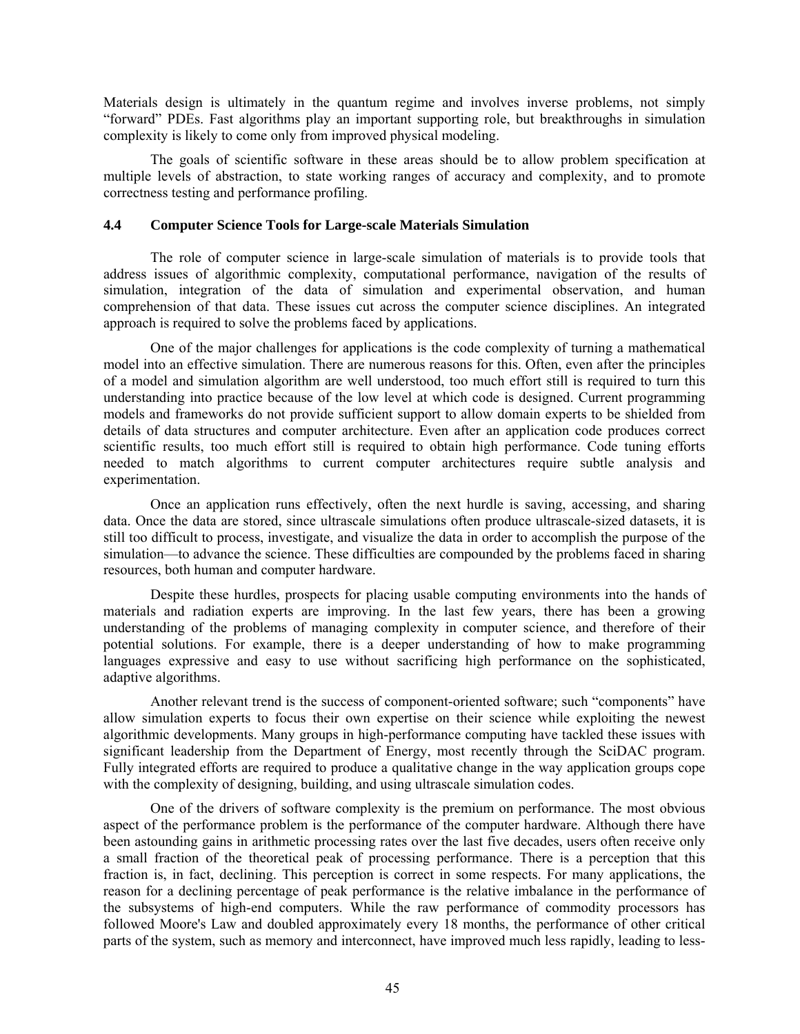Materials design is ultimately in the quantum regime and involves inverse problems, not simply "forward" PDEs. Fast algorithms play an important supporting role, but breakthroughs in simulation complexity is likely to come only from improved physical modeling.

The goals of scientific software in these areas should be to allow problem specification at multiple levels of abstraction, to state working ranges of accuracy and complexity, and to promote correctness testing and performance profiling.

### 4.4 Computer Science Tools for Large-scale Materials Simulation

The role of computer science in large-scale simulation of materials is to provide tools that address issues of algorithmic complexity, computational performance, navigation of the results of simulation, integration of the data of simulation and experimental observation, and human comprehension of that data. These issues cut across the computer science disciplines. An integrated approach is required to solve the problems faced by applications.

One of the major challenges for applications is the code complexity of turning a mathematical model into an effective simulation. There are numerous reasons for this. Often, even after the principles of a model and simulation algorithm are well understood, too much effort still is required to turn this understanding into practice because of the low level at which code is designed. Current programming models and frameworks do not provide sufficient support to allow domain experts to be shielded from details of data structures and computer architecture. Even after an application code produces correct scientific results, too much effort still is required to obtain high performance. Code tuning efforts needed to match algorithms to current computer architectures require subtle analysis and experimentation.

Once an application runs effectively, often the next hurdle is saving, accessing, and sharing data. Once the data are stored, since ultrascale simulations often produce ultrascale-sized datasets, it is still too difficult to process, investigate, and visualize the data in order to accomplish the purpose of the simulation—to advance the science. These difficulties are compounded by the problems faced in sharing resources, both human and computer hardware.

Despite these hurdles, prospects for placing usable computing environments into the hands of materials and radiation experts are improving. In the last few years, there has been a growing understanding of the problems of managing complexity in computer science, and therefore of their potential solutions. For example, there is a deeper understanding of how to make programming languages expressive and easy to use without sacrificing high performance on the sophisticated, adaptive algorithms.

Another relevant trend is the success of component-oriented software; such "components" have allow simulation experts to focus their own expertise on their science while exploiting the newest algorithmic developments. Many groups in high-performance computing have tackled these issues with significant leadership from the Department of Energy, most recently through the SciDAC program. Fully integrated efforts are required to produce a qualitative change in the way application groups cope with the complexity of designing, building, and using ultrascale simulation codes.

One of the drivers of software complexity is the premium on performance. The most obvious aspect of the performance problem is the performance of the computer hardware. Although there have been astounding gains in arithmetic processing rates over the last five decades, users often receive only a small fraction of the theoretical peak of processing performance. There is a perception that this fraction is, in fact, declining. This perception is correct in some respects. For many applications, the reason for a declining percentage of peak performance is the relative imbalance in the performance of the subsystems of high-end computers. While the raw performance of commodity processors has followed Moore's Law and doubled approximately every 18 months, the performance of other critical parts of the system, such as memory and interconnect, have improved much less rapidly, leading to less-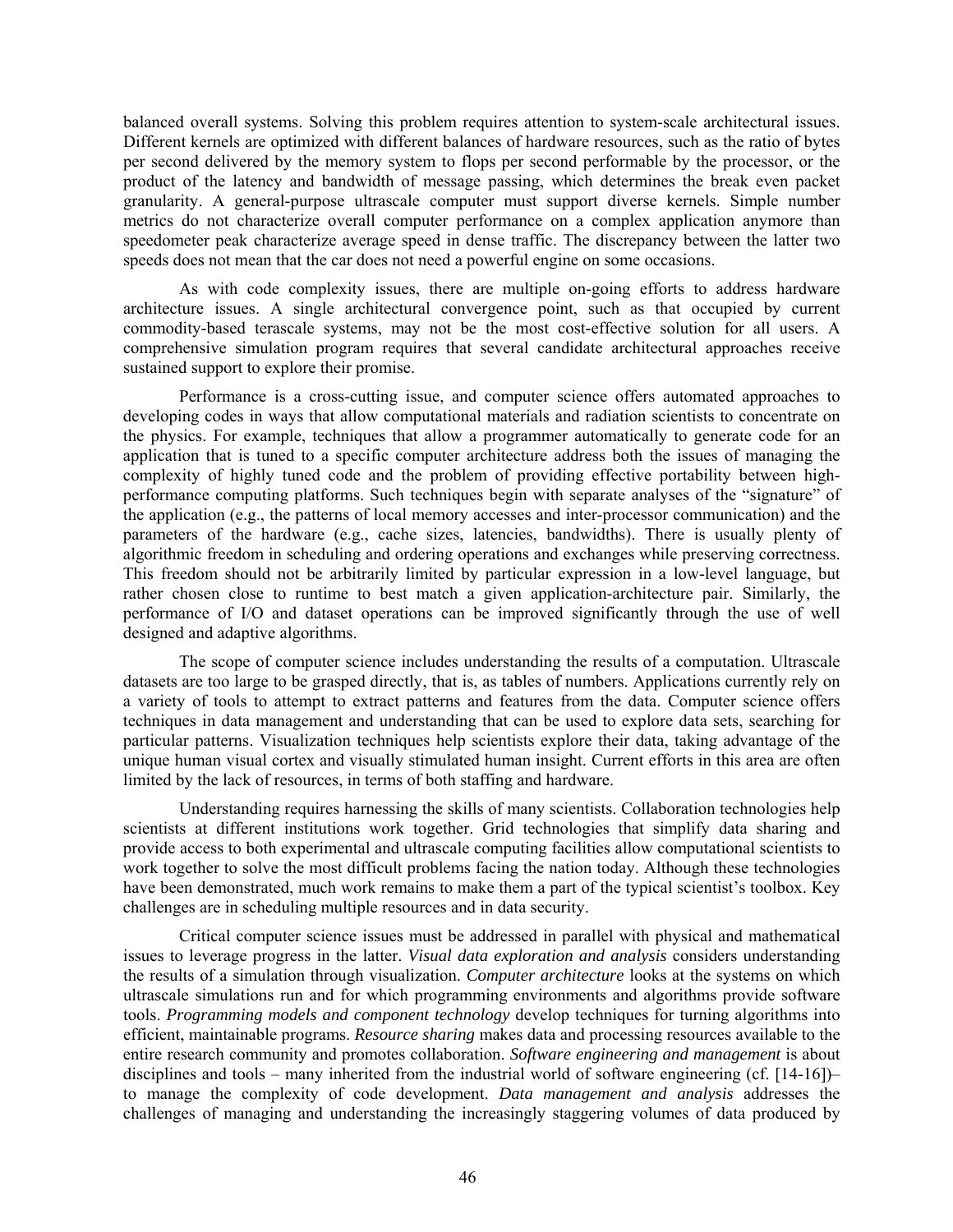balanced overall systems. Solving this problem requires attention to system-scale architectural issues. Different kernels are optimized with different balances of hardware resources, such as the ratio of bytes per second delivered by the memory system to flops per second performable by the processor, or the product of the latency and bandwidth of message passing, which determines the break even packet granularity. A general-purpose ultrascale computer must support diverse kernels. Simple number metrics do not characterize overall computer performance on a complex application anymore than speedometer peak characterize average speed in dense traffic. The discrepancy between the latter two speeds does not mean that the car does not need a powerful engine on some occasions.

As with code complexity issues, there are multiple on-going efforts to address hardware architecture issues. A single architectural convergence point, such as that occupied by current commodity-based terascale systems, may not be the most cost-effective solution for all users. A comprehensive simulation program requires that several candidate architectural approaches receive sustained support to explore their promise.

Performance is a cross-cutting issue, and computer science offers automated approaches to developing codes in ways that allow computational materials and radiation scientists to concentrate on the physics. For example, techniques that allow a programmer automatically to generate code for an application that is tuned to a specific computer architecture address both the issues of managing the complexity of highly tuned code and the problem of providing effective portability between high-performance computing platforms. Such techniques begin with separate analyses of the "signature" of the application (e.g., the patterns of local memory accesses and inter-processor communication) and the parameters of the hardware (e.g., cache sizes, latencies, bandwidths). There is usually plenty of algorithmic freedom in scheduling and ordering operations and exchanges while preserving correctness. This freedom should not be arbitrarily limited by particular expression in a low-level language, but rather chosen close to runtime to best match a given application-architecture pair. Similarly, the performance of I/O and dataset operations can be improved significantly through the use of well designed and adaptive algorithms.

The scope of computer science includes understanding the results of a computation. Ultrascale datasets are too large to be grasped directly, that is, as tables of numbers. Applications currently rely on a variety of tools to attempt to extract patterns and features from the data. Computer science offers techniques in data management and understanding that can be used to explore data sets, searching for particular patterns. Visualization techniques help scientists explore their data, taking advantage of the unique human visual cortex and visually stimulated human insight. Current efforts in this area are often limited by the lack of resources, in terms of both staffing and hardware.

Understanding requires harnessing the skills of many scientists. Collaboration technologies help scientists at different institutions work together. Grid technologies that simplify data sharing and provide access to both experimental and ultrascale computing facilities allow computational scientists to work together to solve the most difficult problems facing the nation today. Although these technologies have been demonstrated, much work remains to make them a part of the typical scientist's toolbox. Key challenges are in scheduling multiple resources and in data security.

Critical computer science issues must be addressed in parallel with physical and mathematical issues to leverage progress in the latter. *Visual data exploration and analysis* considers understanding the results of a simulation through visualization. *Computer architecture* looks at the systems on which ultrascale simulations run and for which programming environments and algorithms provide software tools. *Programming models and component technology* develop techniques for turning algorithms into efficient, maintainable programs. *Resource sharing* makes data and processing resources available to the entire research community and promotes collaboration. *Software engineering and management* is about disciplines and tools – many inherited from the industrial world of software engineering (cf. [14-16])– to manage the complexity of code development. *Data management and analysis* addresses the challenges of managing and understanding the increasingly staggering volumes of data produced by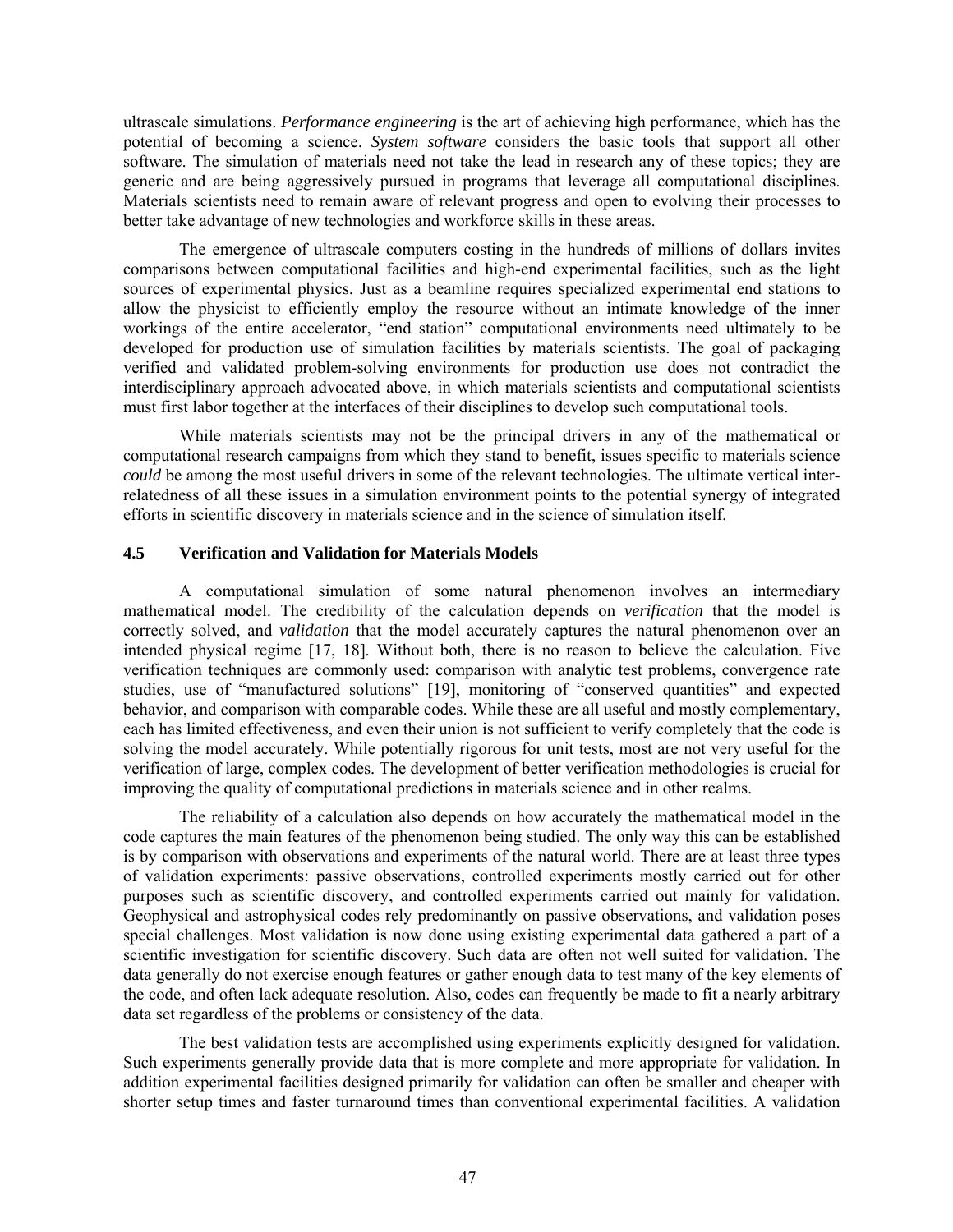ultrascale simulations. *Performance engineering* is the art of achieving high performance, which has the potential of becoming a science. *System software* considers the basic tools that support all other software. The simulation of materials need not take the lead in research any of these topics; they are generic and are being aggressively pursued in programs that leverage all computational disciplines. Materials scientists need to remain aware of relevant progress and open to evolving their processes to better take advantage of new technologies and workforce skills in these areas.

The emergence of ultrascale computers costing in the hundreds of millions of dollars invites comparisons between computational facilities and high-end experimental facilities, such as the light sources of experimental physics. Just as a beamline requires specialized experimental end stations to allow the physicist to efficiently employ the resource without an intimate knowledge of the inner workings of the entire accelerator, "end station" computational environments need ultimately to be developed for production use of simulation facilities by materials scientists. The goal of packaging verified and validated problem-solving environments for production use does not contradict the interdisciplinary approach advocated above, in which materials scientists and computational scientists must first labor together at the interfaces of their disciplines to develop such computational tools.

While materials scientists may not be the principal drivers in any of the mathematical or computational research campaigns from which they stand to benefit, issues specific to materials science *could* be among the most useful drivers in some of the relevant technologies. The ultimate vertical inter-relatedness of all these issues in a simulation environment points to the potential synergy of integrated efforts in scientific discovery in materials science and in the science of simulation itself.

### 4.5 Verification and Validation for Materials Models

A computational simulation of some natural phenomenon involves an intermediary mathematical model. The credibility of the calculation depends on *verification* that the model is correctly solved, and *validation* that the model accurately captures the natural phenomenon over an intended physical regime [17, 18]. Without both, there is no reason to believe the calculation. Five verification techniques are commonly used: comparison with analytic test problems, convergence rate studies, use of "manufactured solutions" [19], monitoring of "conserved quantities" and expected behavior, and comparison with comparable codes. While these are all useful and mostly complementary, each has limited effectiveness, and even their union is not sufficient to verify completely that the code is solving the model accurately. While potentially rigorous for unit tests, most are not very useful for the verification of large, complex codes. The development of better verification methodologies is crucial for improving the quality of computational predictions in materials science and in other realms.

The reliability of a calculation also depends on how accurately the mathematical model in the code captures the main features of the phenomenon being studied. The only way this can be established is by comparison with observations and experiments of the natural world. There are at least three types of validation experiments: passive observations, controlled experiments mostly carried out for other purposes such as scientific discovery, and controlled experiments carried out mainly for validation. Geophysical and astrophysical codes rely predominantly on passive observations, and validation poses special challenges. Most validation is now done using existing experimental data gathered a part of a scientific investigation for scientific discovery. Such data are often not well suited for validation. The data generally do not exercise enough features or gather enough data to test many of the key elements of the code, and often lack adequate resolution. Also, codes can frequently be made to fit a nearly arbitrary data set regardless of the problems or consistency of the data.

The best validation tests are accomplished using experiments explicitly designed for validation. Such experiments generally provide data that is more complete and more appropriate for validation. In addition experimental facilities designed primarily for validation can often be smaller and cheaper with shorter setup times and faster turnaround times than conventional experimental facilities. A validation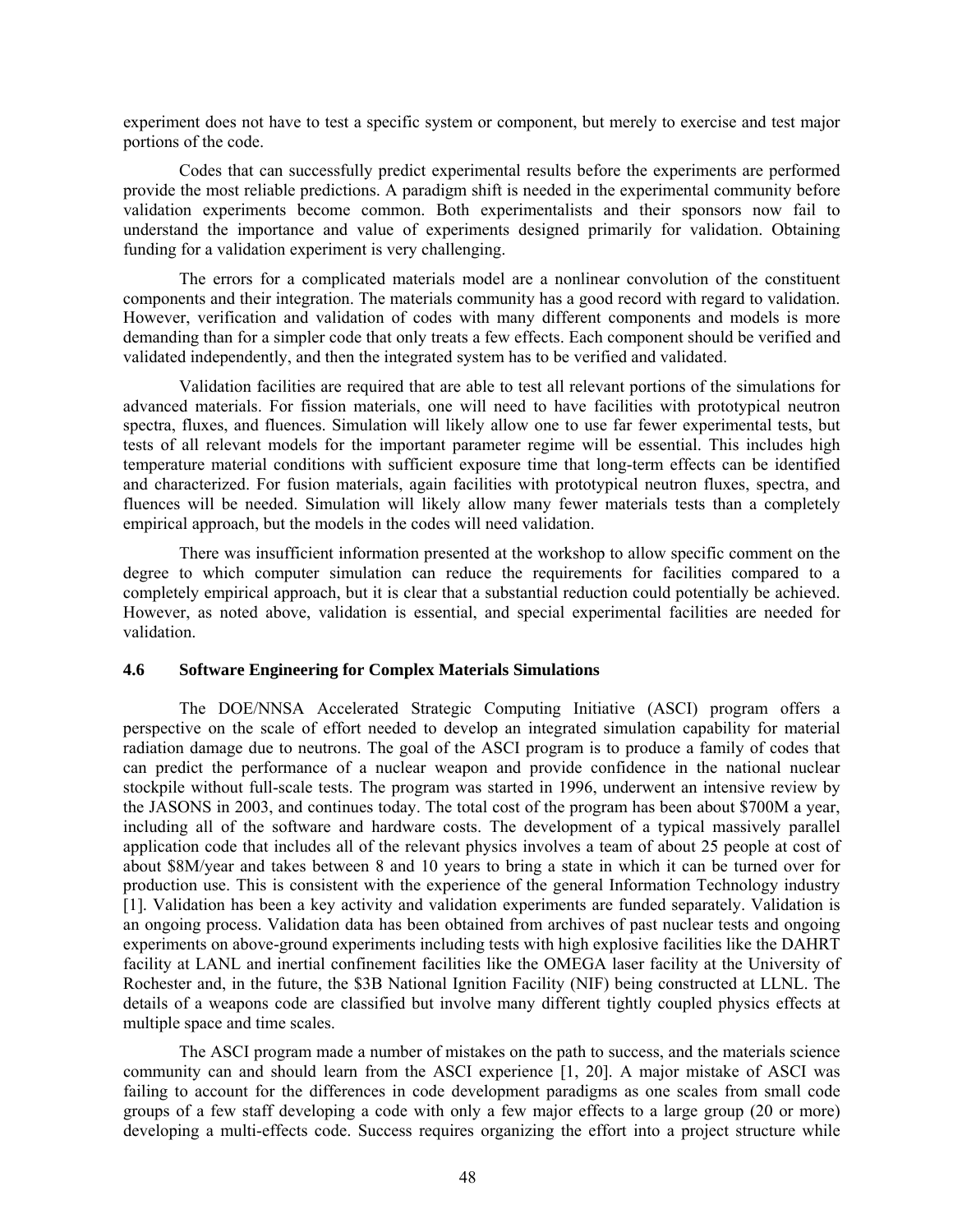experiment does not have to test a specific system or component, but merely to exercise and test major portions of the code.

Codes that can successfully predict experimental results before the experiments are performed provide the most reliable predictions. A paradigm shift is needed in the experimental community before validation experiments become common. Both experimentalists and their sponsors now fail to understand the importance and value of experiments designed primarily for validation. Obtaining funding for a validation experiment is very challenging.

The errors for a complicated materials model are a nonlinear convolution of the constituent components and their integration. The materials community has a good record with regard to validation. However, verification and validation of codes with many different components and models is more demanding than for a simpler code that only treats a few effects. Each component should be verified and validated independently, and then the integrated system has to be verified and validated.

Validation facilities are required that are able to test all relevant portions of the simulations for advanced materials. For fission materials, one will need to have facilities with prototypical neutron spectra, fluxes, and fluences. Simulation will likely allow one to use far fewer experimental tests, but tests of all relevant models for the important parameter regime will be essential. This includes high temperature material conditions with sufficient exposure time that long-term effects can be identified and characterized. For fusion materials, again facilities with prototypical neutron fluxes, spectra, and fluences will be needed. Simulation will likely allow many fewer materials tests than a completely empirical approach, but the models in the codes will need validation.

There was insufficient information presented at the workshop to allow specific comment on the degree to which computer simulation can reduce the requirements for facilities compared to a completely empirical approach, but it is clear that a substantial reduction could potentially be achieved. However, as noted above, validation is essential, and special experimental facilities are needed for validation.

### 4.6 Software Engineering for Complex Materials Simulations

The DOE/NNSA Accelerated Strategic Computing Initiative (ASCI) program offers a perspective on the scale of effort needed to develop an integrated simulation capability for material radiation damage due to neutrons. The goal of the ASCI program is to produce a family of codes that can predict the performance of a nuclear weapon and provide confidence in the national nuclear stockpile without full-scale tests. The program was started in 1996, underwent an intensive review by the JASONS in 2003, and continues today. The total cost of the program has been about \$700M a year, including all of the software and hardware costs. The development of a typical massively parallel application code that includes all of the relevant physics involves a team of about 25 people at cost of about \$8M/year and takes between 8 and 10 years to bring a state in which it can be turned over for production use. This is consistent with the experience of the general Information Technology industry [1]. Validation has been a key activity and validation experiments are funded separately. Validation is an ongoing process. Validation data has been obtained from archives of past nuclear tests and ongoing experiments on above-ground experiments including tests with high explosive facilities like the DAHRT facility at LANL and inertial confinement facilities like the OMEGA laser facility at the University of Rochester and, in the future, the \$3B National Ignition Facility (NIF) being constructed at LLNL. The details of a weapons code are classified but involve many different tightly coupled physics effects at multiple space and time scales.

The ASCI program made a number of mistakes on the path to success, and the materials science community can and should learn from the ASCI experience [1, 20]. A major mistake of ASCI was failing to account for the differences in code development paradigms as one scales from small code groups of a few staff developing a code with only a few major effects to a large group (20 or more) developing a multi-effects code. Success requires organizing the effort into a project structure while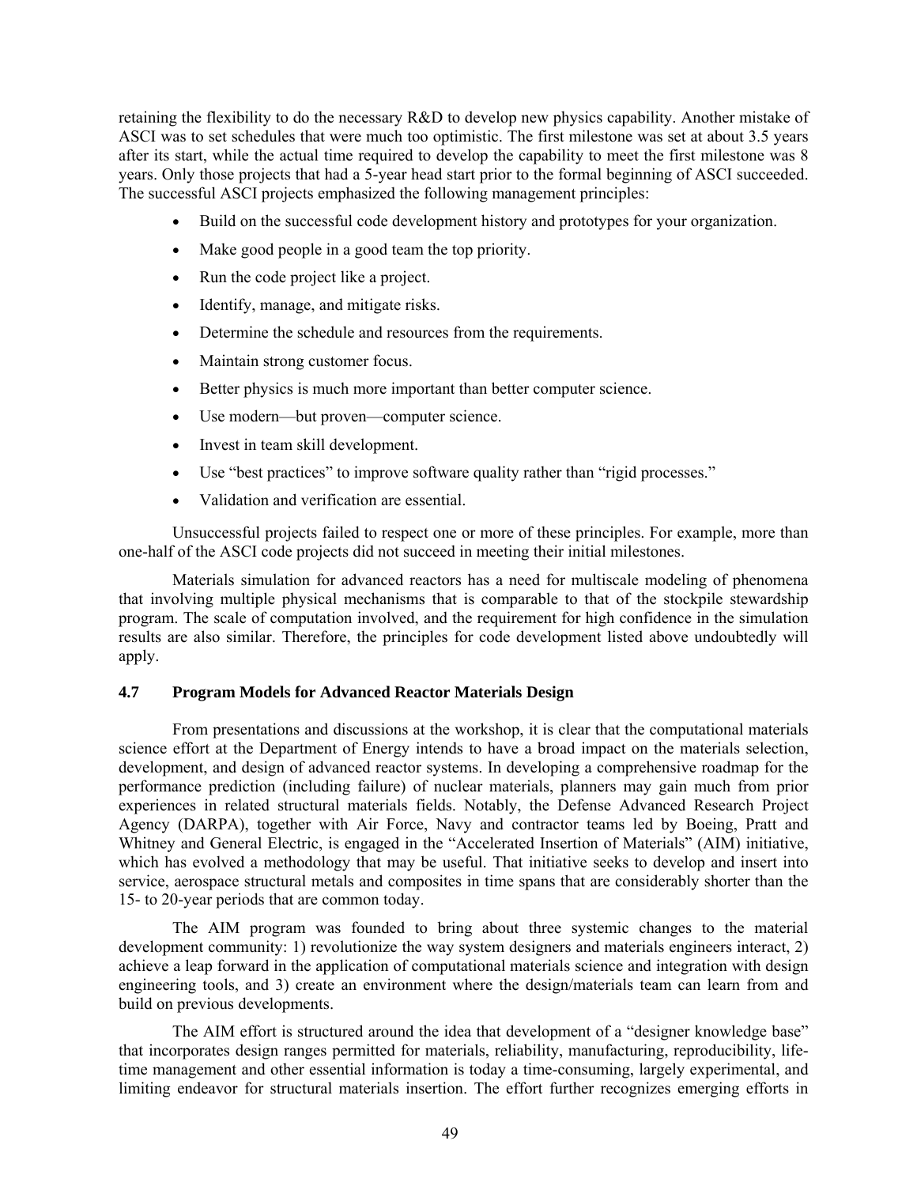retaining the flexibility to do the necessary R&D to develop new physics capability. Another mistake of ASCI was to set schedules that were much too optimistic. The first milestone was set at about 3.5 years after its start, while the actual time required to develop the capability to meet the first milestone was 8 years. Only those projects that had a 5-year head start prior to the formal beginning of ASCI succeeded. The successful ASCI projects emphasized the following management principles:

- Build on the successful code development history and prototypes for your organization.
- Make good people in a good team the top priority.
- Run the code project like a project.
- Identify, manage, and mitigate risks.
- Determine the schedule and resources from the requirements.
- Maintain strong customer focus.
- Better physics is much more important than better computer science.
- Use modern—but proven—computer science.
- Invest in team skill development.
- Use "best practices" to improve software quality rather than "rigid processes."
- Validation and verification are essential.

Unsuccessful projects failed to respect one or more of these principles. For example, more than one-half of the ASCI code projects did not succeed in meeting their initial milestones.

Materials simulation for advanced reactors has a need for multiscale modeling of phenomena that involving multiple physical mechanisms that is comparable to that of the stockpile stewardship program. The scale of computation involved, and the requirement for high confidence in the simulation results are also similar. Therefore, the principles for code development listed above undoubtedly will apply.

### 4.7 Program Models for Advanced Reactor Materials Design

From presentations and discussions at the workshop, it is clear that the computational materials science effort at the Department of Energy intends to have a broad impact on the materials selection, development, and design of advanced reactor systems. In developing a comprehensive roadmap for the performance prediction (including failure) of nuclear materials, planners may gain much from prior experiences in related structural materials fields. Notably, the Defense Advanced Research Project Agency (DARPA), together with Air Force, Navy and contractor teams led by Boeing, Pratt and Whitney and General Electric, is engaged in the "Accelerated Insertion of Materials" (AIM) initiative, which has evolved a methodology that may be useful. That initiative seeks to develop and insert into service, aerospace structural metals and composites in time spans that are considerably shorter than the 15- to 20-year periods that are common today.

The AIM program was founded to bring about three systemic changes to the material development community: 1) revolutionize the way system designers and materials engineers interact, 2) achieve a leap forward in the application of computational materials science and integration with design engineering tools, and 3) create an environment where the design/materials team can learn from and build on previous developments.

The AIM effort is structured around the idea that development of a "designer knowledge base" that incorporates design ranges permitted for materials, reliability, manufacturing, reproducibility, life-time management and other essential information is today a time-consuming, largely experimental, and limiting endeavor for structural materials insertion. The effort further recognizes emerging efforts in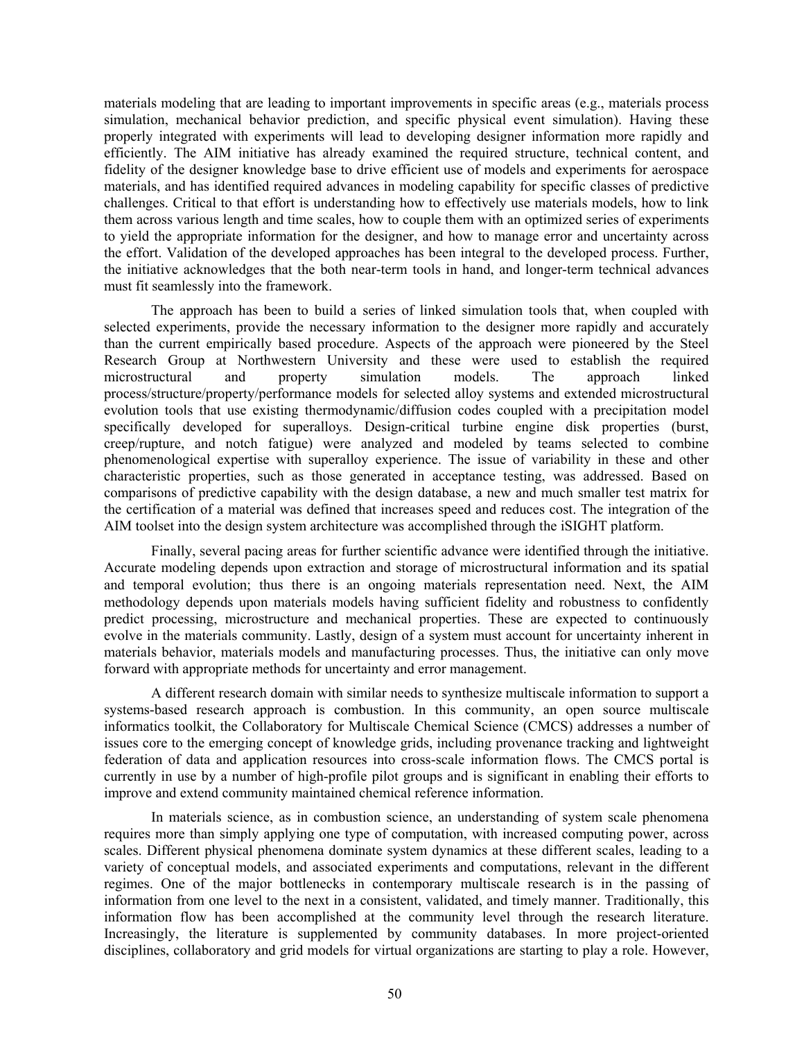materials modeling that are leading to important improvements in specific areas (e.g., materials process simulation, mechanical behavior prediction, and specific physical event simulation). Having these properly integrated with experiments will lead to developing designer information more rapidly and efficiently. The AIM initiative has already examined the required structure, technical content, and fidelity of the designer knowledge base to drive efficient use of models and experiments for aerospace materials, and has identified required advances in modeling capability for specific classes of predictive challenges. Critical to that effort is understanding how to effectively use materials models, how to link them across various length and time scales, how to couple them with an optimized series of experiments to yield the appropriate information for the designer, and how to manage error and uncertainty across the effort. Validation of the developed approaches has been integral to the developed process. Further, the initiative acknowledges that the both near-term tools in hand, and longer-term technical advances must fit seamlessly into the framework.

The approach has been to build a series of linked simulation tools that, when coupled with selected experiments, provide the necessary information to the designer more rapidly and accurately than the current empirically based procedure. Aspects of the approach were pioneered by the Steel Research Group at Northwestern University and these were used to establish the required microstructural and property simulation models. The approach linked process/structure/property/performance models for selected alloy systems and extended microstructural evolution tools that use existing thermodynamic/diffusion codes coupled with a precipitation model specifically developed for superalloys. Design-critical turbine engine disk properties (burst, creep/rupture, and notch fatigue) were analyzed and modeled by teams selected to combine phenomenological expertise with superalloy experience. The issue of variability in these and other characteristic properties, such as those generated in acceptance testing, was addressed. Based on comparisons of predictive capability with the design database, a new and much smaller test matrix for the certification of a material was defined that increases speed and reduces cost. The integration of the AIM toolset into the design system architecture was accomplished through the iSIGHT platform.

Finally, several pacing areas for further scientific advance were identified through the initiative. Accurate modeling depends upon extraction and storage of microstructural information and its spatial and temporal evolution; thus there is an ongoing materials representation need. Next, the AIM methodology depends upon materials models having sufficient fidelity and robustness to confidently predict processing, microstructure and mechanical properties. These are expected to continuously evolve in the materials community. Lastly, design of a system must account for uncertainty inherent in materials behavior, materials models and manufacturing processes. Thus, the initiative can only move forward with appropriate methods for uncertainty and error management.

A different research domain with similar needs to synthesize multiscale information to support a systems-based research approach is combustion. In this community, an open source multiscale informatics toolkit, the Collaboratory for Multiscale Chemical Science (CMCS) addresses a number of issues core to the emerging concept of knowledge grids, including provenance tracking and lightweight federation of data and application resources into cross-scale information flows. The CMCS portal is currently in use by a number of high-profile pilot groups and is significant in enabling their efforts to improve and extend community maintained chemical reference information.

In materials science, as in combustion science, an understanding of system scale phenomena requires more than simply applying one type of computation, with increased computing power, across scales. Different physical phenomena dominate system dynamics at these different scales, leading to a variety of conceptual models, and associated experiments and computations, relevant in the different regimes. One of the major bottlenecks in contemporary multiscale research is in the passing of information from one level to the next in a consistent, validated, and timely manner. Traditionally, this information flow has been accomplished at the community level through the research literature. Increasingly, the literature is supplemented by community databases. In more project-oriented disciplines, collaboratory and grid models for virtual organizations are starting to play a role. However,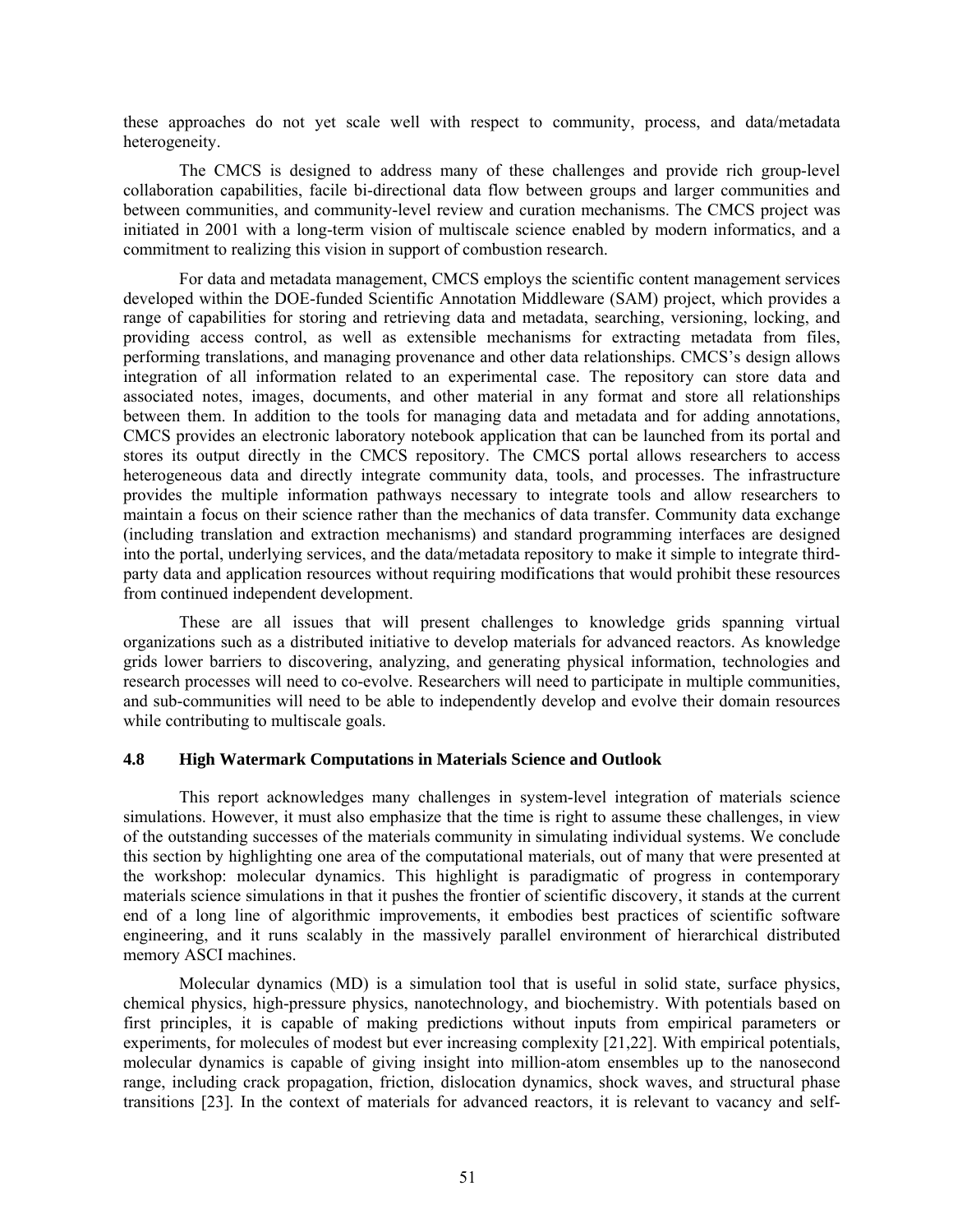these approaches do not yet scale well with respect to community, process, and data/metadata heterogeneity.

The CMCS is designed to address many of these challenges and provide rich group-level collaboration capabilities, facile bi-directional data flow between groups and larger communities and between communities, and community-level review and curation mechanisms. The CMCS project was initiated in 2001 with a long-term vision of multiscale science enabled by modern informatics, and a commitment to realizing this vision in support of combustion research.

For data and metadata management, CMCS employs the scientific content management services developed within the DOE-funded Scientific Annotation Middleware (SAM) project, which provides a range of capabilities for storing and retrieving data and metadata, searching, versioning, locking, and providing access control, as well as extensible mechanisms for extracting metadata from files, performing translations, and managing provenance and other data relationships. CMCS's design allows integration of all information related to an experimental case. The repository can store data and associated notes, images, documents, and other material in any format and store all relationships between them. In addition to the tools for managing data and metadata and for adding annotations, CMCS provides an electronic laboratory notebook application that can be launched from its portal and stores its output directly in the CMCS repository. The CMCS portal allows researchers to access heterogeneous data and directly integrate community data, tools, and processes. The infrastructure provides the multiple information pathways necessary to integrate tools and allow researchers to maintain a focus on their science rather than the mechanics of data transfer. Community data exchange (including translation and extraction mechanisms) and standard programming interfaces are designed into the portal, underlying services, and the data/metadata repository to make it simple to integrate third-party data and application resources without requiring modifications that would prohibit these resources from continued independent development.

These are all issues that will present challenges to knowledge grids spanning virtual organizations such as a distributed initiative to develop materials for advanced reactors. As knowledge grids lower barriers to discovering, analyzing, and generating physical information, technologies and research processes will need to co-evolve. Researchers will need to participate in multiple communities, and sub-communities will need to be able to independently develop and evolve their domain resources while contributing to multiscale goals.

### 4.8 High Watermark Computations in Materials Science and Outlook

This report acknowledges many challenges in system-level integration of materials science simulations. However, it must also emphasize that the time is right to assume these challenges, in view of the outstanding successes of the materials community in simulating individual systems. We conclude this section by highlighting one area of the computational materials, out of many that were presented at the workshop: molecular dynamics. This highlight is paradigmatic of progress in contemporary materials science simulations in that it pushes the frontier of scientific discovery, it stands at the current end of a long line of algorithmic improvements, it embodies best practices of scientific software engineering, and it runs scalably in the massively parallel environment of hierarchical distributed memory ASCI machines.

Molecular dynamics (MD) is a simulation tool that is useful in solid state, surface physics, chemical physics, high-pressure physics, nanotechnology, and biochemistry. With potentials based on first principles, it is capable of making predictions without inputs from empirical parameters or experiments, for molecules of modest but ever increasing complexity [21,22]. With empirical potentials, molecular dynamics is capable of giving insight into million-atom ensembles up to the nanosecond range, including crack propagation, friction, dislocation dynamics, shock waves, and structural phase transitions [23]. In the context of materials for advanced reactors, it is relevant to vacancy and self-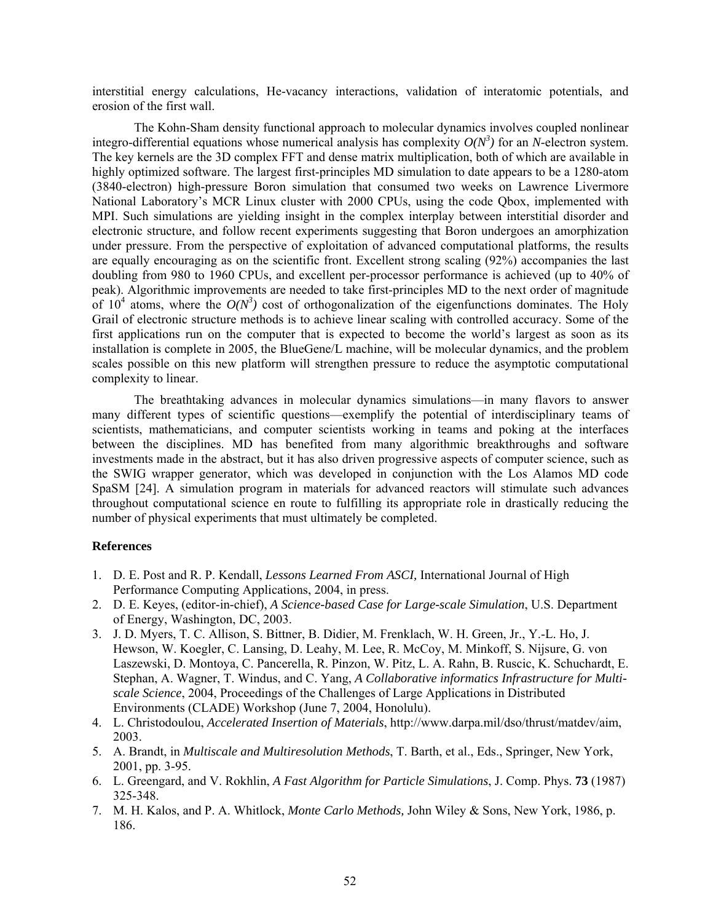interstitial energy calculations, He-vacancy interactions, validation of interatomic potentials, and erosion of the first wall.

The Kohn-Sham density functional approach to molecular dynamics involves coupled nonlinear integro-differential equations whose numerical analysis has complexity $O(N^3)$ for an $N$-electron system. The key kernels are the 3D complex FFT and dense matrix multiplication, both of which are available in highly optimized software. The largest first-principles MD simulation to date appears to be a 1280-atom (3840-electron) high-pressure Boron simulation that consumed two weeks on Lawrence Livermore National Laboratory's MCR Linux cluster with 2000 CPUs, using the code Qbox, implemented with MPI. Such simulations are yielding insight in the complex interplay between interstitial disorder and electronic structure, and follow recent experiments suggesting that Boron undergoes an amorphization under pressure. From the perspective of exploitation of advanced computational platforms, the results are equally encouraging as on the scientific front. Excellent strong scaling (92%) accompanies the last doubling from 980 to 1960 CPUs, and excellent per-processor performance is achieved (up to 40% of peak). Algorithmic improvements are needed to take first-principles MD to the next order of magnitude of $10^4$ atoms, where the $O(N^3)$ cost of orthogonalization of the eigenfunctions dominates. The Holy Grail of electronic structure methods is to achieve linear scaling with controlled accuracy. Some of the first applications run on the computer that is expected to become the world's largest as soon as its installation is complete in 2005, the BlueGene/L machine, will be molecular dynamics, and the problem scales possible on this new platform will strengthen pressure to reduce the asymptotic computational complexity to linear.

The breathtaking advances in molecular dynamics simulations—in many flavors to answer many different types of scientific questions—exemplify the potential of interdisciplinary teams of scientists, mathematicians, and computer scientists working in teams and poking at the interfaces between the disciplines. MD has benefited from many algorithmic breakthroughs and software investments made in the abstract, but it has also driven progressive aspects of computer science, such as the SWIG wrapper generator, which was developed in conjunction with the Los Alamos MD code SpaSM [24]. A simulation program in materials for advanced reactors will stimulate such advances throughout computational science en route to fulfilling its appropriate role in drastically reducing the number of physical experiments that must ultimately be completed.

**References**

1. D. E. Post and R. P. Kendall, *Lessons Learned From ASCI,* International Journal of High Performance Computing Applications, 2004, in press.
2. D. E. Keyes, (editor-in-chief), *A Science-based Case for Large-scale Simulation*, U.S. Department of Energy, Washington, DC, 2003.
3. J. D. Myers, T. C. Allison, S. Bittner, B. Didier, M. Frenklach, W. H. Green, Jr., Y.-L. Ho, J. Hewson, W. Koegler, C. Lansing, D. Leahy, M. Lee, R. McCoy, M. Minkoff, S. Nijsure, G. von Laszewski, D. Montoya, C. Pancerella, R. Pinzon, W. Pitz, L. A. Rahn, B. Ruscic, K. Schuchardt, E. Stephan, A. Wagner, T. Windus, and C. Yang, *A Collaborative informatics Infrastructure for Multi-scale Science*, 2004, Proceedings of the Challenges of Large Applications in Distributed Environments (CLADE) Workshop (June 7, 2004, Honolulu).
4. L. Christodoulou, *Accelerated Insertion of Materials*, http://www.darpa.mil/dso/thrust/matdev/aim, 2003.
5. A. Brandt, in *Multiscale and Multiresolution Methods*, T. Barth, et al., Eds., Springer, New York, 2001, pp. 3-95.
6. L. Greengard, and V. Rokhlin, *A Fast Algorithm for Particle Simulations*, J. Comp. Phys. **73** (1987) 325-348.
7. M. H. Kalos, and P. A. Whitlock, *Monte Carlo Methods,* John Wiley & Sons, New York, 1986, p. 186.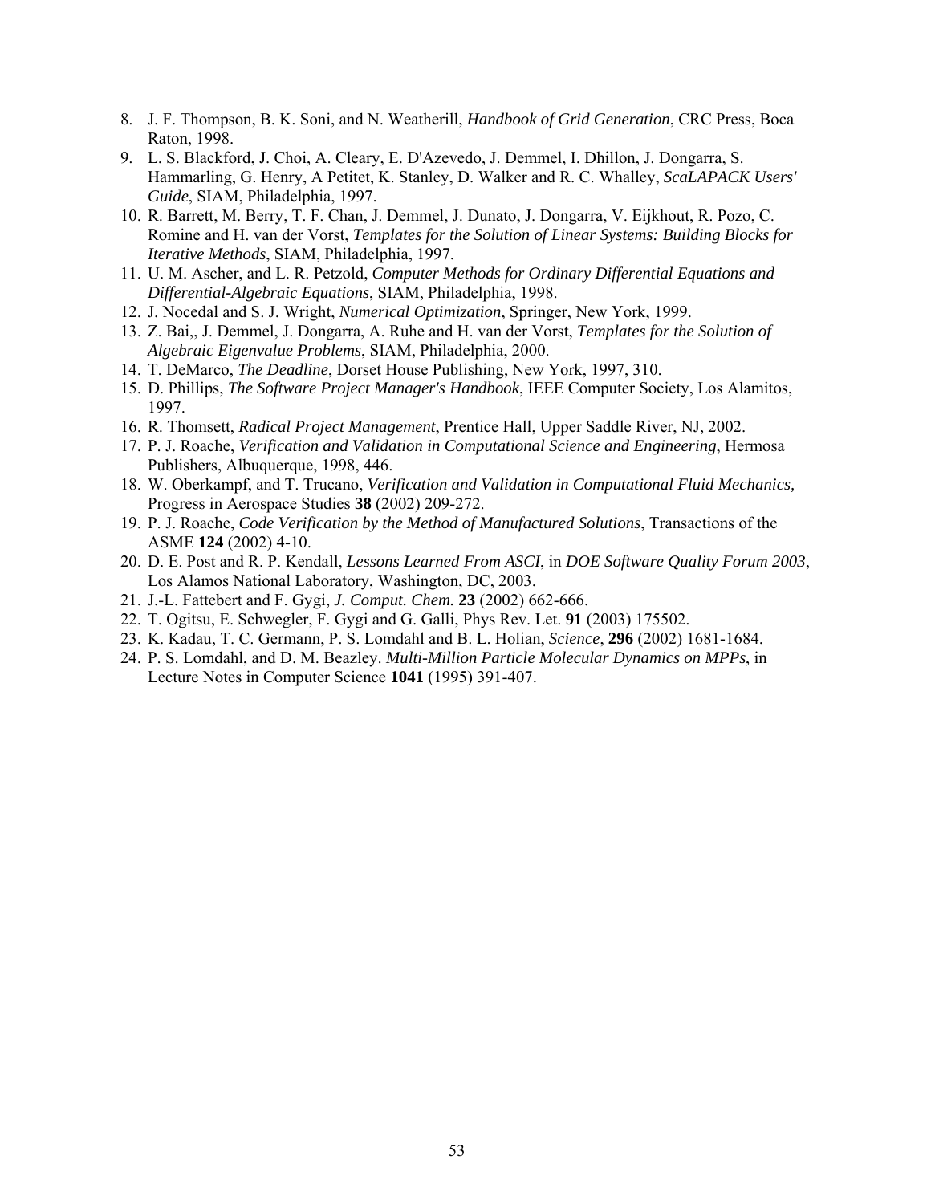8. J. F. Thompson, B. K. Soni, and N. Weatherill, *Handbook of Grid Generation*, CRC Press, Boca Raton, 1998.
9. L. S. Blackford, J. Choi, A. Cleary, E. D'Azevedo, J. Demmel, I. Dhillon, J. Dongarra, S. Hammarling, G. Henry, A Petitet, K. Stanley, D. Walker and R. C. Whalley, *ScaLAPACK Users' Guide*, SIAM, Philadelphia, 1997.
10. R. Barrett, M. Berry, T. F. Chan, J. Demmel, J. Dunato, J. Dongarra, V. Eijkhout, R. Pozo, C. Romine and H. van der Vorst, *Templates for the Solution of Linear Systems: Building Blocks for Iterative Methods*, SIAM, Philadelphia, 1997.
11. U. M. Ascher, and L. R. Petzold, *Computer Methods for Ordinary Differential Equations and Differential-Algebraic Equations*, SIAM, Philadelphia, 1998.
12. J. Nocedal and S. J. Wright, *Numerical Optimization*, Springer, New York, 1999.
13. Z. Bai,, J. Demmel, J. Dongarra, A. Ruhe and H. van der Vorst, *Templates for the Solution of Algebraic Eigenvalue Problems*, SIAM, Philadelphia, 2000.
14. T. DeMarco, *The Deadline*, Dorset House Publishing, New York, 1997, 310.
15. D. Phillips, *The Software Project Manager's Handbook*, IEEE Computer Society, Los Alamitos, 1997.
16. R. Thomsett, *Radical Project Management*, Prentice Hall, Upper Saddle River, NJ, 2002.
17. P. J. Roache, *Verification and Validation in Computational Science and Engineering*, Hermosa Publishers, Albuquerque, 1998, 446.
18. W. Oberkampf, and T. Trucano, *Verification and Validation in Computational Fluid Mechanics,* Progress in Aerospace Studies **38** (2002) 209-272.
19. P. J. Roache, *Code Verification by the Method of Manufactured Solutions*, Transactions of the ASME **124** (2002) 4-10.
20. D. E. Post and R. P. Kendall, *Lessons Learned From ASCI*, in *DOE Software Quality Forum 2003*, Los Alamos National Laboratory, Washington, DC, 2003.
21. J.-L. Fattebert and F. Gygi, *J. Comput. Chem.* **23** (2002) 662-666.
22. T. Ogitsu, E. Schwegler, F. Gygi and G. Galli, Phys Rev. Let. **91** (2003) 175502.
23. K. Kadau, T. C. Germann, P. S. Lomdahl and B. L. Holian, *Science*, **296** (2002) 1681-1684.
24. P. S. Lomdahl, and D. M. Beazley. *Multi-Million Particle Molecular Dynamics on MPPs*, in Lecture Notes in Computer Science **1041** (1995) 391-407.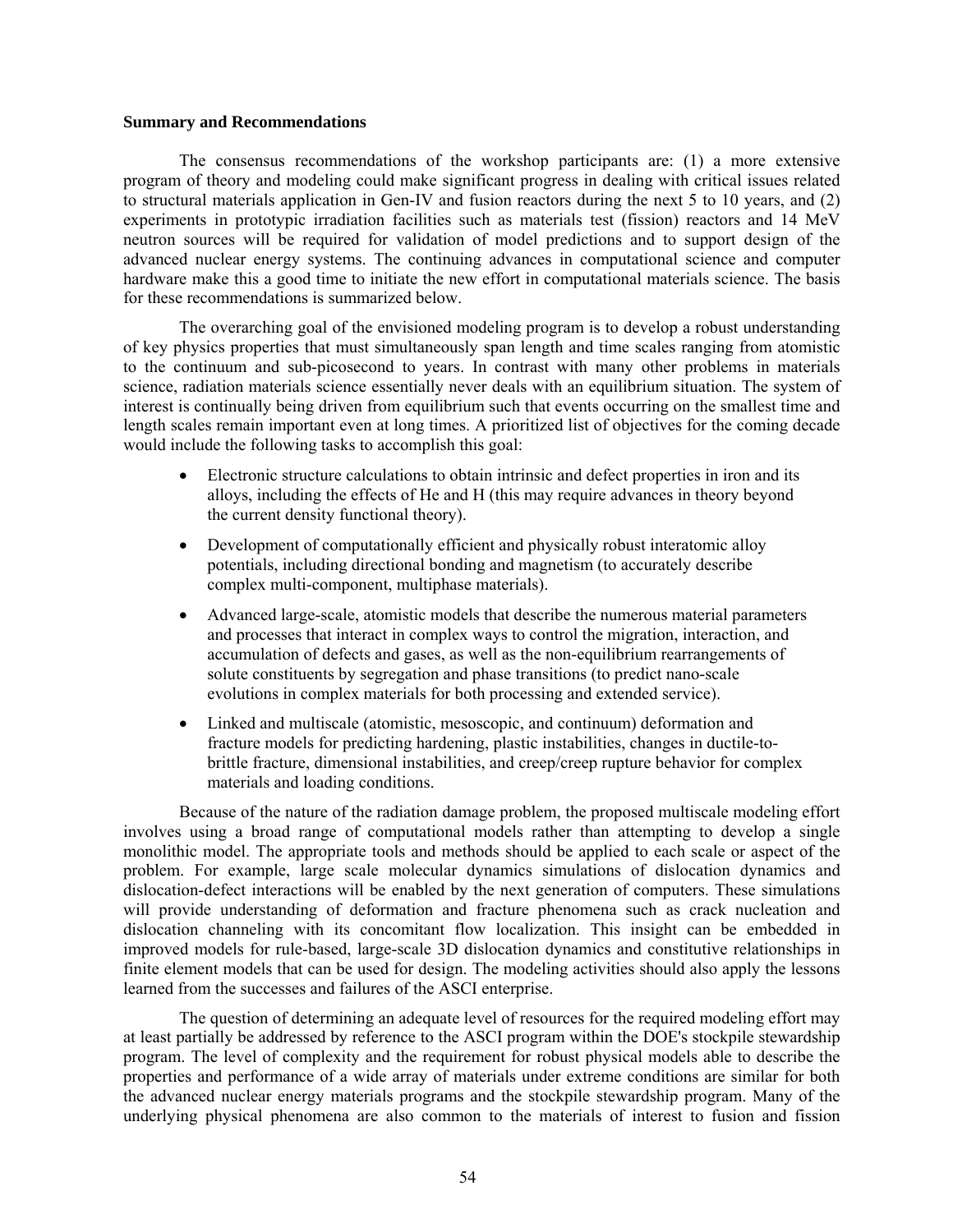**Summary and Recommendations**

The consensus recommendations of the workshop participants are: (1) a more extensive program of theory and modeling could make significant progress in dealing with critical issues related to structural materials application in Gen-IV and fusion reactors during the next 5 to 10 years, and (2) experiments in prototypic irradiation facilities such as materials test (fission) reactors and 14 MeV neutron sources will be required for validation of model predictions and to support design of the advanced nuclear energy systems. The continuing advances in computational science and computer hardware make this a good time to initiate the new effort in computational materials science. The basis for these recommendations is summarized below.

The overarching goal of the envisioned modeling program is to develop a robust understanding of key physics properties that must simultaneously span length and time scales ranging from atomistic to the continuum and sub-picosecond to years. In contrast with many other problems in materials science, radiation materials science essentially never deals with an equilibrium situation. The system of interest is continually being driven from equilibrium such that events occurring on the smallest time and length scales remain important even at long times. A prioritized list of objectives for the coming decade would include the following tasks to accomplish this goal:

- Electronic structure calculations to obtain intrinsic and defect properties in iron and its alloys, including the effects of He and H (this may require advances in theory beyond the current density functional theory).
- Development of computationally efficient and physically robust interatomic alloy potentials, including directional bonding and magnetism (to accurately describe complex multi-component, multiphase materials).
- Advanced large-scale, atomistic models that describe the numerous material parameters and processes that interact in complex ways to control the migration, interaction, and accumulation of defects and gases, as well as the non-equilibrium rearrangements of solute constituents by segregation and phase transitions (to predict nano-scale evolutions in complex materials for both processing and extended service).
- Linked and multiscale (atomistic, mesoscopic, and continuum) deformation and fracture models for predicting hardening, plastic instabilities, changes in ductile-to-brittle fracture, dimensional instabilities, and creep/creep rupture behavior for complex materials and loading conditions.

Because of the nature of the radiation damage problem, the proposed multiscale modeling effort involves using a broad range of computational models rather than attempting to develop a single monolithic model. The appropriate tools and methods should be applied to each scale or aspect of the problem. For example, large scale molecular dynamics simulations of dislocation dynamics and dislocation-defect interactions will be enabled by the next generation of computers. These simulations will provide understanding of deformation and fracture phenomena such as crack nucleation and dislocation channeling with its concomitant flow localization. This insight can be embedded in improved models for rule-based, large-scale 3D dislocation dynamics and constitutive relationships in finite element models that can be used for design. The modeling activities should also apply the lessons learned from the successes and failures of the ASCI enterprise.

The question of determining an adequate level of resources for the required modeling effort may at least partially be addressed by reference to the ASCI program within the DOE's stockpile stewardship program. The level of complexity and the requirement for robust physical models able to describe the properties and performance of a wide array of materials under extreme conditions are similar for both the advanced nuclear energy materials programs and the stockpile stewardship program. Many of the underlying physical phenomena are also common to the materials of interest to fusion and fission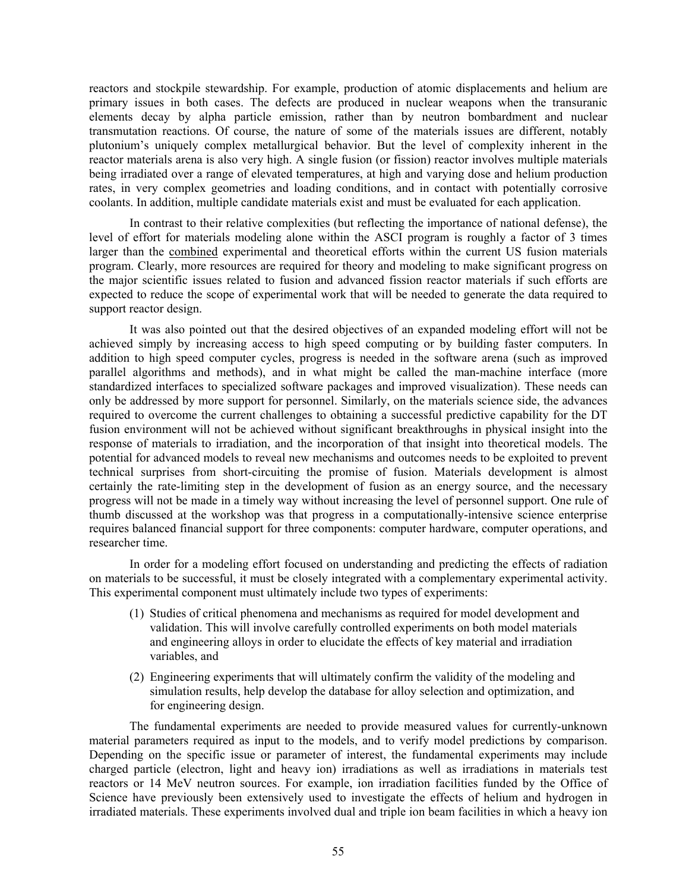reactors and stockpile stewardship. For example, production of atomic displacements and helium are primary issues in both cases. The defects are produced in nuclear weapons when the transuranic elements decay by alpha particle emission, rather than by neutron bombardment and nuclear transmutation reactions. Of course, the nature of some of the materials issues are different, notably plutonium's uniquely complex metallurgical behavior. But the level of complexity inherent in the reactor materials arena is also very high. A single fusion (or fission) reactor involves multiple materials being irradiated over a range of elevated temperatures, at high and varying dose and helium production rates, in very complex geometries and loading conditions, and in contact with potentially corrosive coolants. In addition, multiple candidate materials exist and must be evaluated for each application.

In contrast to their relative complexities (but reflecting the importance of national defense), the level of effort for materials modeling alone within the ASCI program is roughly a factor of 3 times larger than the combined experimental and theoretical efforts within the current US fusion materials program. Clearly, more resources are required for theory and modeling to make significant progress on the major scientific issues related to fusion and advanced fission reactor materials if such efforts are expected to reduce the scope of experimental work that will be needed to generate the data required to support reactor design.

It was also pointed out that the desired objectives of an expanded modeling effort will not be achieved simply by increasing access to high speed computing or by building faster computers. In addition to high speed computer cycles, progress is needed in the software arena (such as improved parallel algorithms and methods), and in what might be called the man-machine interface (more standardized interfaces to specialized software packages and improved visualization). These needs can only be addressed by more support for personnel. Similarly, on the materials science side, the advances required to overcome the current challenges to obtaining a successful predictive capability for the DT fusion environment will not be achieved without significant breakthroughs in physical insight into the response of materials to irradiation, and the incorporation of that insight into theoretical models. The potential for advanced models to reveal new mechanisms and outcomes needs to be exploited to prevent technical surprises from short-circuiting the promise of fusion. Materials development is almost certainly the rate-limiting step in the development of fusion as an energy source, and the necessary progress will not be made in a timely way without increasing the level of personnel support. One rule of thumb discussed at the workshop was that progress in a computationally-intensive science enterprise requires balanced financial support for three components: computer hardware, computer operations, and researcher time.

In order for a modeling effort focused on understanding and predicting the effects of radiation on materials to be successful, it must be closely integrated with a complementary experimental activity. This experimental component must ultimately include two types of experiments:

(1) Studies of critical phenomena and mechanisms as required for model development and validation. This will involve carefully controlled experiments on both model materials and engineering alloys in order to elucidate the effects of key material and irradiation variables, and

(2) Engineering experiments that will ultimately confirm the validity of the modeling and simulation results, help develop the database for alloy selection and optimization, and for engineering design.

The fundamental experiments are needed to provide measured values for currently-unknown material parameters required as input to the models, and to verify model predictions by comparison. Depending on the specific issue or parameter of interest, the fundamental experiments may include charged particle (electron, light and heavy ion) irradiations as well as irradiations in materials test reactors or 14 MeV neutron sources. For example, ion irradiation facilities funded by the Office of Science have previously been extensively used to investigate the effects of helium and hydrogen in irradiated materials. These experiments involved dual and triple ion beam facilities in which a heavy ion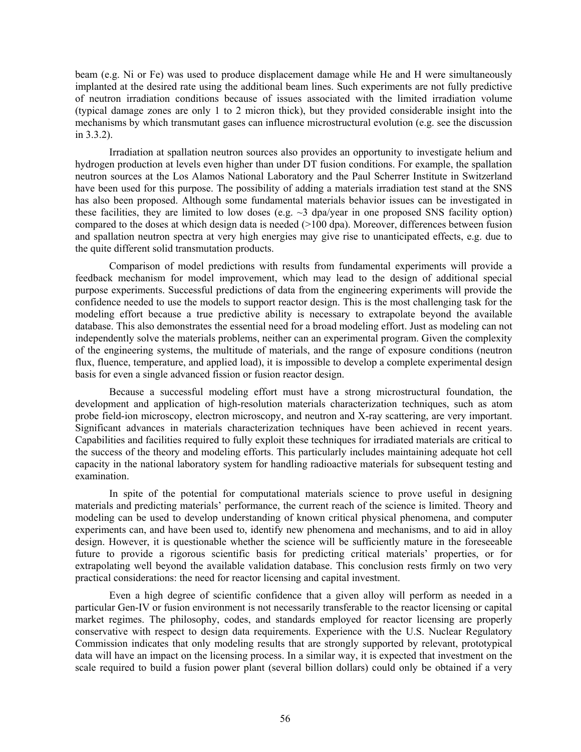beam (e.g. Ni or Fe) was used to produce displacement damage while He and H were simultaneously implanted at the desired rate using the additional beam lines. Such experiments are not fully predictive of neutron irradiation conditions because of issues associated with the limited irradiation volume (typical damage zones are only 1 to 2 micron thick), but they provided considerable insight into the mechanisms by which transmutant gases can influence microstructural evolution (e.g. see the discussion in 3.3.2).

Irradiation at spallation neutron sources also provides an opportunity to investigate helium and hydrogen production at levels even higher than under DT fusion conditions. For example, the spallation neutron sources at the Los Alamos National Laboratory and the Paul Scherrer Institute in Switzerland have been used for this purpose. The possibility of adding a materials irradiation test stand at the SNS has also been proposed. Although some fundamental materials behavior issues can be investigated in these facilities, they are limited to low doses (e.g. ~3 dpa/year in one proposed SNS facility option) compared to the doses at which design data is needed (>100 dpa). Moreover, differences between fusion and spallation neutron spectra at very high energies may give rise to unanticipated effects, e.g. due to the quite different solid transmutation products.

Comparison of model predictions with results from fundamental experiments will provide a feedback mechanism for model improvement, which may lead to the design of additional special purpose experiments. Successful predictions of data from the engineering experiments will provide the confidence needed to use the models to support reactor design. This is the most challenging task for the modeling effort because a true predictive ability is necessary to extrapolate beyond the available database. This also demonstrates the essential need for a broad modeling effort. Just as modeling can not independently solve the materials problems, neither can an experimental program. Given the complexity of the engineering systems, the multitude of materials, and the range of exposure conditions (neutron flux, fluence, temperature, and applied load), it is impossible to develop a complete experimental design basis for even a single advanced fission or fusion reactor design.

Because a successful modeling effort must have a strong microstructural foundation, the development and application of high-resolution materials characterization techniques, such as atom probe field-ion microscopy, electron microscopy, and neutron and X-ray scattering, are very important. Significant advances in materials characterization techniques have been achieved in recent years. Capabilities and facilities required to fully exploit these techniques for irradiated materials are critical to the success of the theory and modeling efforts. This particularly includes maintaining adequate hot cell capacity in the national laboratory system for handling radioactive materials for subsequent testing and examination.

In spite of the potential for computational materials science to prove useful in designing materials and predicting materials' performance, the current reach of the science is limited. Theory and modeling can be used to develop understanding of known critical physical phenomena, and computer experiments can, and have been used to, identify new phenomena and mechanisms, and to aid in alloy design. However, it is questionable whether the science will be sufficiently mature in the foreseeable future to provide a rigorous scientific basis for predicting critical materials' properties, or for extrapolating well beyond the available validation database. This conclusion rests firmly on two very practical considerations: the need for reactor licensing and capital investment.

Even a high degree of scientific confidence that a given alloy will perform as needed in a particular Gen-IV or fusion environment is not necessarily transferable to the reactor licensing or capital market regimes. The philosophy, codes, and standards employed for reactor licensing are properly conservative with respect to design data requirements. Experience with the U.S. Nuclear Regulatory Commission indicates that only modeling results that are strongly supported by relevant, prototypical data will have an impact on the licensing process. In a similar way, it is expected that investment on the scale required to build a fusion power plant (several billion dollars) could only be obtained if a very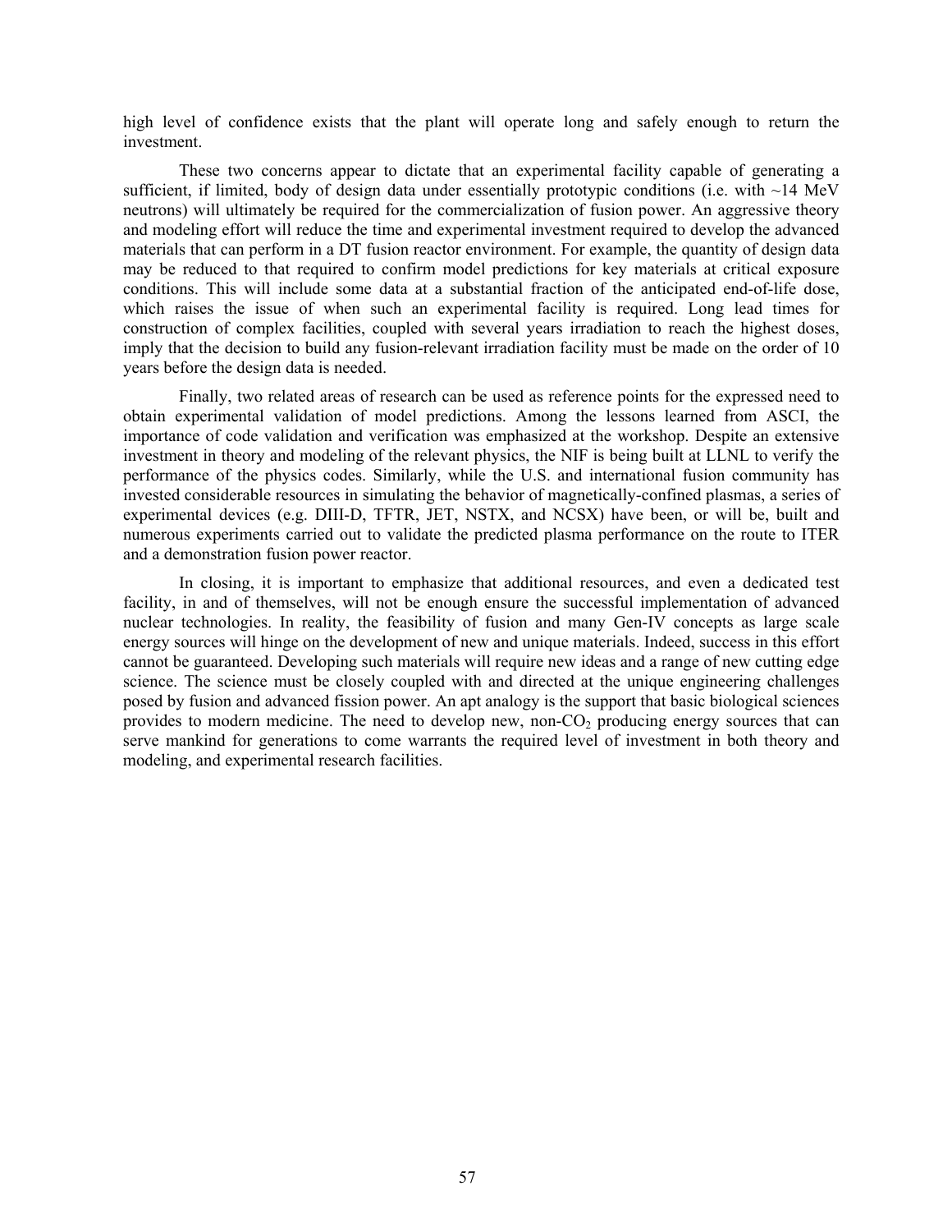high level of confidence exists that the plant will operate long and safely enough to return the investment.

These two concerns appear to dictate that an experimental facility capable of generating a sufficient, if limited, body of design data under essentially prototypic conditions (i.e. with ~14 MeV neutrons) will ultimately be required for the commercialization of fusion power. An aggressive theory and modeling effort will reduce the time and experimental investment required to develop the advanced materials that can perform in a DT fusion reactor environment. For example, the quantity of design data may be reduced to that required to confirm model predictions for key materials at critical exposure conditions. This will include some data at a substantial fraction of the anticipated end-of-life dose, which raises the issue of when such an experimental facility is required. Long lead times for construction of complex facilities, coupled with several years irradiation to reach the highest doses, imply that the decision to build any fusion-relevant irradiation facility must be made on the order of 10 years before the design data is needed.

Finally, two related areas of research can be used as reference points for the expressed need to obtain experimental validation of model predictions. Among the lessons learned from ASCI, the importance of code validation and verification was emphasized at the workshop. Despite an extensive investment in theory and modeling of the relevant physics, the NIF is being built at LLNL to verify the performance of the physics codes. Similarly, while the U.S. and international fusion community has invested considerable resources in simulating the behavior of magnetically-confined plasmas, a series of experimental devices (e.g. DIII-D, TFTR, JET, NSTX, and NCSX) have been, or will be, built and numerous experiments carried out to validate the predicted plasma performance on the route to ITER and a demonstration fusion power reactor.

In closing, it is important to emphasize that additional resources, and even a dedicated test facility, in and of themselves, will not be enough ensure the successful implementation of advanced nuclear technologies. In reality, the feasibility of fusion and many Gen-IV concepts as large scale energy sources will hinge on the development of new and unique materials. Indeed, success in this effort cannot be guaranteed. Developing such materials will require new ideas and a range of new cutting edge science. The science must be closely coupled with and directed at the unique engineering challenges posed by fusion and advanced fission power. An apt analogy is the support that basic biological sciences provides to modern medicine. The need to develop new, non-$CO_2$ producing energy sources that can serve mankind for generations to come warrants the required level of investment in both theory and modeling, and experimental research facilities.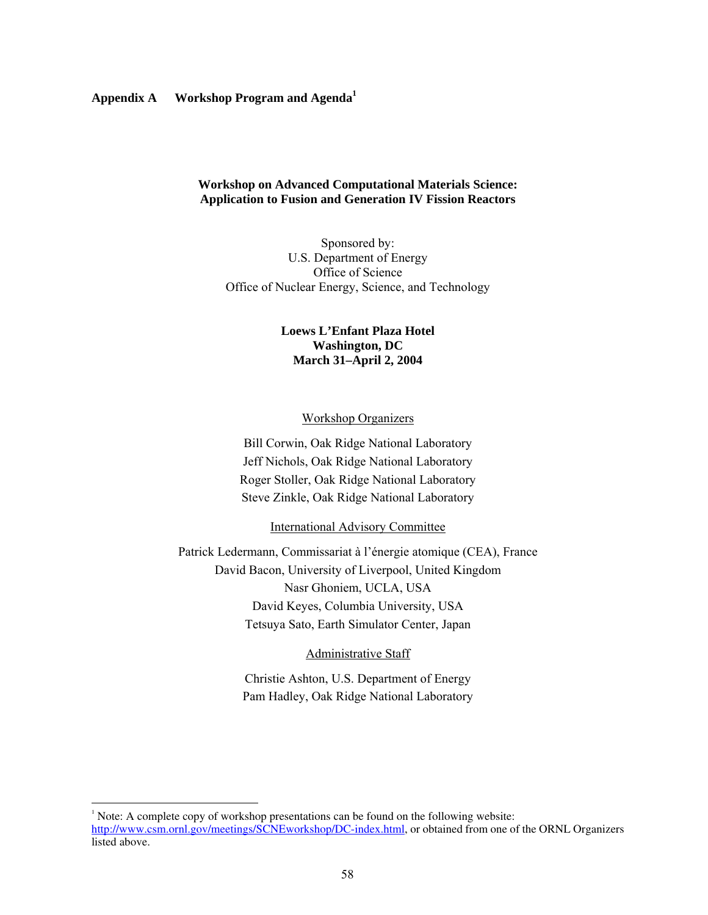# Appendix A Workshop Program and Agenda[1]

**Workshop on Advanced Computational Materials Science: Application to Fusion and Generation IV Fission Reactors**

Sponsored by:
U.S. Department of Energy
Office of Science
Office of Nuclear Energy, Science, and Technology

**Loews L'Enfant Plaza Hotel**
**Washington, DC**
**March 31–April 2, 2004**

Workshop Organizers

Bill Corwin, Oak Ridge National Laboratory
Jeff Nichols, Oak Ridge National Laboratory
Roger Stoller, Oak Ridge National Laboratory
Steve Zinkle, Oak Ridge National Laboratory

International Advisory Committee

Patrick Ledermann, Commissariat à l'énergie atomique (CEA), France
David Bacon, University of Liverpool, United Kingdom
Nasr Ghoniem, UCLA, USA
David Keyes, Columbia University, USA
Tetsuya Sato, Earth Simulator Center, Japan

Administrative Staff

Christie Ashton, U.S. Department of Energy
Pam Hadley, Oak Ridge National Laboratory

---

[1] Note: A complete copy of workshop presentations can be found on the following website: http://www.csm.ornl.gov/meetings/SCNEworkshop/DC-index.html, or obtained from one of the ORNL Organizers listed above.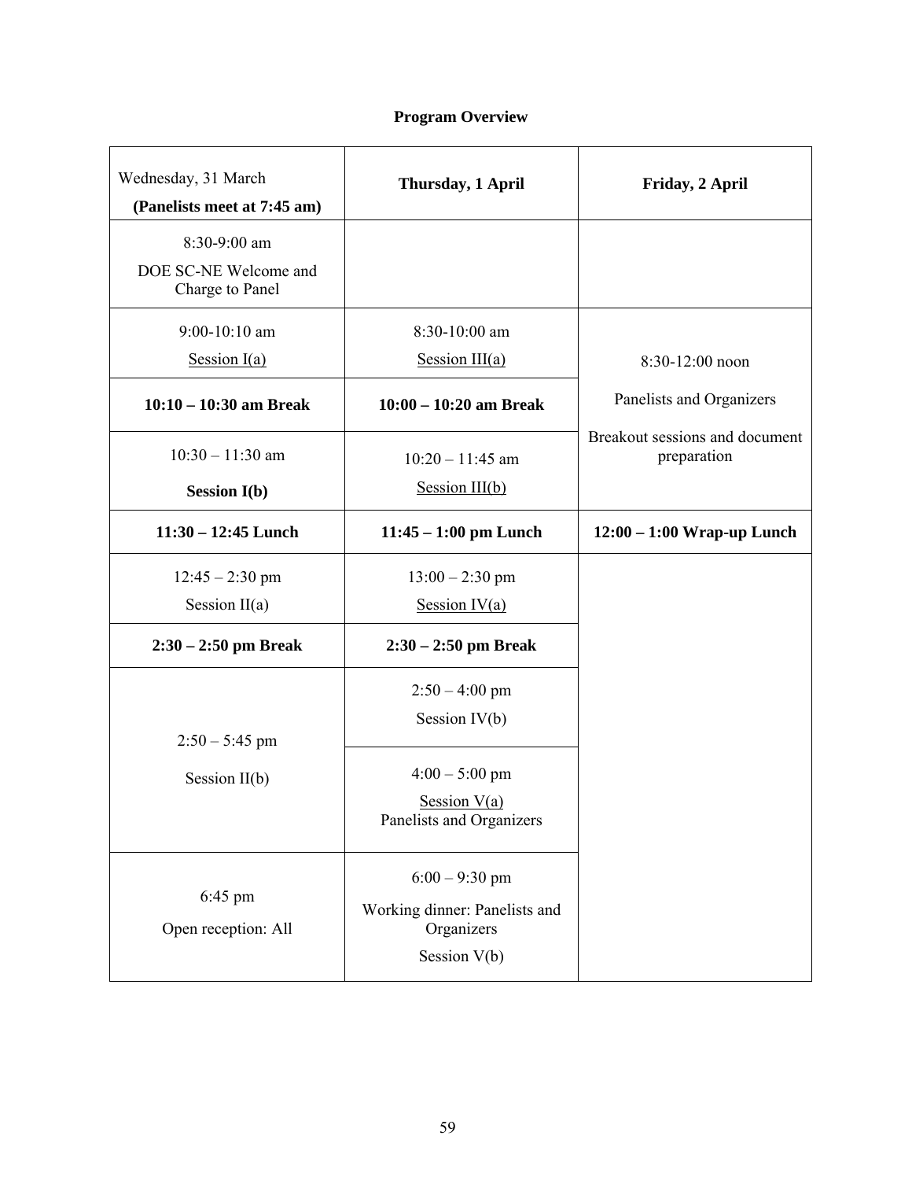**Program Overview**

| Wednesday, 31 March **(Panelists meet at 7:45 am)** | **Thursday, 1 April** | **Friday, 2 April** |
|---|---|---|
| 8:30-9:00 am<br>DOE SC-NE Welcome and Charge to Panel | | |
| 9:00-10:10 am<br>Session I(a) | 8:30-10:00 am<br>Session III(a) | 8:30-12:00 noon<br>Panelists and Organizers<br>Breakout sessions and document preparation |
| **10:10 – 10:30 am Break** | **10:00 – 10:20 am Break** | |
| 10:30 – 11:30 am<br>**Session I(b)** | 10:20 – 11:45 am<br>Session III(b) | |
| **11:30 – 12:45 Lunch** | **11:45 – 1:00 pm Lunch** | **12:00 – 1:00 Wrap-up Lunch** |
| 12:45 – 2:30 pm<br>Session II(a) | 13:00 – 2:30 pm<br>Session IV(a) | |
| **2:30 – 2:50 pm Break** | **2:30 – 2:50 pm Break** | |
| 2:50 – 5:45 pm<br>Session II(b) | 2:50 – 4:00 pm<br>Session IV(b) | |
| | 4:00 – 5:00 pm<br>Session V(a)<br>Panelists and Organizers | |
| 6:45 pm<br>Open reception: All | 6:00 – 9:30 pm<br>Working dinner: Panelists and Organizers<br>Session V(b) | |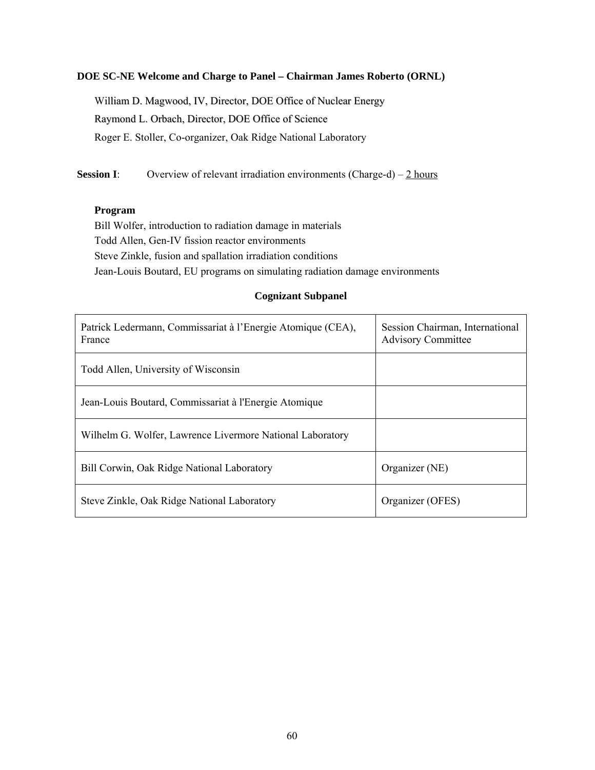**DOE SC-NE Welcome and Charge to Panel – Chairman James Roberto (ORNL)**

William D. Magwood, IV, Director, DOE Office of Nuclear Energy

Raymond L. Orbach, Director, DOE Office of Science

Roger E. Stoller, Co-organizer, Oak Ridge National Laboratory

**Session I**: Overview of relevant irradiation environments (Charge-d) – 2 hours

**Program**

Bill Wolfer, introduction to radiation damage in materials
Todd Allen, Gen-IV fission reactor environments
Steve Zinkle, fusion and spallation irradiation conditions
Jean-Louis Boutard, EU programs on simulating radiation damage environments

**Cognizant Subpanel**

| | |
|---|---|
| Patrick Ledermann, Commissariat à l'Energie Atomique (CEA), France | Session Chairman, International Advisory Committee |
| Todd Allen, University of Wisconsin | |
| Jean-Louis Boutard, Commissariat à l'Energie Atomique | |
| Wilhelm G. Wolfer, Lawrence Livermore National Laboratory | |
| Bill Corwin, Oak Ridge National Laboratory | Organizer (NE) |
| Steve Zinkle, Oak Ridge National Laboratory | Organizer (OFES) |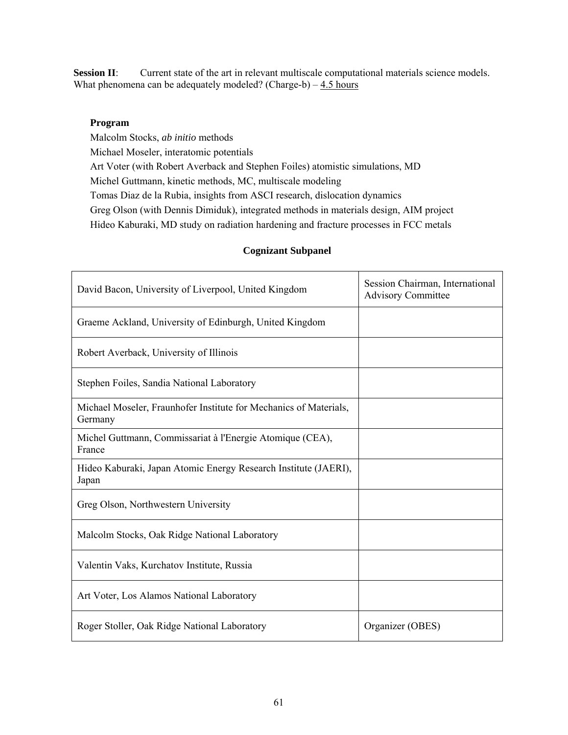**Session II**: Current state of the art in relevant multiscale computational materials science models. What phenomena can be adequately modeled? (Charge-b) – 4.5 hours

**Program**

Malcolm Stocks, *ab initio* methods
Michael Moseler, interatomic potentials
Art Voter (with Robert Averback and Stephen Foiles) atomistic simulations, MD
Michel Guttmann, kinetic methods, MC, multiscale modeling
Tomas Diaz de la Rubia, insights from ASCI research, dislocation dynamics
Greg Olson (with Dennis Dimiduk), integrated methods in materials design, AIM project
Hideo Kaburaki, MD study on radiation hardening and fracture processes in FCC metals

**Cognizant Subpanel**

| | |
|---|---|
| David Bacon, University of Liverpool, United Kingdom | Session Chairman, International Advisory Committee |
| Graeme Ackland, University of Edinburgh, United Kingdom | |
| Robert Averback, University of Illinois | |
| Stephen Foiles, Sandia National Laboratory | |
| Michael Moseler, Fraunhofer Institute for Mechanics of Materials, Germany | |
| Michel Guttmann, Commissariat à l'Energie Atomique (CEA), France | |
| Hideo Kaburaki, Japan Atomic Energy Research Institute (JAERI), Japan | |
| Greg Olson, Northwestern University | |
| Malcolm Stocks, Oak Ridge National Laboratory | |
| Valentin Vaks, Kurchatov Institute, Russia | |
| Art Voter, Los Alamos National Laboratory | |
| Roger Stoller, Oak Ridge National Laboratory | Organizer (OBES) |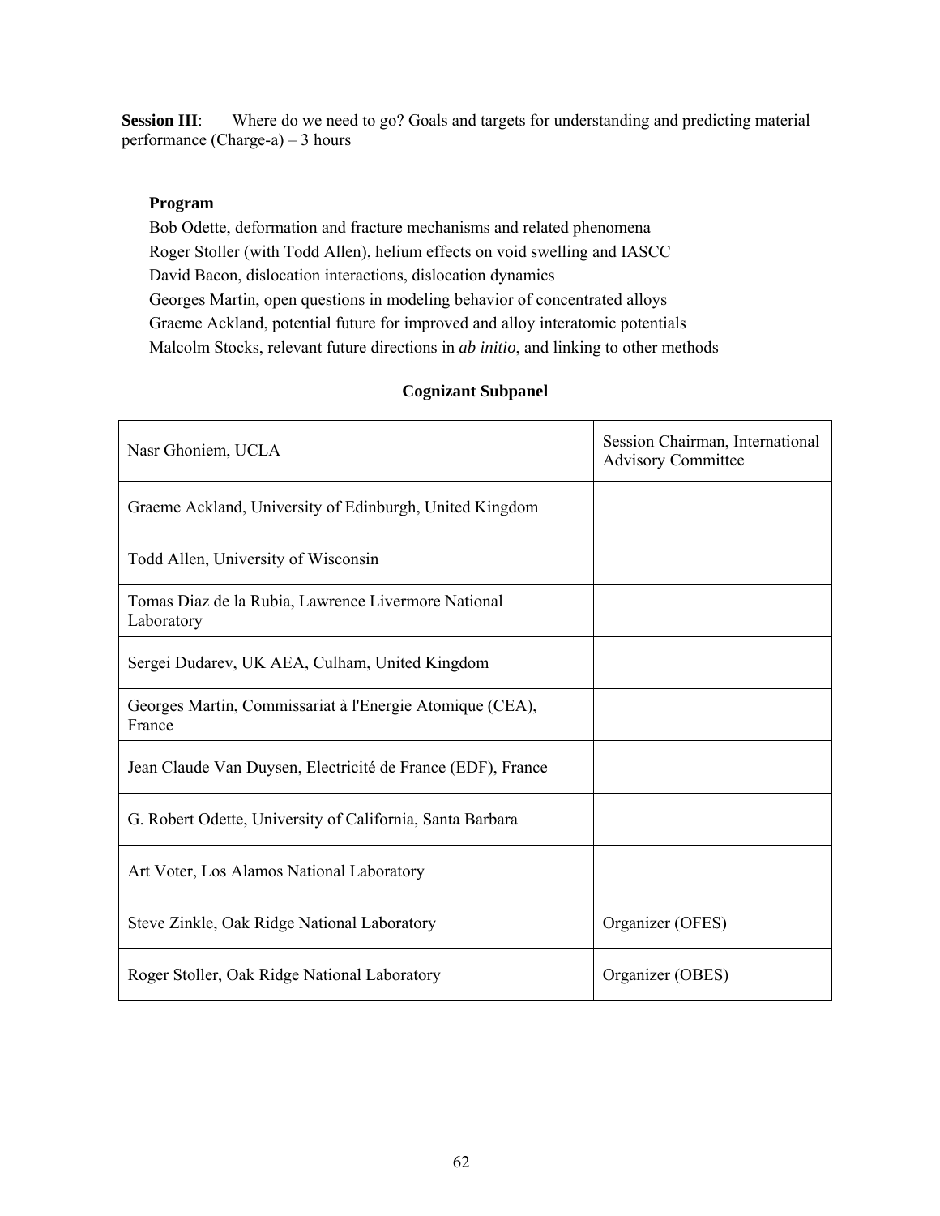**Session III**: Where do we need to go? Goals and targets for understanding and predicting material performance (Charge-a) – 3 hours

**Program**

Bob Odette, deformation and fracture mechanisms and related phenomena
Roger Stoller (with Todd Allen), helium effects on void swelling and IASCC
David Bacon, dislocation interactions, dislocation dynamics
Georges Martin, open questions in modeling behavior of concentrated alloys
Graeme Ackland, potential future for improved and alloy interatomic potentials
Malcolm Stocks, relevant future directions in *ab initio*, and linking to other methods

**Cognizant Subpanel**

| | |
|---|---|
| Nasr Ghoniem, UCLA | Session Chairman, International Advisory Committee |
| Graeme Ackland, University of Edinburgh, United Kingdom | |
| Todd Allen, University of Wisconsin | |
| Tomas Diaz de la Rubia, Lawrence Livermore National Laboratory | |
| Sergei Dudarev, UK AEA, Culham, United Kingdom | |
| Georges Martin, Commissariat à l'Energie Atomique (CEA), France | |
| Jean Claude Van Duysen, Electricité de France (EDF), France | |
| G. Robert Odette, University of California, Santa Barbara | |
| Art Voter, Los Alamos National Laboratory | |
| Steve Zinkle, Oak Ridge National Laboratory | Organizer (OFES) |
| Roger Stoller, Oak Ridge National Laboratory | Organizer (OBES) |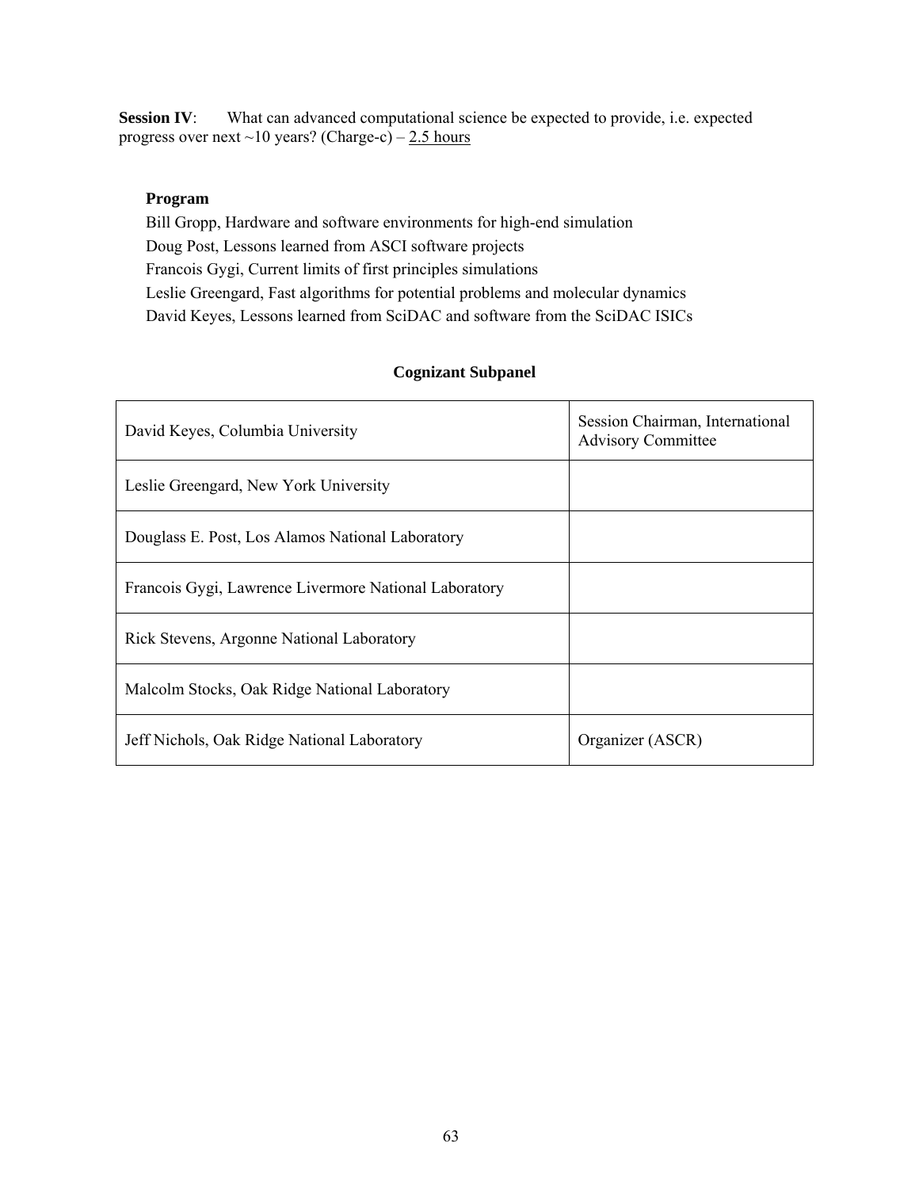**Session IV**: What can advanced computational science be expected to provide, i.e. expected progress over next ~10 years? (Charge-c) – 2.5 hours

**Program**

Bill Gropp, Hardware and software environments for high-end simulation
Doug Post, Lessons learned from ASCI software projects
Francois Gygi, Current limits of first principles simulations
Leslie Greengard, Fast algorithms for potential problems and molecular dynamics
David Keyes, Lessons learned from SciDAC and software from the SciDAC ISICs

**Cognizant Subpanel**

| | |
|---|---|
| David Keyes, Columbia University | Session Chairman, International Advisory Committee |
| Leslie Greengard, New York University | |
| Douglass E. Post, Los Alamos National Laboratory | |
| Francois Gygi, Lawrence Livermore National Laboratory | |
| Rick Stevens, Argonne National Laboratory | |
| Malcolm Stocks, Oak Ridge National Laboratory | |
| Jeff Nichols, Oak Ridge National Laboratory | Organizer (ASCR) |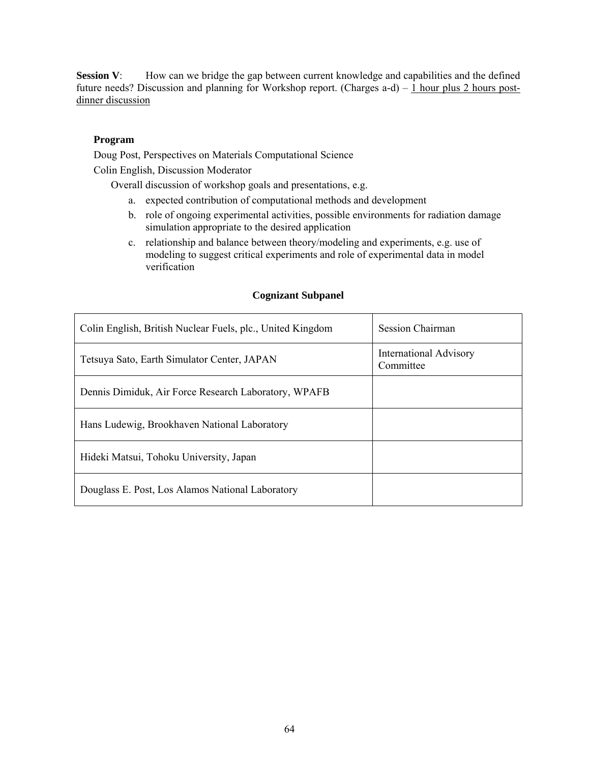**Session V**: How can we bridge the gap between current knowledge and capabilities and the defined future needs? Discussion and planning for Workshop report. (Charges a-d) – 1 hour plus 2 hours post-dinner discussion

**Program**

Doug Post, Perspectives on Materials Computational Science

Colin English, Discussion Moderator

Overall discussion of workshop goals and presentations, e.g.

a. expected contribution of computational methods and development
b. role of ongoing experimental activities, possible environments for radiation damage simulation appropriate to the desired application
c. relationship and balance between theory/modeling and experiments, e.g. use of modeling to suggest critical experiments and role of experimental data in model verification

**Cognizant Subpanel**

| | |
|---|---|
| Colin English, British Nuclear Fuels, plc., United Kingdom | Session Chairman |
| Tetsuya Sato, Earth Simulator Center, JAPAN | International Advisory Committee |
| Dennis Dimiduk, Air Force Research Laboratory, WPAFB | |
| Hans Ludewig, Brookhaven National Laboratory | |
| Hideki Matsui, Tohoku University, Japan | |
| Douglass E. Post, Los Alamos National Laboratory | |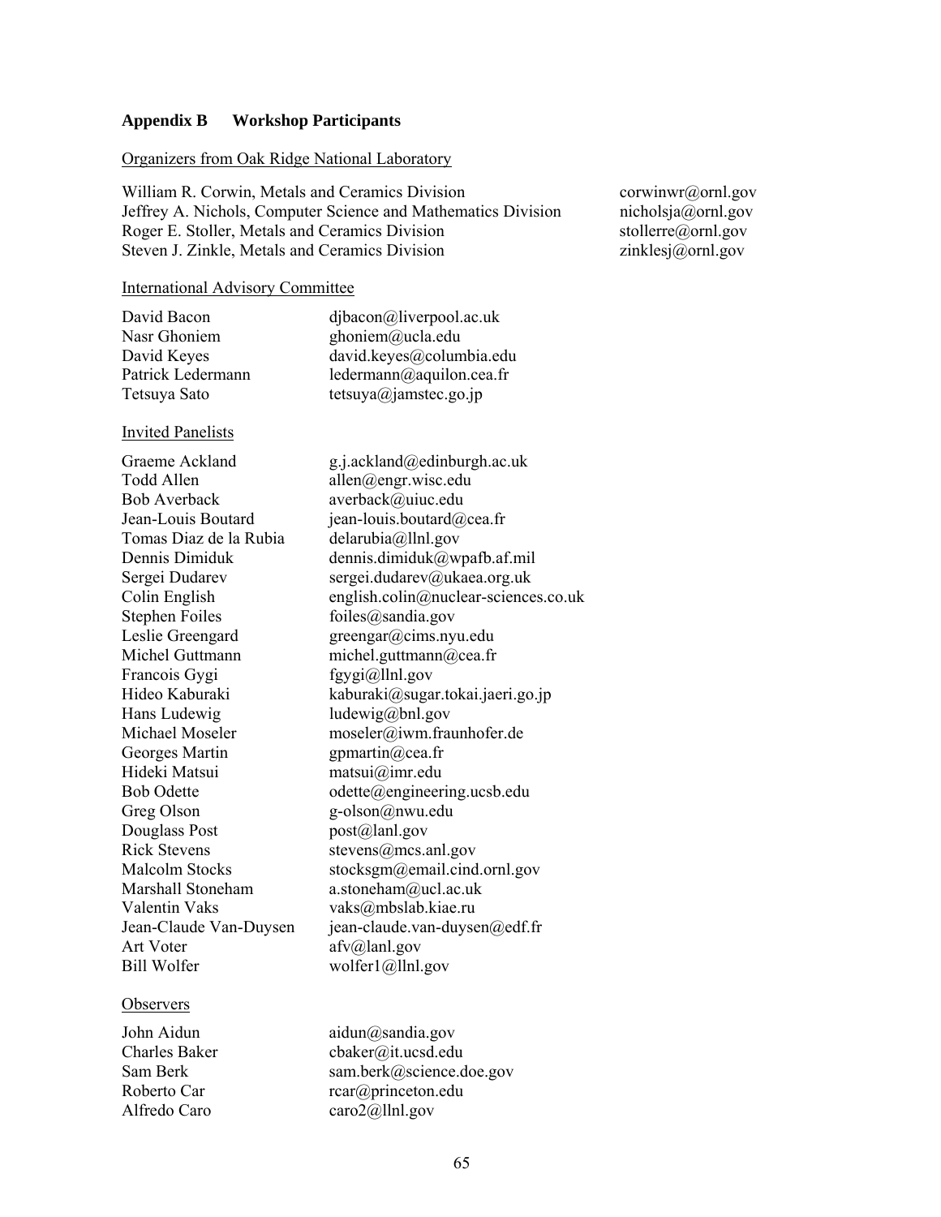## Appendix B Workshop Participants

Organizers from Oak Ridge National Laboratory

| | |
|---|---|
| William R. Corwin, Metals and Ceramics Division | corwinwr@ornl.gov |
| Jeffrey A. Nichols, Computer Science and Mathematics Division | nicholsja@ornl.gov |
| Roger E. Stoller, Metals and Ceramics Division | stollerre@ornl.gov |
| Steven J. Zinkle, Metals and Ceramics Division | zinklesj@ornl.gov |

International Advisory Committee

| | |
|---|---|
| David Bacon | djbacon@liverpool.ac.uk |
| Nasr Ghoniem | ghoniem@ucla.edu |
| David Keyes | david.keyes@columbia.edu |
| Patrick Ledermann | ledermann@aquilon.cea.fr |
| Tetsuya Sato | tetsuya@jamstec.go.jp |

Invited Panelists

| | |
|---|---|
| Graeme Ackland | g.j.ackland@edinburgh.ac.uk |
| Todd Allen | allen@engr.wisc.edu |
| Bob Averback | averback@uiuc.edu |
| Jean-Louis Boutard | jean-louis.boutard@cea.fr |
| Tomas Diaz de la Rubia | delarubia@llnl.gov |
| Dennis Dimiduk | dennis.dimiduk@wpafb.af.mil |
| Sergei Dudarev | sergei.dudarev@ukaea.org.uk |
| Colin English | english.colin@nuclear-sciences.co.uk |
| Stephen Foiles | foiles@sandia.gov |
| Leslie Greengard | greengar@cims.nyu.edu |
| Michel Guttmann | michel.guttmann@cea.fr |
| Francois Gygi | fgygi@llnl.gov |
| Hideo Kaburaki | kaburaki@sugar.tokai.jaeri.go.jp |
| Hans Ludewig | ludewig@bnl.gov |
| Michael Moseler | moseler@iwm.fraunhofer.de |
| Georges Martin | gpmartin@cea.fr |
| Hideki Matsui | matsui@imr.edu |
| Bob Odette | odette@engineering.ucsb.edu |
| Greg Olson | g-olson@nwu.edu |
| Douglass Post | post@lanl.gov |
| Rick Stevens | stevens@mcs.anl.gov |
| Malcolm Stocks | stocksgm@email.cind.ornl.gov |
| Marshall Stoneham | a.stoneham@ucl.ac.uk |
| Valentin Vaks | vaks@mbslab.kiae.ru |
| Jean-Claude Van-Duysen | jean-claude.van-duysen@edf.fr |
| Art Voter | afv@lanl.gov |
| Bill Wolfer | wolfer1@llnl.gov |

Observers

| | |
|---|---|
| John Aidun | aidun@sandia.gov |
| Charles Baker | cbaker@it.ucsd.edu |
| Sam Berk | sam.berk@science.doe.gov |
| Roberto Car | rcar@princeton.edu |
| Alfredo Caro | caro2@llnl.gov |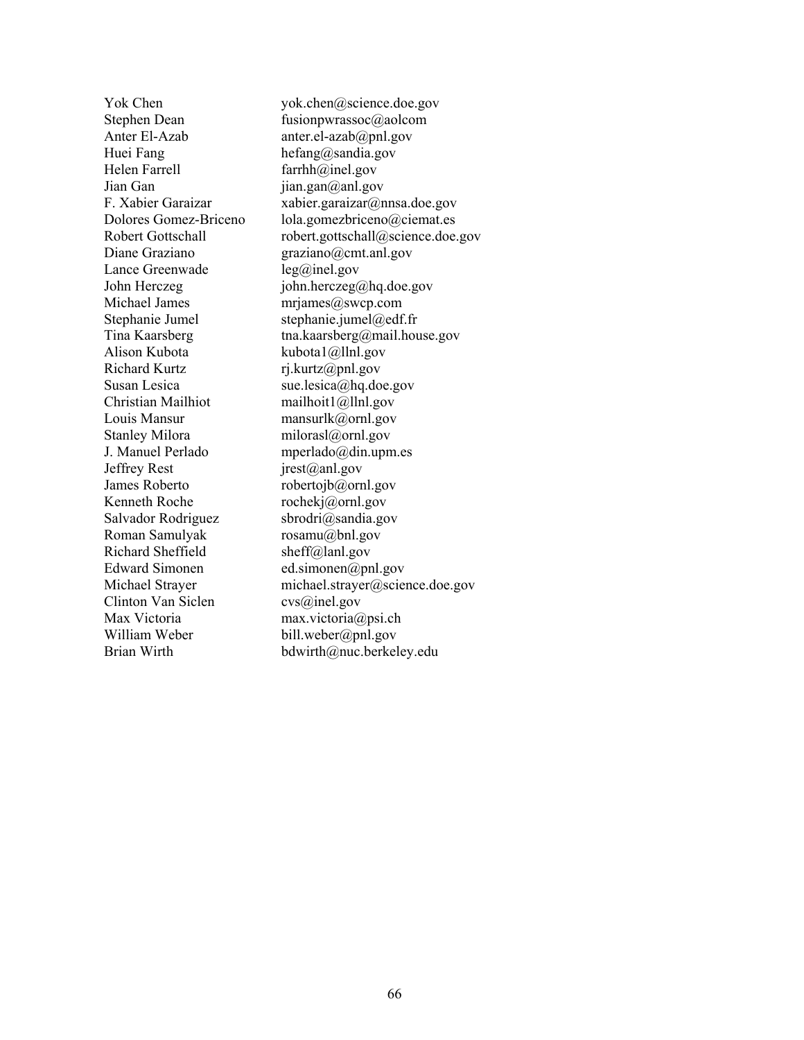| | |
|---|---|
| Yok Chen | yok.chen@science.doe.gov |
| Stephen Dean | fusionpwrassoc@aolcom |
| Anter El-Azab | anter.el-azab@pnl.gov |
| Huei Fang | hefang@sandia.gov |
| Helen Farrell | farrhh@inel.gov |
| Jian Gan | jian.gan@anl.gov |
| F. Xabier Garaizar | xabier.garaizar@nnsa.doe.gov |
| Dolores Gomez-Briceno | lola.gomezbriceno@ciemat.es |
| Robert Gottschall | robert.gottschall@science.doe.gov |
| Diane Graziano | graziano@cmt.anl.gov |
| Lance Greenwade | leg@inel.gov |
| John Herczeg | john.herczeg@hq.doe.gov |
| Michael James | mrjames@swcp.com |
| Stephanie Jumel | stephanie.jumel@edf.fr |
| Tina Kaarsberg | tna.kaarsberg@mail.house.gov |
| Alison Kubota | kubota1@llnl.gov |
| Richard Kurtz | rj.kurtz@pnl.gov |
| Susan Lesica | sue.lesica@hq.doe.gov |
| Christian Mailhiot | mailhoit1@llnl.gov |
| Louis Mansur | mansurlk@ornl.gov |
| Stanley Milora | milorasl@ornl.gov |
| J. Manuel Perlado | mperlado@din.upm.es |
| Jeffrey Rest | jrest@anl.gov |
| James Roberto | robertojb@ornl.gov |
| Kenneth Roche | rochekj@ornl.gov |
| Salvador Rodriguez | sbrodri@sandia.gov |
| Roman Samulyak | rosamu@bnl.gov |
| Richard Sheffield | sheff@lanl.gov |
| Edward Simonen | ed.simonen@pnl.gov |
| Michael Strayer | michael.strayer@science.doe.gov |
| Clinton Van Siclen | cvs@inel.gov |
| Max Victoria | max.victoria@psi.ch |
| William Weber | bill.weber@pnl.gov |
| Brian Wirth | bdwirth@nuc.berkeley.edu |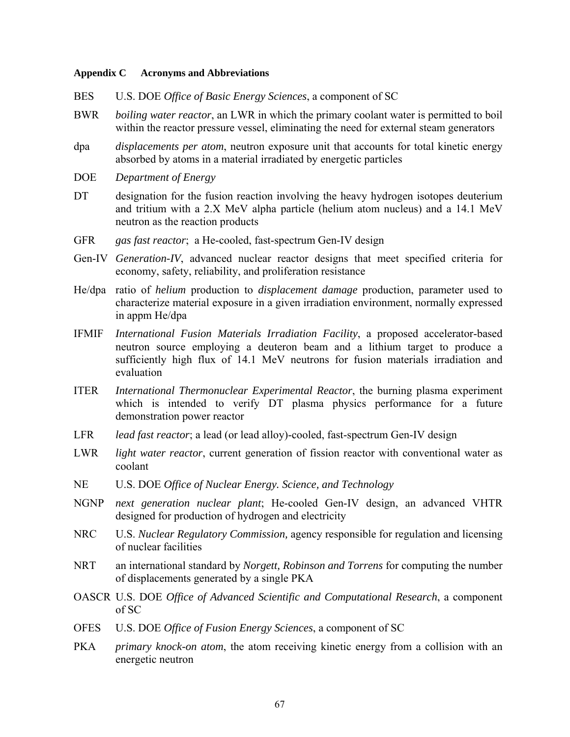## Appendix C  Acronyms and Abbreviations

BES  U.S. DOE *Office of Basic Energy Sciences*, a component of SC

BWR  *boiling water reactor*, an LWR in which the primary coolant water is permitted to boil within the reactor pressure vessel, eliminating the need for external steam generators

dpa  *displacements per atom*, neutron exposure unit that accounts for total kinetic energy absorbed by atoms in a material irradiated by energetic particles

DOE  *Department of Energy*

DT  designation for the fusion reaction involving the heavy hydrogen isotopes deuterium and tritium with a 2.X MeV alpha particle (helium atom nucleus) and a 14.1 MeV neutron as the reaction products

GFR  *gas fast reactor*;  a He-cooled, fast-spectrum Gen-IV design

Gen-IV  *Generation-IV*, advanced nuclear reactor designs that meet specified criteria for economy, safety, reliability, and proliferation resistance

He/dpa  ratio of *helium* production to *displacement damage* production, parameter used to characterize material exposure in a given irradiation environment, normally expressed in appm He/dpa

IFMIF  *International Fusion Materials Irradiation Facility*, a proposed accelerator-based neutron source employing a deuteron beam and a lithium target to produce a sufficiently high flux of 14.1 MeV neutrons for fusion materials irradiation and evaluation

ITER  *International Thermonuclear Experimental Reactor*, the burning plasma experiment which is intended to verify DT plasma physics performance for a future demonstration power reactor

LFR  *lead fast reactor*; a lead (or lead alloy)-cooled, fast-spectrum Gen-IV design

LWR  *light water reactor*, current generation of fission reactor with conventional water as coolant

NE  U.S. DOE *Office of Nuclear Energy. Science, and Technology*

NGNP  *next generation nuclear plant*; He-cooled Gen-IV design, an advanced VHTR designed for production of hydrogen and electricity

NRC  U.S. *Nuclear Regulatory Commission,* agency responsible for regulation and licensing of nuclear facilities

NRT  an international standard by *Norgett, Robinson and Torrens* for computing the number of displacements generated by a single PKA

OASCR  U.S. DOE *Office of Advanced Scientific and Computational Research*, a component of SC

OFES  U.S. DOE *Office of Fusion Energy Sciences*, a component of SC

PKA  *primary knock-on atom*, the atom receiving kinetic energy from a collision with an energetic neutron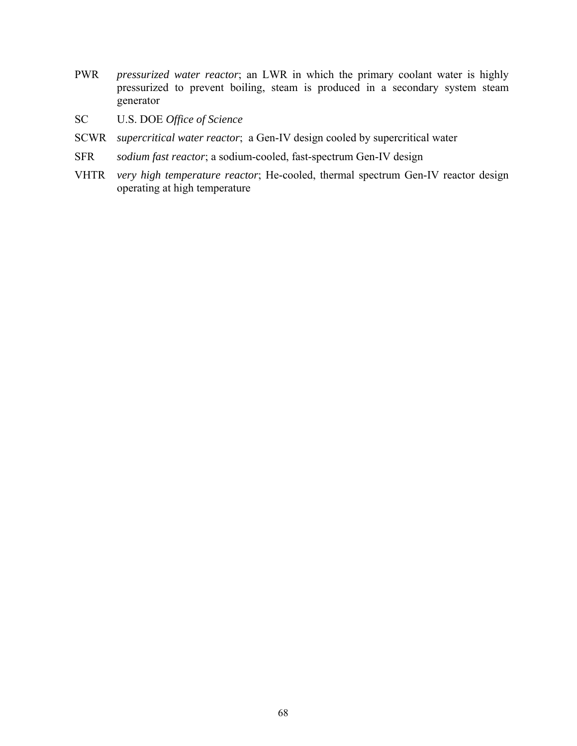PWR *pressurized water reactor*; an LWR in which the primary coolant water is highly pressurized to prevent boiling, steam is produced in a secondary system steam generator

SC U.S. DOE *Office of Science*

SCWR *supercritical water reactor*; a Gen-IV design cooled by supercritical water

SFR *sodium fast reactor*; a sodium-cooled, fast-spectrum Gen-IV design

VHTR *very high temperature reactor*; He-cooled, thermal spectrum Gen-IV reactor design operating at high temperature